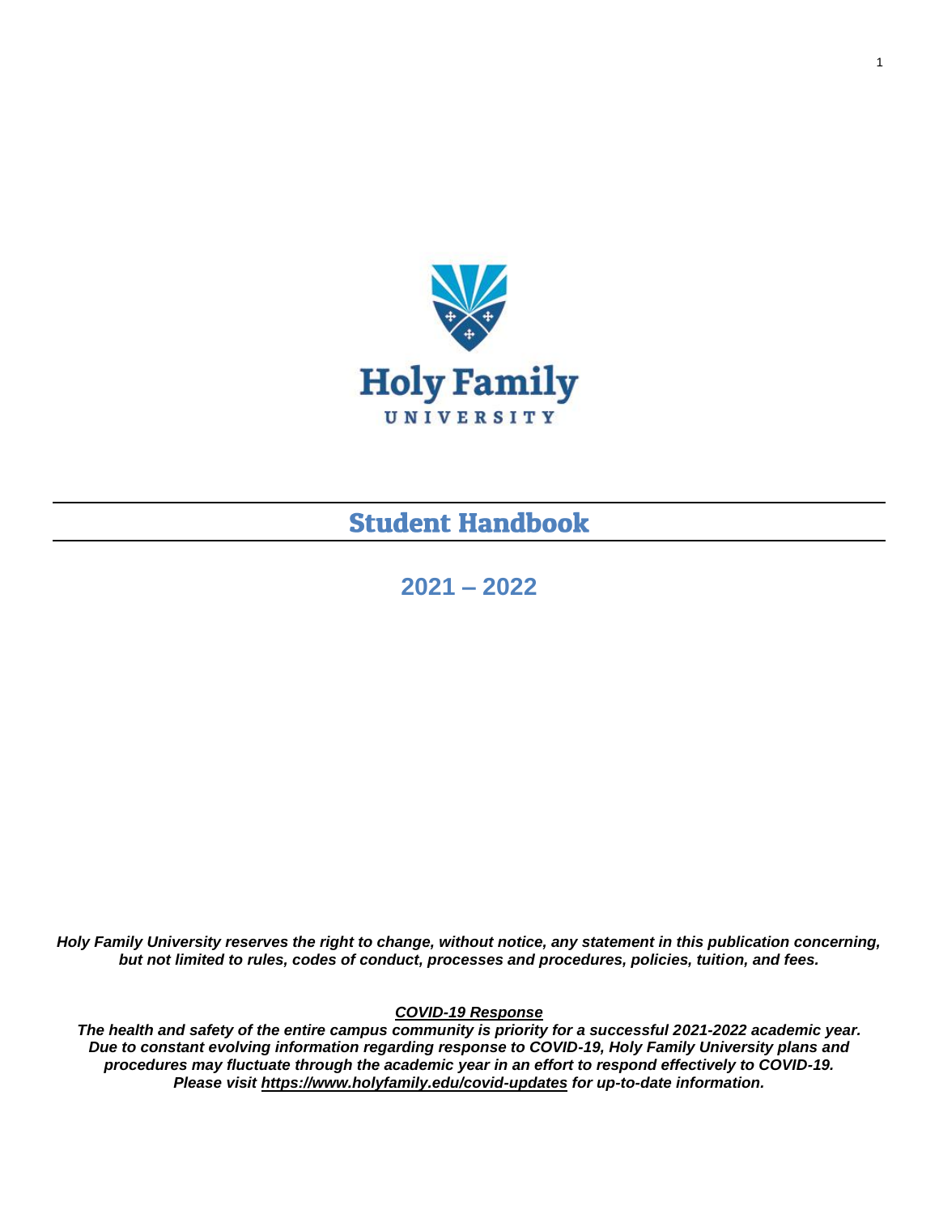Holy Family

UNIVERSITY

# Student Handbook

## 2021 – 2022

***Holy Family University reserves the right to change, without notice, any statement in this publication concerning, but not limited to rules, codes of conduct, processes and procedures, policies, tuition, and fees.***

***COVID-19 Response***

***The health and safety of the entire campus community is priority for a successful 2021-2022 academic year. Due to constant evolving information regarding response to COVID-19, Holy Family University plans and procedures may fluctuate through the academic year in an effort to respond effectively to COVID-19. Please visit https://www.holyfamily.edu/covid-updates for up-to-date information.***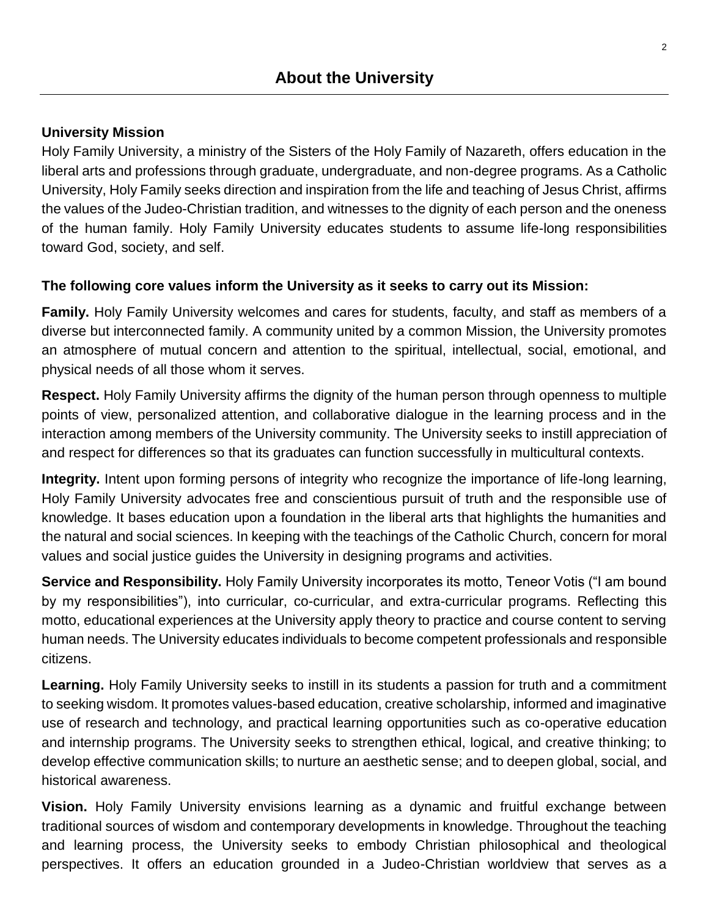# About the University

**University Mission**

Holy Family University, a ministry of the Sisters of the Holy Family of Nazareth, offers education in the liberal arts and professions through graduate, undergraduate, and non-degree programs. As a Catholic University, Holy Family seeks direction and inspiration from the life and teaching of Jesus Christ, affirms the values of the Judeo-Christian tradition, and witnesses to the dignity of each person and the oneness of the human family. Holy Family University educates students to assume life-long responsibilities toward God, society, and self.

**The following core values inform the University as it seeks to carry out its Mission:**

**Family.** Holy Family University welcomes and cares for students, faculty, and staff as members of a diverse but interconnected family. A community united by a common Mission, the University promotes an atmosphere of mutual concern and attention to the spiritual, intellectual, social, emotional, and physical needs of all those whom it serves.

**Respect.** Holy Family University affirms the dignity of the human person through openness to multiple points of view, personalized attention, and collaborative dialogue in the learning process and in the interaction among members of the University community. The University seeks to instill appreciation of and respect for differences so that its graduates can function successfully in multicultural contexts.

**Integrity.** Intent upon forming persons of integrity who recognize the importance of life-long learning, Holy Family University advocates free and conscientious pursuit of truth and the responsible use of knowledge. It bases education upon a foundation in the liberal arts that highlights the humanities and the natural and social sciences. In keeping with the teachings of the Catholic Church, concern for moral values and social justice guides the University in designing programs and activities.

**Service and Responsibility.** Holy Family University incorporates its motto, Teneor Votis ("I am bound by my responsibilities"), into curricular, co-curricular, and extra-curricular programs. Reflecting this motto, educational experiences at the University apply theory to practice and course content to serving human needs. The University educates individuals to become competent professionals and responsible citizens.

**Learning.** Holy Family University seeks to instill in its students a passion for truth and a commitment to seeking wisdom. It promotes values-based education, creative scholarship, informed and imaginative use of research and technology, and practical learning opportunities such as co-operative education and internship programs. The University seeks to strengthen ethical, logical, and creative thinking; to develop effective communication skills; to nurture an aesthetic sense; and to deepen global, social, and historical awareness.

**Vision.** Holy Family University envisions learning as a dynamic and fruitful exchange between traditional sources of wisdom and contemporary developments in knowledge. Throughout the teaching and learning process, the University seeks to embody Christian philosophical and theological perspectives. It offers an education grounded in a Judeo-Christian worldview that serves as a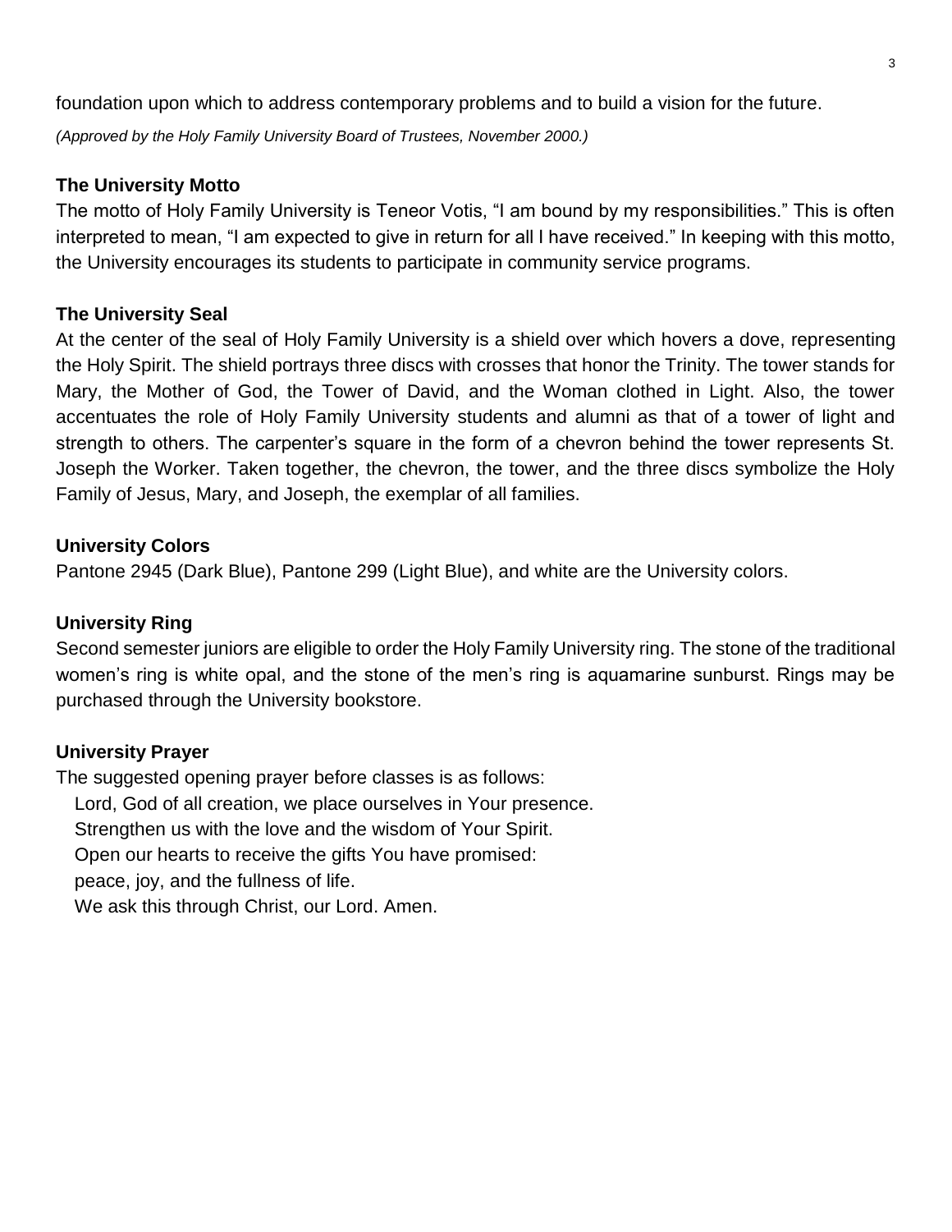foundation upon which to address contemporary problems and to build a vision for the future.

*(Approved by the Holy Family University Board of Trustees, November 2000.)*

### The University Motto

The motto of Holy Family University is Teneor Votis, "I am bound by my responsibilities." This is often interpreted to mean, "I am expected to give in return for all I have received." In keeping with this motto, the University encourages its students to participate in community service programs.

### The University Seal

At the center of the seal of Holy Family University is a shield over which hovers a dove, representing the Holy Spirit. The shield portrays three discs with crosses that honor the Trinity. The tower stands for Mary, the Mother of God, the Tower of David, and the Woman clothed in Light. Also, the tower accentuates the role of Holy Family University students and alumni as that of a tower of light and strength to others. The carpenter's square in the form of a chevron behind the tower represents St. Joseph the Worker. Taken together, the chevron, the tower, and the three discs symbolize the Holy Family of Jesus, Mary, and Joseph, the exemplar of all families.

### University Colors

Pantone 2945 (Dark Blue), Pantone 299 (Light Blue), and white are the University colors.

### University Ring

Second semester juniors are eligible to order the Holy Family University ring. The stone of the traditional women's ring is white opal, and the stone of the men's ring is aquamarine sunburst. Rings may be purchased through the University bookstore.

### University Prayer

The suggested opening prayer before classes is as follows:

Lord, God of all creation, we place ourselves in Your presence.
Strengthen us with the love and the wisdom of Your Spirit.
Open our hearts to receive the gifts You have promised:
peace, joy, and the fullness of life.
We ask this through Christ, our Lord. Amen.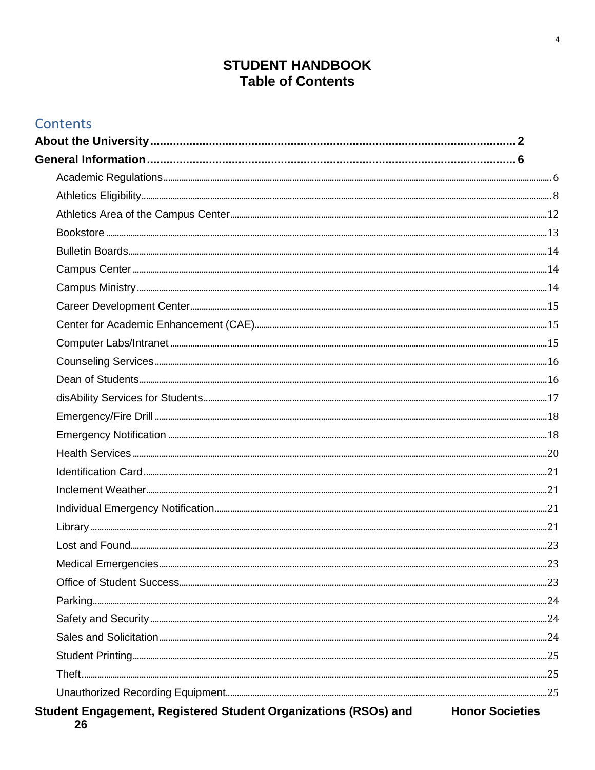# STUDENT HANDBOOK
# Table of Contents

## Contents

**About the University** ........ **2**

**General Information** ........ **6**

- Academic Regulations ........ 6
- Athletics Eligibility ........ 8
- Athletics Area of the Campus Center ........ 12
- Bookstore ........ 13
- Bulletin Boards ........ 14
- Campus Center ........ 14
- Campus Ministry ........ 14
- Career Development Center ........ 15
- Center for Academic Enhancement (CAE) ........ 15
- Computer Labs/Intranet ........ 15
- Counseling Services ........ 16
- Dean of Students ........ 16
- disAbility Services for Students ........ 17
- Emergency/Fire Drill ........ 18
- Emergency Notification ........ 18
- Health Services ........ 20
- Identification Card ........ 21
- Inclement Weather ........ 21
- Individual Emergency Notification ........ 21
- Library ........ 21
- Lost and Found ........ 23
- Medical Emergencies ........ 23
- Office of Student Success ........ 23
- Parking ........ 24
- Safety and Security ........ 24
- Sales and Solicitation ........ 24
- Student Printing ........ 25
- Theft ........ 25
- Unauthorized Recording Equipment ........ 25

**Student Engagement, Registered Student Organizations (RSOs) and Honor Societies** **26**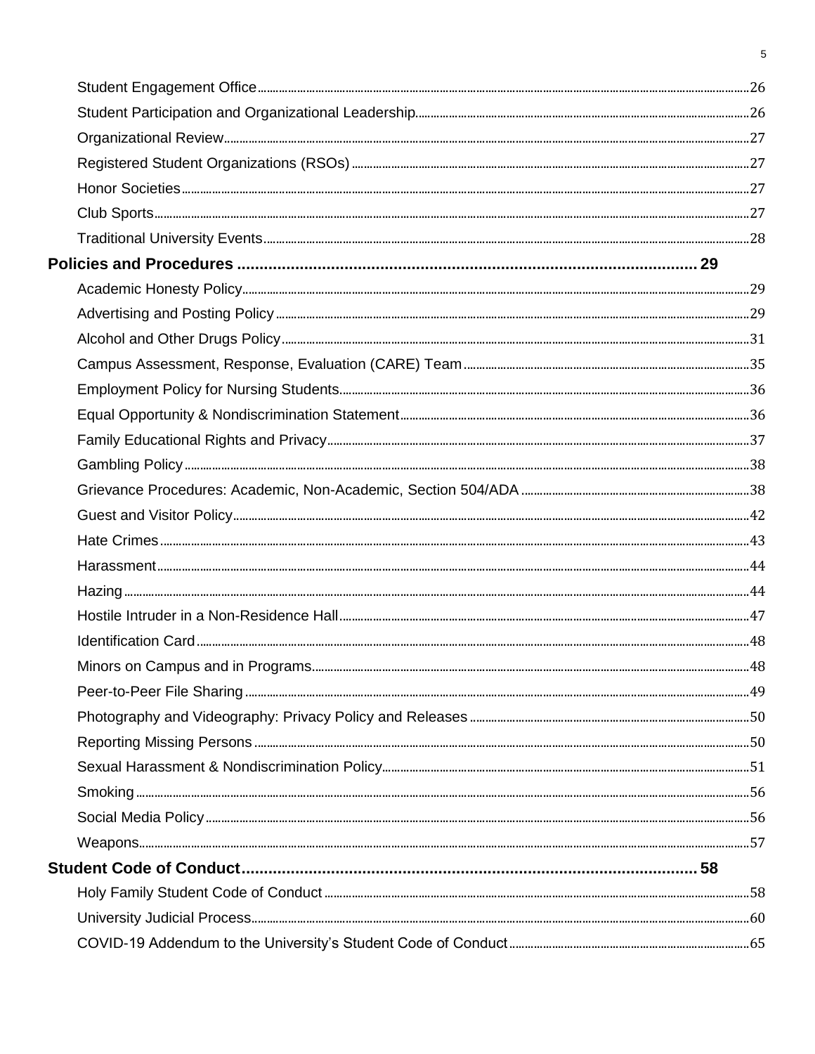Student Engagement Office ........ 26

Student Participation and Organizational Leadership ........ 26

Organizational Review ........ 27

Registered Student Organizations (RSOs) ........ 27

Honor Societies ........ 27

Club Sports ........ 27

Traditional University Events ........ 28

**Policies and Procedures ........ 29**

Academic Honesty Policy ........ 29

Advertising and Posting Policy ........ 29

Alcohol and Other Drugs Policy ........ 31

Campus Assessment, Response, Evaluation (CARE) Team ........ 35

Employment Policy for Nursing Students ........ 36

Equal Opportunity & Nondiscrimination Statement ........ 36

Family Educational Rights and Privacy ........ 37

Gambling Policy ........ 38

Grievance Procedures: Academic, Non-Academic, Section 504/ADA ........ 38

Guest and Visitor Policy ........ 42

Hate Crimes ........ 43

Harassment ........ 44

Hazing ........ 44

Hostile Intruder in a Non-Residence Hall ........ 47

Identification Card ........ 48

Minors on Campus and in Programs ........ 48

Peer-to-Peer File Sharing ........ 49

Photography and Videography: Privacy Policy and Releases ........ 50

Reporting Missing Persons ........ 50

Sexual Harassment & Nondiscrimination Policy ........ 51

Smoking ........ 56

Social Media Policy ........ 56

Weapons ........ 57

**Student Code of Conduct ........ 58**

Holy Family Student Code of Conduct ........ 58

University Judicial Process ........ 60

COVID-19 Addendum to the University's Student Code of Conduct ........ 65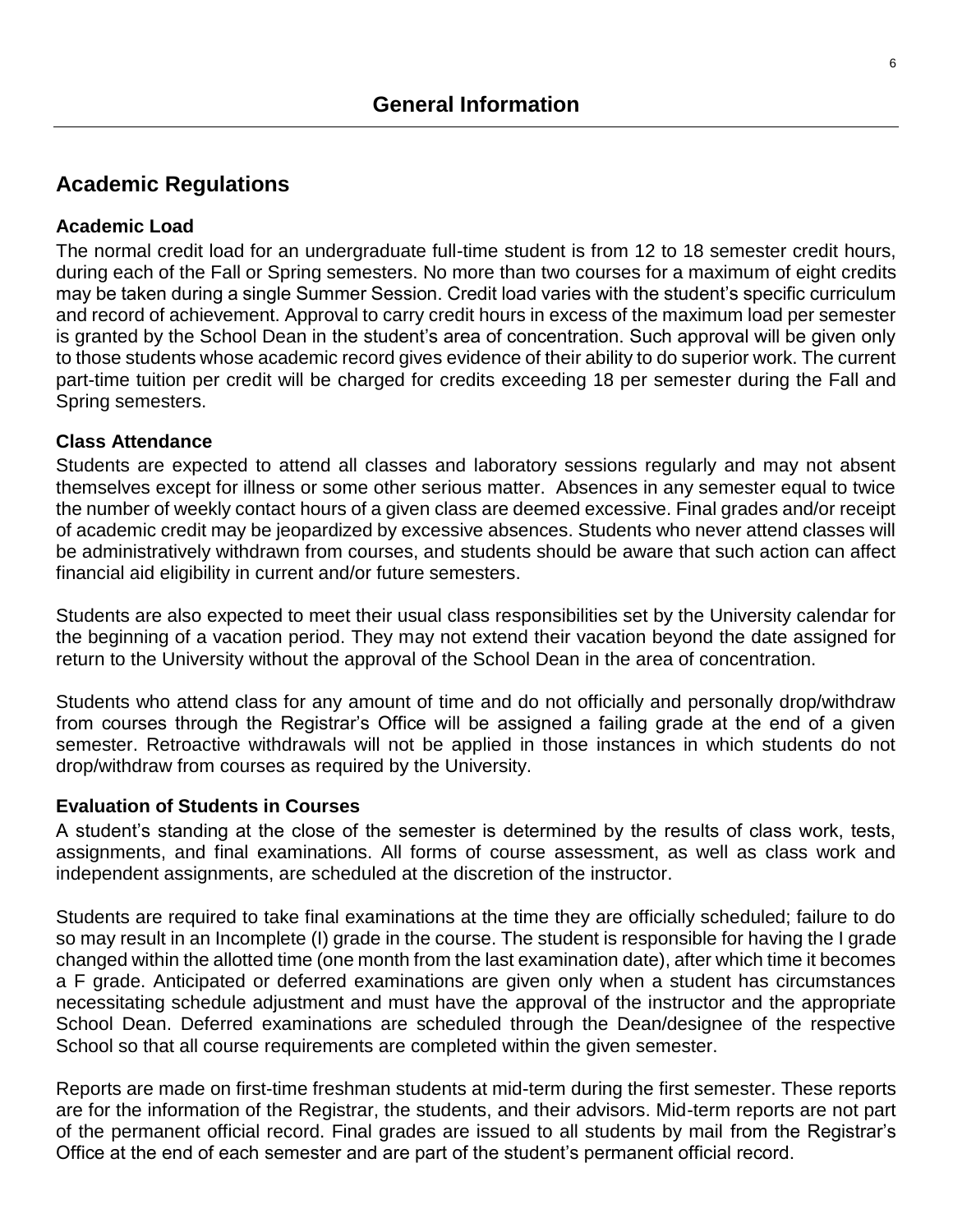# General Information

## Academic Regulations

### Academic Load

The normal credit load for an undergraduate full-time student is from 12 to 18 semester credit hours, during each of the Fall or Spring semesters. No more than two courses for a maximum of eight credits may be taken during a single Summer Session. Credit load varies with the student's specific curriculum and record of achievement. Approval to carry credit hours in excess of the maximum load per semester is granted by the School Dean in the student's area of concentration. Such approval will be given only to those students whose academic record gives evidence of their ability to do superior work. The current part-time tuition per credit will be charged for credits exceeding 18 per semester during the Fall and Spring semesters.

### Class Attendance

Students are expected to attend all classes and laboratory sessions regularly and may not absent themselves except for illness or some other serious matter. Absences in any semester equal to twice the number of weekly contact hours of a given class are deemed excessive. Final grades and/or receipt of academic credit may be jeopardized by excessive absences. Students who never attend classes will be administratively withdrawn from courses, and students should be aware that such action can affect financial aid eligibility in current and/or future semesters.

Students are also expected to meet their usual class responsibilities set by the University calendar for the beginning of a vacation period. They may not extend their vacation beyond the date assigned for return to the University without the approval of the School Dean in the area of concentration.

Students who attend class for any amount of time and do not officially and personally drop/withdraw from courses through the Registrar's Office will be assigned a failing grade at the end of a given semester. Retroactive withdrawals will not be applied in those instances in which students do not drop/withdraw from courses as required by the University.

### Evaluation of Students in Courses

A student's standing at the close of the semester is determined by the results of class work, tests, assignments, and final examinations. All forms of course assessment, as well as class work and independent assignments, are scheduled at the discretion of the instructor.

Students are required to take final examinations at the time they are officially scheduled; failure to do so may result in an Incomplete (I) grade in the course. The student is responsible for having the I grade changed within the allotted time (one month from the last examination date), after which time it becomes a F grade. Anticipated or deferred examinations are given only when a student has circumstances necessitating schedule adjustment and must have the approval of the instructor and the appropriate School Dean. Deferred examinations are scheduled through the Dean/designee of the respective School so that all course requirements are completed within the given semester.

Reports are made on first-time freshman students at mid-term during the first semester. These reports are for the information of the Registrar, the students, and their advisors. Mid-term reports are not part of the permanent official record. Final grades are issued to all students by mail from the Registrar's Office at the end of each semester and are part of the student's permanent official record.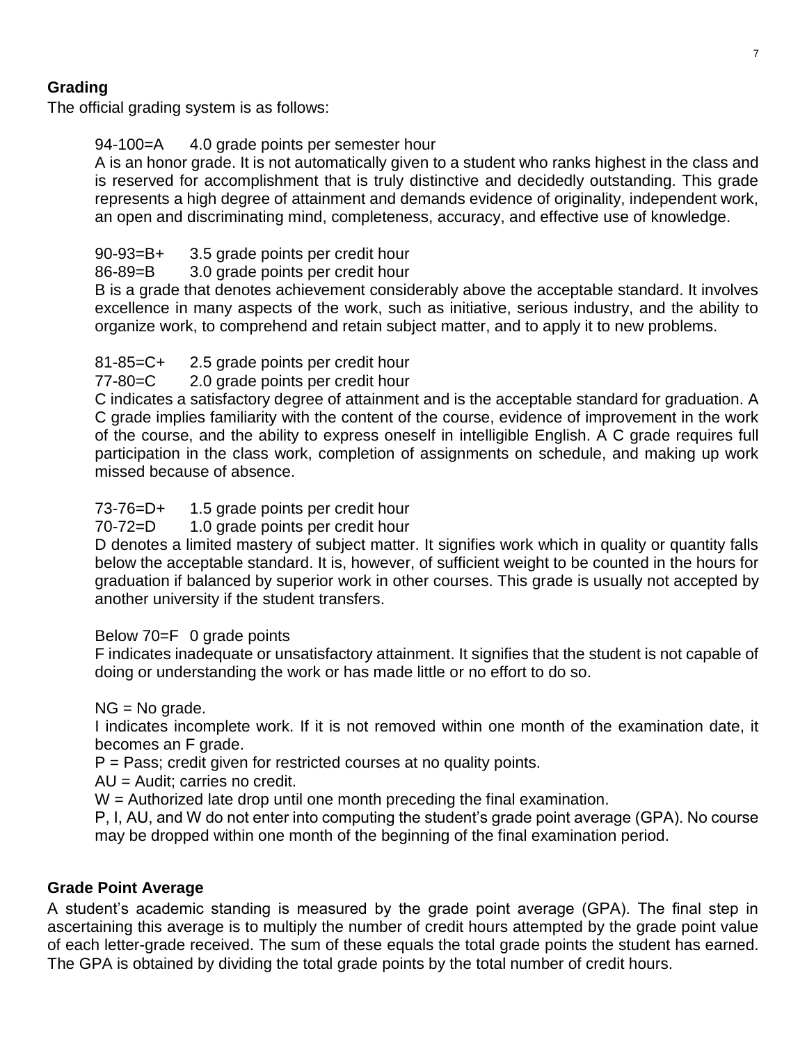## Grading

The official grading system is as follows:

94-100=A 4.0 grade points per semester hour

A is an honor grade. It is not automatically given to a student who ranks highest in the class and is reserved for accomplishment that is truly distinctive and decidedly outstanding. This grade represents a high degree of attainment and demands evidence of originality, independent work, an open and discriminating mind, completeness, accuracy, and effective use of knowledge.

90-93=B+ 3.5 grade points per credit hour
86-89=B 3.0 grade points per credit hour

B is a grade that denotes achievement considerably above the acceptable standard. It involves excellence in many aspects of the work, such as initiative, serious industry, and the ability to organize work, to comprehend and retain subject matter, and to apply it to new problems.

81-85=C+ 2.5 grade points per credit hour
77-80=C 2.0 grade points per credit hour

C indicates a satisfactory degree of attainment and is the acceptable standard for graduation. A C grade implies familiarity with the content of the course, evidence of improvement in the work of the course, and the ability to express oneself in intelligible English. A C grade requires full participation in the class work, completion of assignments on schedule, and making up work missed because of absence.

73-76=D+ 1.5 grade points per credit hour
70-72=D 1.0 grade points per credit hour

D denotes a limited mastery of subject matter. It signifies work which in quality or quantity falls below the acceptable standard. It is, however, of sufficient weight to be counted in the hours for graduation if balanced by superior work in other courses. This grade is usually not accepted by another university if the student transfers.

Below 70=F 0 grade points

F indicates inadequate or unsatisfactory attainment. It signifies that the student is not capable of doing or understanding the work or has made little or no effort to do so.

NG = No grade.

I indicates incomplete work. If it is not removed within one month of the examination date, it becomes an F grade.

P = Pass; credit given for restricted courses at no quality points.

AU = Audit; carries no credit.

W = Authorized late drop until one month preceding the final examination.

P, I, AU, and W do not enter into computing the student's grade point average (GPA). No course may be dropped within one month of the beginning of the final examination period.

## Grade Point Average

A student's academic standing is measured by the grade point average (GPA). The final step in ascertaining this average is to multiply the number of credit hours attempted by the grade point value of each letter-grade received. The sum of these equals the total grade points the student has earned. The GPA is obtained by dividing the total grade points by the total number of credit hours.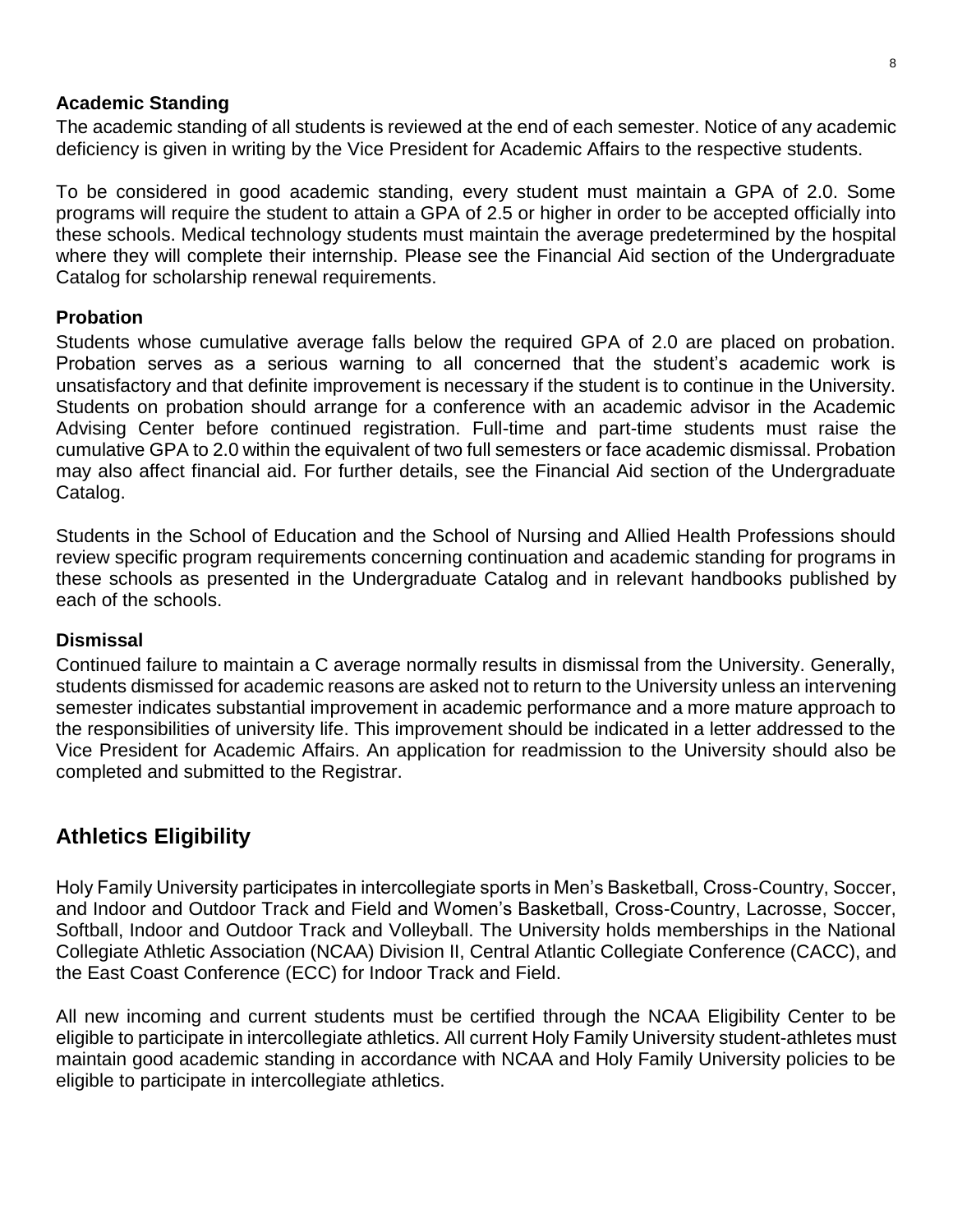### Academic Standing

The academic standing of all students is reviewed at the end of each semester. Notice of any academic deficiency is given in writing by the Vice President for Academic Affairs to the respective students.

To be considered in good academic standing, every student must maintain a GPA of 2.0. Some programs will require the student to attain a GPA of 2.5 or higher in order to be accepted officially into these schools. Medical technology students must maintain the average predetermined by the hospital where they will complete their internship. Please see the Financial Aid section of the Undergraduate Catalog for scholarship renewal requirements.

### Probation

Students whose cumulative average falls below the required GPA of 2.0 are placed on probation. Probation serves as a serious warning to all concerned that the student's academic work is unsatisfactory and that definite improvement is necessary if the student is to continue in the University. Students on probation should arrange for a conference with an academic advisor in the Academic Advising Center before continued registration. Full-time and part-time students must raise the cumulative GPA to 2.0 within the equivalent of two full semesters or face academic dismissal. Probation may also affect financial aid. For further details, see the Financial Aid section of the Undergraduate Catalog.

Students in the School of Education and the School of Nursing and Allied Health Professions should review specific program requirements concerning continuation and academic standing for programs in these schools as presented in the Undergraduate Catalog and in relevant handbooks published by each of the schools.

### Dismissal

Continued failure to maintain a C average normally results in dismissal from the University. Generally, students dismissed for academic reasons are asked not to return to the University unless an intervening semester indicates substantial improvement in academic performance and a more mature approach to the responsibilities of university life. This improvement should be indicated in a letter addressed to the Vice President for Academic Affairs. An application for readmission to the University should also be completed and submitted to the Registrar.

## Athletics Eligibility

Holy Family University participates in intercollegiate sports in Men's Basketball, Cross-Country, Soccer, and Indoor and Outdoor Track and Field and Women's Basketball, Cross-Country, Lacrosse, Soccer, Softball, Indoor and Outdoor Track and Volleyball. The University holds memberships in the National Collegiate Athletic Association (NCAA) Division II, Central Atlantic Collegiate Conference (CACC), and the East Coast Conference (ECC) for Indoor Track and Field.

All new incoming and current students must be certified through the NCAA Eligibility Center to be eligible to participate in intercollegiate athletics. All current Holy Family University student-athletes must maintain good academic standing in accordance with NCAA and Holy Family University policies to be eligible to participate in intercollegiate athletics.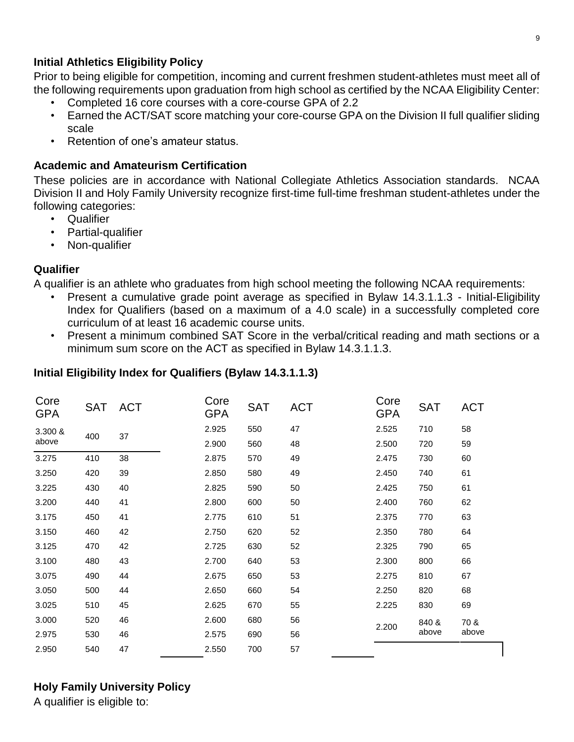### Initial Athletics Eligibility Policy

Prior to being eligible for competition, incoming and current freshmen student-athletes must meet all of the following requirements upon graduation from high school as certified by the NCAA Eligibility Center:

- Completed 16 core courses with a core-course GPA of 2.2
- Earned the ACT/SAT score matching your core-course GPA on the Division II full qualifier sliding scale
- Retention of one's amateur status.

### Academic and Amateurism Certification

These policies are in accordance with National Collegiate Athletics Association standards. NCAA Division II and Holy Family University recognize first-time full-time freshman student-athletes under the following categories:

- Qualifier
- Partial-qualifier
- Non-qualifier

### Qualifier

A qualifier is an athlete who graduates from high school meeting the following NCAA requirements:

- Present a cumulative grade point average as specified in Bylaw 14.3.1.1.3 - Initial-Eligibility Index for Qualifiers (based on a maximum of a 4.0 scale) in a successfully completed core curriculum of at least 16 academic course units.
- Present a minimum combined SAT Score in the verbal/critical reading and math sections or a minimum sum score on the ACT as specified in Bylaw 14.3.1.1.3.

### Initial Eligibility Index for Qualifiers (Bylaw 14.3.1.1.3)

| Core GPA | SAT | ACT | Core GPA | SAT | ACT | Core GPA | SAT | ACT |
|---|---|---|---|---|---|---|---|---|
| 3.300 & above | 400 | 37 | 2.925 | 550 | 47 | 2.525 | 710 | 58 |
| | | | 2.900 | 560 | 48 | 2.500 | 720 | 59 |
| 3.275 | 410 | 38 | 2.875 | 570 | 49 | 2.475 | 730 | 60 |
| 3.250 | 420 | 39 | 2.850 | 580 | 49 | 2.450 | 740 | 61 |
| 3.225 | 430 | 40 | 2.825 | 590 | 50 | 2.425 | 750 | 61 |
| 3.200 | 440 | 41 | 2.800 | 600 | 50 | 2.400 | 760 | 62 |
| 3.175 | 450 | 41 | 2.775 | 610 | 51 | 2.375 | 770 | 63 |
| 3.150 | 460 | 42 | 2.750 | 620 | 52 | 2.350 | 780 | 64 |
| 3.125 | 470 | 42 | 2.725 | 630 | 52 | 2.325 | 790 | 65 |
| 3.100 | 480 | 43 | 2.700 | 640 | 53 | 2.300 | 800 | 66 |
| 3.075 | 490 | 44 | 2.675 | 650 | 53 | 2.275 | 810 | 67 |
| 3.050 | 500 | 44 | 2.650 | 660 | 54 | 2.250 | 820 | 68 |
| 3.025 | 510 | 45 | 2.625 | 670 | 55 | 2.225 | 830 | 69 |
| 3.000 | 520 | 46 | 2.600 | 680 | 56 | 2.200 | 840 & above | 70 & above |
| 2.975 | 530 | 46 | 2.575 | 690 | 56 | | | |
| 2.950 | 540 | 47 | 2.550 | 700 | 57 | | | |

### Holy Family University Policy

A qualifier is eligible to: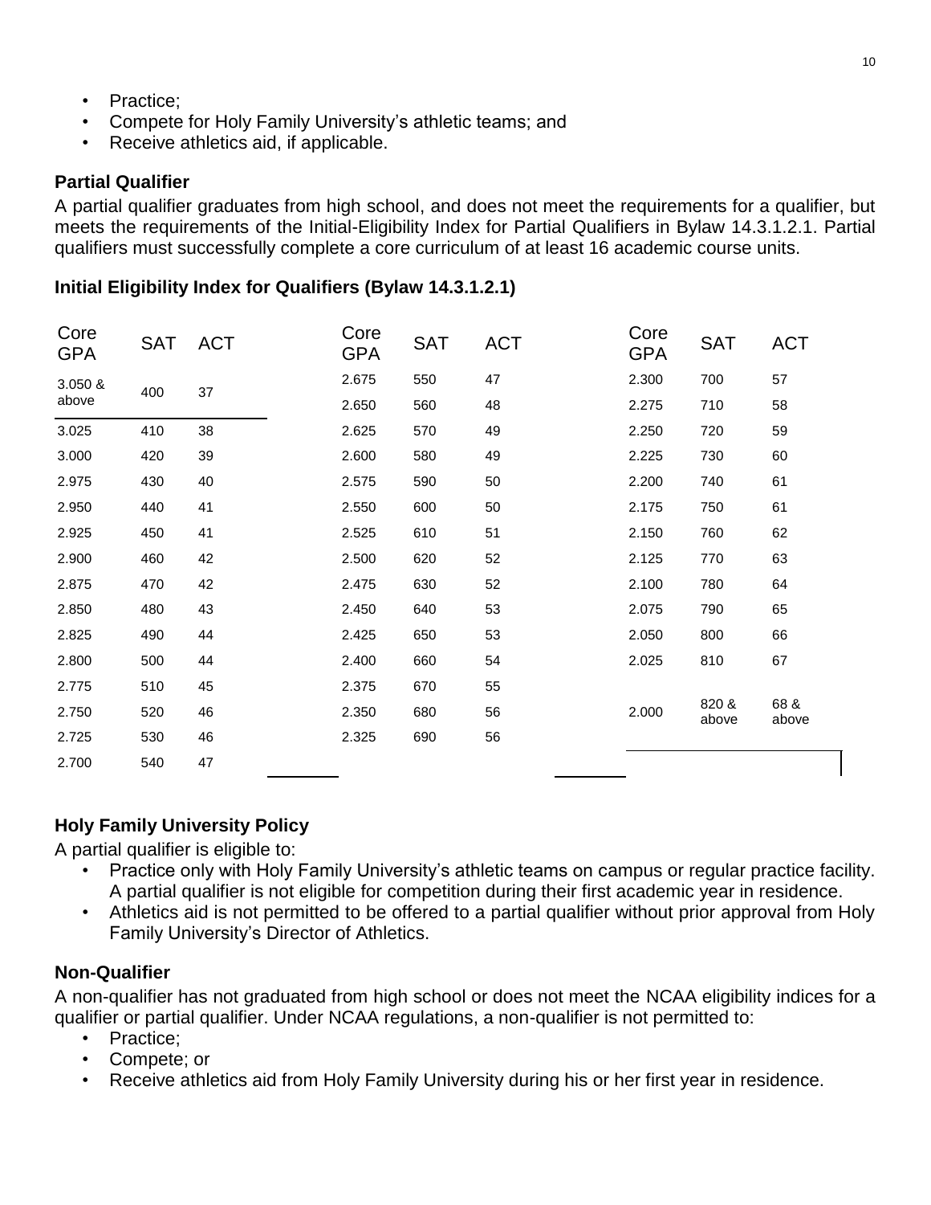- Practice;
- Compete for Holy Family University's athletic teams; and
- Receive athletics aid, if applicable.

**Partial Qualifier**

A partial qualifier graduates from high school, and does not meet the requirements for a qualifier, but meets the requirements of the Initial-Eligibility Index for Partial Qualifiers in Bylaw 14.3.1.2.1. Partial qualifiers must successfully complete a core curriculum of at least 16 academic course units.

**Initial Eligibility Index for Qualifiers (Bylaw 14.3.1.2.1)**

| Core GPA | SAT | ACT | Core GPA | SAT | ACT | Core GPA | SAT | ACT |
|---|---|---|---|---|---|---|---|---|
| 3.050 & above | 400 | 37 | 2.675 | 550 | 47 | 2.300 | 700 | 57 |
| | | | 2.650 | 560 | 48 | 2.275 | 710 | 58 |
| 3.025 | 410 | 38 | 2.625 | 570 | 49 | 2.250 | 720 | 59 |
| 3.000 | 420 | 39 | 2.600 | 580 | 49 | 2.225 | 730 | 60 |
| 2.975 | 430 | 40 | 2.575 | 590 | 50 | 2.200 | 740 | 61 |
| 2.950 | 440 | 41 | 2.550 | 600 | 50 | 2.175 | 750 | 61 |
| 2.925 | 450 | 41 | 2.525 | 610 | 51 | 2.150 | 760 | 62 |
| 2.900 | 460 | 42 | 2.500 | 620 | 52 | 2.125 | 770 | 63 |
| 2.875 | 470 | 42 | 2.475 | 630 | 52 | 2.100 | 780 | 64 |
| 2.850 | 480 | 43 | 2.450 | 640 | 53 | 2.075 | 790 | 65 |
| 2.825 | 490 | 44 | 2.425 | 650 | 53 | 2.050 | 800 | 66 |
| 2.800 | 500 | 44 | 2.400 | 660 | 54 | 2.025 | 810 | 67 |
| 2.775 | 510 | 45 | 2.375 | 670 | 55 | 2.000 | 820 & above | 68 & above |
| 2.750 | 520 | 46 | 2.350 | 680 | 56 | | | |
| 2.725 | 530 | 46 | 2.325 | 690 | 56 | | | |
| 2.700 | 540 | 47 | | | | | | |

**Holy Family University Policy**

A partial qualifier is eligible to:

- Practice only with Holy Family University's athletic teams on campus or regular practice facility. A partial qualifier is not eligible for competition during their first academic year in residence.
- Athletics aid is not permitted to be offered to a partial qualifier without prior approval from Holy Family University's Director of Athletics.

**Non-Qualifier**

A non-qualifier has not graduated from high school or does not meet the NCAA eligibility indices for a qualifier or partial qualifier. Under NCAA regulations, a non-qualifier is not permitted to:

- Practice;
- Compete; or
- Receive athletics aid from Holy Family University during his or her first year in residence.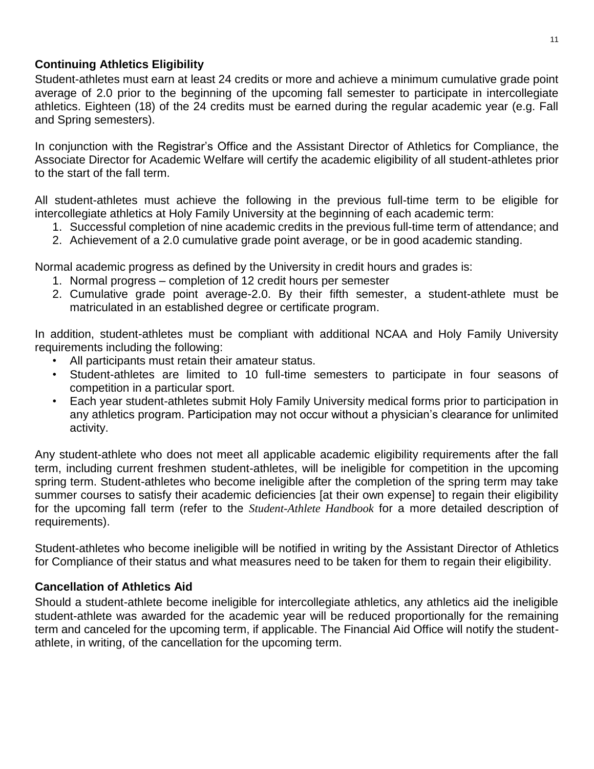### Continuing Athletics Eligibility

Student-athletes must earn at least 24 credits or more and achieve a minimum cumulative grade point average of 2.0 prior to the beginning of the upcoming fall semester to participate in intercollegiate athletics. Eighteen (18) of the 24 credits must be earned during the regular academic year (e.g. Fall and Spring semesters).

In conjunction with the Registrar's Office and the Assistant Director of Athletics for Compliance, the Associate Director for Academic Welfare will certify the academic eligibility of all student-athletes prior to the start of the fall term.

All student-athletes must achieve the following in the previous full-time term to be eligible for intercollegiate athletics at Holy Family University at the beginning of each academic term:

1. Successful completion of nine academic credits in the previous full-time term of attendance; and
2. Achievement of a 2.0 cumulative grade point average, or be in good academic standing.

Normal academic progress as defined by the University in credit hours and grades is:

1. Normal progress – completion of 12 credit hours per semester
2. Cumulative grade point average-2.0. By their fifth semester, a student-athlete must be matriculated in an established degree or certificate program.

In addition, student-athletes must be compliant with additional NCAA and Holy Family University requirements including the following:

- All participants must retain their amateur status.
- Student-athletes are limited to 10 full-time semesters to participate in four seasons of competition in a particular sport.
- Each year student-athletes submit Holy Family University medical forms prior to participation in any athletics program. Participation may not occur without a physician's clearance for unlimited activity.

Any student-athlete who does not meet all applicable academic eligibility requirements after the fall term, including current freshmen student-athletes, will be ineligible for competition in the upcoming spring term. Student-athletes who become ineligible after the completion of the spring term may take summer courses to satisfy their academic deficiencies [at their own expense] to regain their eligibility for the upcoming fall term (refer to the *Student-Athlete Handbook* for a more detailed description of requirements).

Student-athletes who become ineligible will be notified in writing by the Assistant Director of Athletics for Compliance of their status and what measures need to be taken for them to regain their eligibility.

### Cancellation of Athletics Aid

Should a student-athlete become ineligible for intercollegiate athletics, any athletics aid the ineligible student-athlete was awarded for the academic year will be reduced proportionally for the remaining term and canceled for the upcoming term, if applicable. The Financial Aid Office will notify the student-athlete, in writing, of the cancellation for the upcoming term.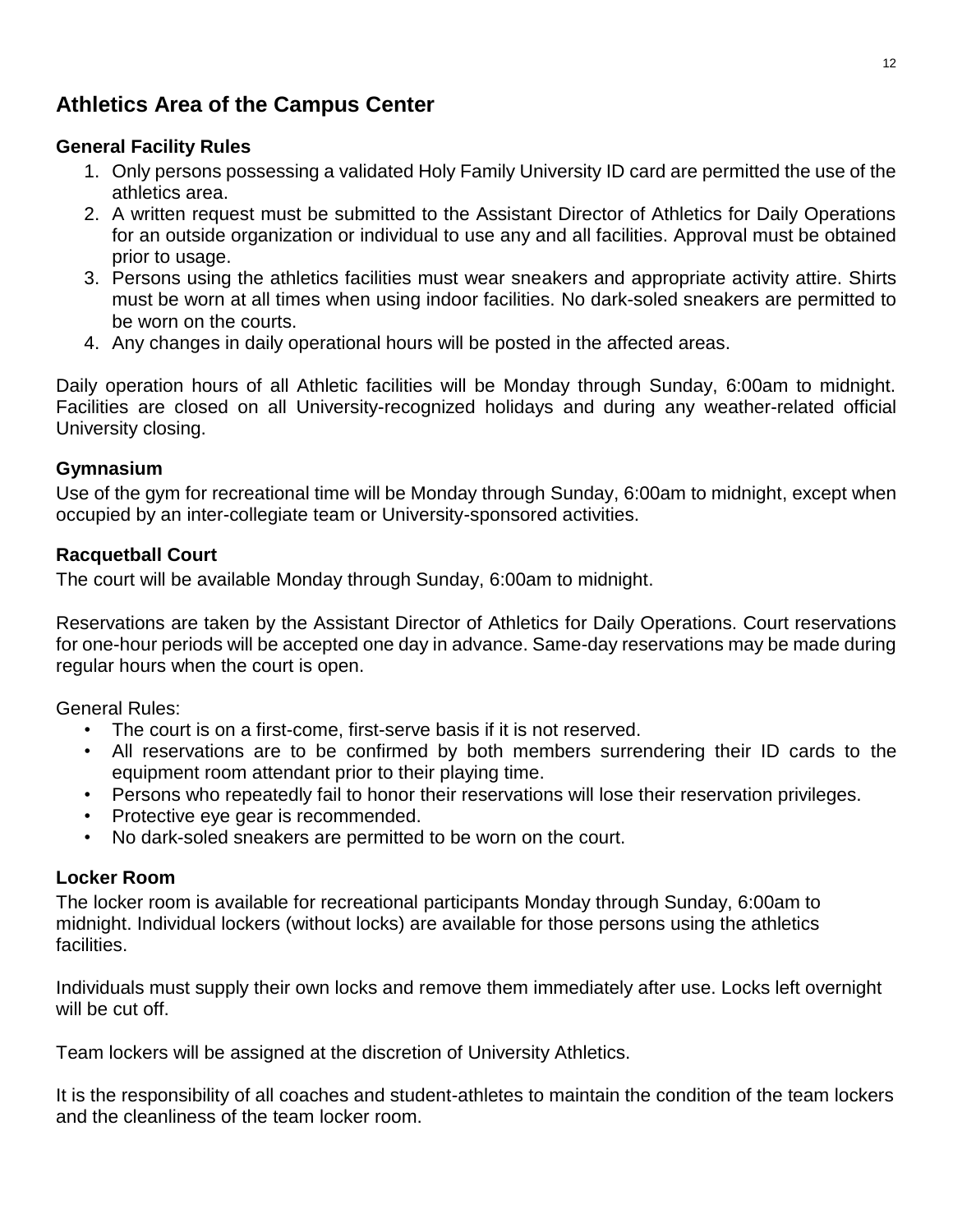## Athletics Area of the Campus Center

### General Facility Rules

1. Only persons possessing a validated Holy Family University ID card are permitted the use of the athletics area.
2. A written request must be submitted to the Assistant Director of Athletics for Daily Operations for an outside organization or individual to use any and all facilities. Approval must be obtained prior to usage.
3. Persons using the athletics facilities must wear sneakers and appropriate activity attire. Shirts must be worn at all times when using indoor facilities. No dark-soled sneakers are permitted to be worn on the courts.
4. Any changes in daily operational hours will be posted in the affected areas.

Daily operation hours of all Athletic facilities will be Monday through Sunday, 6:00am to midnight. Facilities are closed on all University-recognized holidays and during any weather-related official University closing.

### Gymnasium

Use of the gym for recreational time will be Monday through Sunday, 6:00am to midnight, except when occupied by an inter-collegiate team or University-sponsored activities.

### Racquetball Court

The court will be available Monday through Sunday, 6:00am to midnight.

Reservations are taken by the Assistant Director of Athletics for Daily Operations. Court reservations for one-hour periods will be accepted one day in advance. Same-day reservations may be made during regular hours when the court is open.

General Rules:

- The court is on a first-come, first-serve basis if it is not reserved.
- All reservations are to be confirmed by both members surrendering their ID cards to the equipment room attendant prior to their playing time.
- Persons who repeatedly fail to honor their reservations will lose their reservation privileges.
- Protective eye gear is recommended.
- No dark-soled sneakers are permitted to be worn on the court.

### Locker Room

The locker room is available for recreational participants Monday through Sunday, 6:00am to midnight. Individual lockers (without locks) are available for those persons using the athletics facilities.

Individuals must supply their own locks and remove them immediately after use. Locks left overnight will be cut off.

Team lockers will be assigned at the discretion of University Athletics.

It is the responsibility of all coaches and student-athletes to maintain the condition of the team lockers and the cleanliness of the team locker room.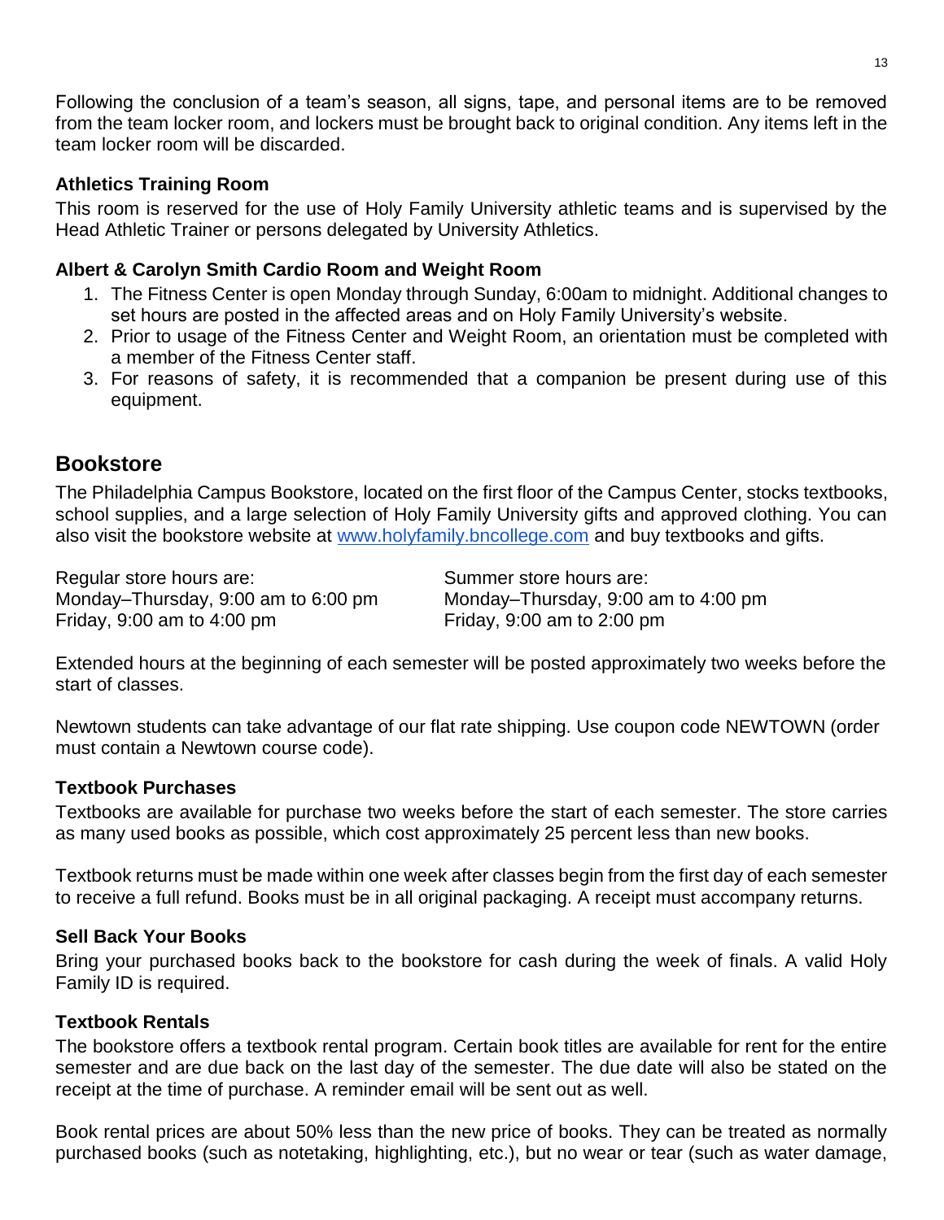Following the conclusion of a team's season, all signs, tape, and personal items are to be removed from the team locker room, and lockers must be brought back to original condition. Any items left in the team locker room will be discarded.

### Athletics Training Room

This room is reserved for the use of Holy Family University athletic teams and is supervised by the Head Athletic Trainer or persons delegated by University Athletics.

### Albert & Carolyn Smith Cardio Room and Weight Room

1. The Fitness Center is open Monday through Sunday, 6:00am to midnight. Additional changes to set hours are posted in the affected areas and on Holy Family University's website.
2. Prior to usage of the Fitness Center and Weight Room, an orientation must be completed with a member of the Fitness Center staff.
3. For reasons of safety, it is recommended that a companion be present during use of this equipment.

## Bookstore

The Philadelphia Campus Bookstore, located on the first floor of the Campus Center, stocks textbooks, school supplies, and a large selection of Holy Family University gifts and approved clothing. You can also visit the bookstore website at www.holyfamily.bncollege.com and buy textbooks and gifts.

Regular store hours are:
Monday–Thursday, 9:00 am to 6:00 pm
Friday, 9:00 am to 4:00 pm

Summer store hours are:
Monday–Thursday, 9:00 am to 4:00 pm
Friday, 9:00 am to 2:00 pm

Extended hours at the beginning of each semester will be posted approximately two weeks before the start of classes.

Newtown students can take advantage of our flat rate shipping. Use coupon code NEWTOWN (order must contain a Newtown course code).

### Textbook Purchases

Textbooks are available for purchase two weeks before the start of each semester. The store carries as many used books as possible, which cost approximately 25 percent less than new books.

Textbook returns must be made within one week after classes begin from the first day of each semester to receive a full refund. Books must be in all original packaging. A receipt must accompany returns.

### Sell Back Your Books

Bring your purchased books back to the bookstore for cash during the week of finals. A valid Holy Family ID is required.

### Textbook Rentals

The bookstore offers a textbook rental program. Certain book titles are available for rent for the entire semester and are due back on the last day of the semester. The due date will also be stated on the receipt at the time of purchase. A reminder email will be sent out as well.

Book rental prices are about 50% less than the new price of books. They can be treated as normally purchased books (such as notetaking, highlighting, etc.), but no wear or tear (such as water damage,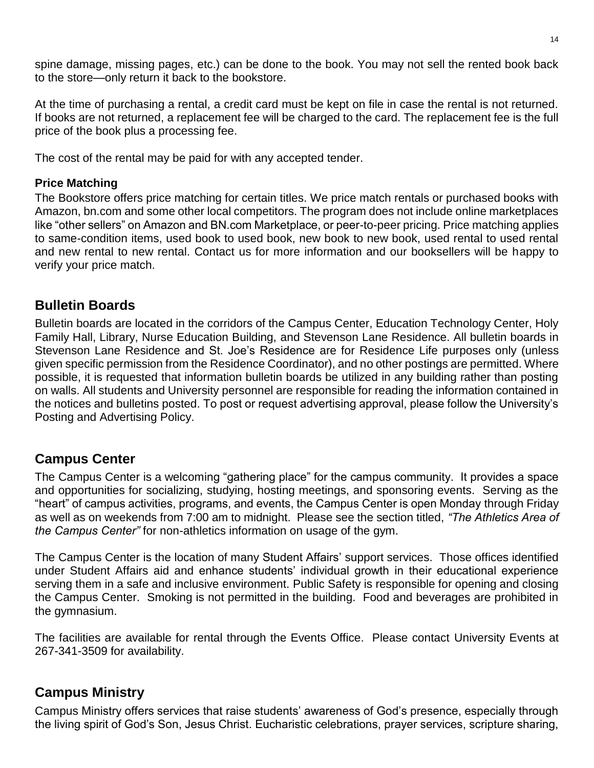spine damage, missing pages, etc.) can be done to the book. You may not sell the rented book back to the store—only return it back to the bookstore.

At the time of purchasing a rental, a credit card must be kept on file in case the rental is not returned. If books are not returned, a replacement fee will be charged to the card. The replacement fee is the full price of the book plus a processing fee.

The cost of the rental may be paid for with any accepted tender.

### Price Matching

The Bookstore offers price matching for certain titles. We price match rentals or purchased books with Amazon, bn.com and some other local competitors. The program does not include online marketplaces like "other sellers" on Amazon and BN.com Marketplace, or peer-to-peer pricing. Price matching applies to same-condition items, used book to used book, new book to new book, used rental to used rental and new rental to new rental. Contact us for more information and our booksellers will be happy to verify your price match.

## Bulletin Boards

Bulletin boards are located in the corridors of the Campus Center, Education Technology Center, Holy Family Hall, Library, Nurse Education Building, and Stevenson Lane Residence. All bulletin boards in Stevenson Lane Residence and St. Joe's Residence are for Residence Life purposes only (unless given specific permission from the Residence Coordinator), and no other postings are permitted. Where possible, it is requested that information bulletin boards be utilized in any building rather than posting on walls. All students and University personnel are responsible for reading the information contained in the notices and bulletins posted. To post or request advertising approval, please follow the University's Posting and Advertising Policy.

## Campus Center

The Campus Center is a welcoming "gathering place" for the campus community. It provides a space and opportunities for socializing, studying, hosting meetings, and sponsoring events. Serving as the "heart" of campus activities, programs, and events, the Campus Center is open Monday through Friday as well as on weekends from 7:00 am to midnight. Please see the section titled, *"The Athletics Area of the Campus Center"* for non-athletics information on usage of the gym.

The Campus Center is the location of many Student Affairs' support services. Those offices identified under Student Affairs aid and enhance students' individual growth in their educational experience serving them in a safe and inclusive environment. Public Safety is responsible for opening and closing the Campus Center. Smoking is not permitted in the building. Food and beverages are prohibited in the gymnasium.

The facilities are available for rental through the Events Office. Please contact University Events at 267-341-3509 for availability.

## Campus Ministry

Campus Ministry offers services that raise students' awareness of God's presence, especially through the living spirit of God's Son, Jesus Christ. Eucharistic celebrations, prayer services, scripture sharing,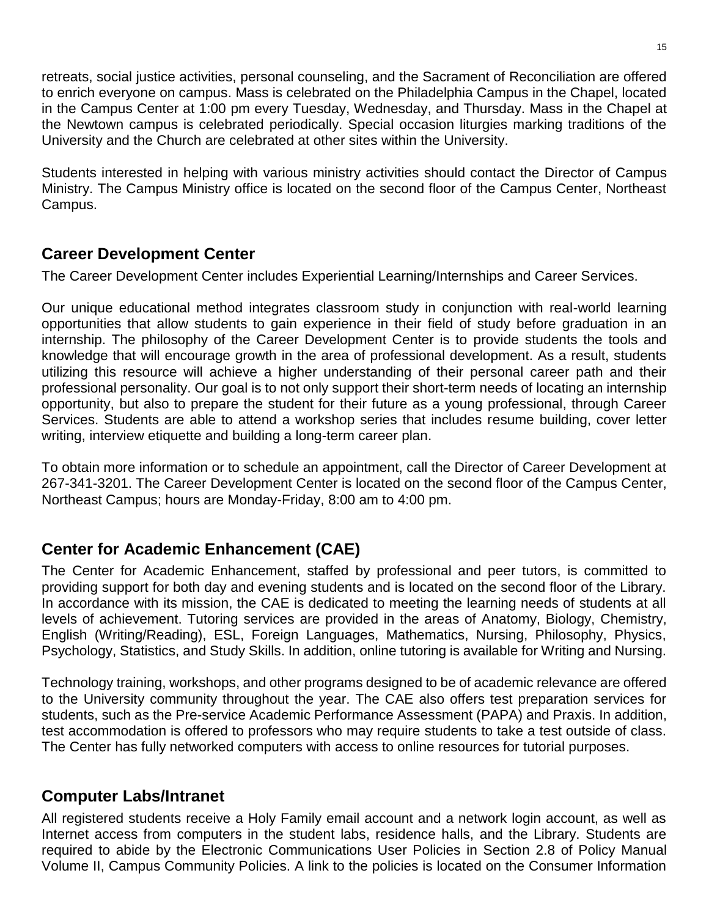retreats, social justice activities, personal counseling, and the Sacrament of Reconciliation are offered to enrich everyone on campus. Mass is celebrated on the Philadelphia Campus in the Chapel, located in the Campus Center at 1:00 pm every Tuesday, Wednesday, and Thursday. Mass in the Chapel at the Newtown campus is celebrated periodically. Special occasion liturgies marking traditions of the University and the Church are celebrated at other sites within the University.

Students interested in helping with various ministry activities should contact the Director of Campus Ministry. The Campus Ministry office is located on the second floor of the Campus Center, Northeast Campus.

## Career Development Center

The Career Development Center includes Experiential Learning/Internships and Career Services.

Our unique educational method integrates classroom study in conjunction with real-world learning opportunities that allow students to gain experience in their field of study before graduation in an internship. The philosophy of the Career Development Center is to provide students the tools and knowledge that will encourage growth in the area of professional development. As a result, students utilizing this resource will achieve a higher understanding of their personal career path and their professional personality. Our goal is to not only support their short-term needs of locating an internship opportunity, but also to prepare the student for their future as a young professional, through Career Services. Students are able to attend a workshop series that includes resume building, cover letter writing, interview etiquette and building a long-term career plan.

To obtain more information or to schedule an appointment, call the Director of Career Development at 267-341-3201. The Career Development Center is located on the second floor of the Campus Center, Northeast Campus; hours are Monday-Friday, 8:00 am to 4:00 pm.

## Center for Academic Enhancement (CAE)

The Center for Academic Enhancement, staffed by professional and peer tutors, is committed to providing support for both day and evening students and is located on the second floor of the Library. In accordance with its mission, the CAE is dedicated to meeting the learning needs of students at all levels of achievement. Tutoring services are provided in the areas of Anatomy, Biology, Chemistry, English (Writing/Reading), ESL, Foreign Languages, Mathematics, Nursing, Philosophy, Physics, Psychology, Statistics, and Study Skills. In addition, online tutoring is available for Writing and Nursing.

Technology training, workshops, and other programs designed to be of academic relevance are offered to the University community throughout the year. The CAE also offers test preparation services for students, such as the Pre-service Academic Performance Assessment (PAPA) and Praxis. In addition, test accommodation is offered to professors who may require students to take a test outside of class. The Center has fully networked computers with access to online resources for tutorial purposes.

## Computer Labs/Intranet

All registered students receive a Holy Family email account and a network login account, as well as Internet access from computers in the student labs, residence halls, and the Library. Students are required to abide by the Electronic Communications User Policies in Section 2.8 of Policy Manual Volume II, Campus Community Policies. A link to the policies is located on the Consumer Information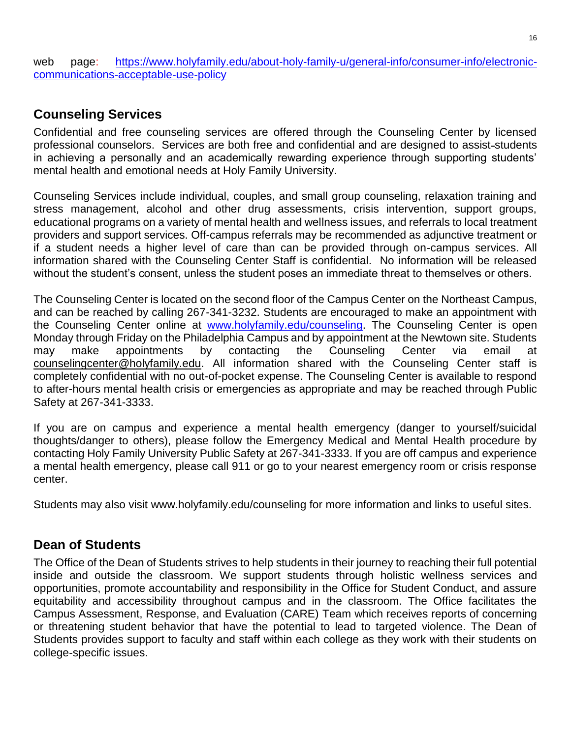web page: https://www.holyfamily.edu/about-holy-family-u/general-info/consumer-info/electronic-communications-acceptable-use-policy

## Counseling Services

Confidential and free counseling services are offered through the Counseling Center by licensed professional counselors. Services are both free and confidential and are designed to assist students in achieving a personally and an academically rewarding experience through supporting students' mental health and emotional needs at Holy Family University.

Counseling Services include individual, couples, and small group counseling, relaxation training and stress management, alcohol and other drug assessments, crisis intervention, support groups, educational programs on a variety of mental health and wellness issues, and referrals to local treatment providers and support services. Off-campus referrals may be recommended as adjunctive treatment or if a student needs a higher level of care than can be provided through on-campus services. All information shared with the Counseling Center Staff is confidential. No information will be released without the student's consent, unless the student poses an immediate threat to themselves or others.

The Counseling Center is located on the second floor of the Campus Center on the Northeast Campus, and can be reached by calling 267-341-3232. Students are encouraged to make an appointment with the Counseling Center online at www.holyfamily.edu/counseling. The Counseling Center is open Monday through Friday on the Philadelphia Campus and by appointment at the Newtown site. Students may make appointments by contacting the Counseling Center via email at counselingcenter@holyfamily.edu. All information shared with the Counseling Center staff is completely confidential with no out-of-pocket expense. The Counseling Center is available to respond to after-hours mental health crisis or emergencies as appropriate and may be reached through Public Safety at 267-341-3333.

If you are on campus and experience a mental health emergency (danger to yourself/suicidal thoughts/danger to others), please follow the Emergency Medical and Mental Health procedure by contacting Holy Family University Public Safety at 267-341-3333. If you are off campus and experience a mental health emergency, please call 911 or go to your nearest emergency room or crisis response center.

Students may also visit www.holyfamily.edu/counseling for more information and links to useful sites.

## Dean of Students

The Office of the Dean of Students strives to help students in their journey to reaching their full potential inside and outside the classroom. We support students through holistic wellness services and opportunities, promote accountability and responsibility in the Office for Student Conduct, and assure equitability and accessibility throughout campus and in the classroom. The Office facilitates the Campus Assessment, Response, and Evaluation (CARE) Team which receives reports of concerning or threatening student behavior that have the potential to lead to targeted violence. The Dean of Students provides support to faculty and staff within each college as they work with their students on college-specific issues.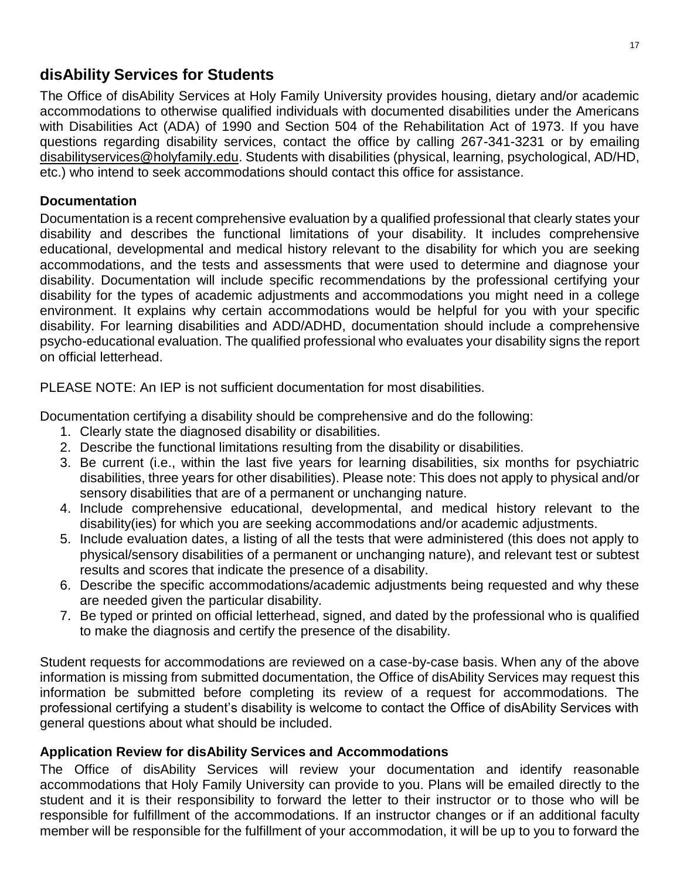## disAbility Services for Students

The Office of disAbility Services at Holy Family University provides housing, dietary and/or academic accommodations to otherwise qualified individuals with documented disabilities under the Americans with Disabilities Act (ADA) of 1990 and Section 504 of the Rehabilitation Act of 1973. If you have questions regarding disability services, contact the office by calling 267-341-3231 or by emailing disabilityservices@holyfamily.edu. Students with disabilities (physical, learning, psychological, AD/HD, etc.) who intend to seek accommodations should contact this office for assistance.

### Documentation

Documentation is a recent comprehensive evaluation by a qualified professional that clearly states your disability and describes the functional limitations of your disability. It includes comprehensive educational, developmental and medical history relevant to the disability for which you are seeking accommodations, and the tests and assessments that were used to determine and diagnose your disability. Documentation will include specific recommendations by the professional certifying your disability for the types of academic adjustments and accommodations you might need in a college environment. It explains why certain accommodations would be helpful for you with your specific disability. For learning disabilities and ADD/ADHD, documentation should include a comprehensive psycho-educational evaluation. The qualified professional who evaluates your disability signs the report on official letterhead.

PLEASE NOTE: An IEP is not sufficient documentation for most disabilities.

Documentation certifying a disability should be comprehensive and do the following:

1. Clearly state the diagnosed disability or disabilities.
2. Describe the functional limitations resulting from the disability or disabilities.
3. Be current (i.e., within the last five years for learning disabilities, six months for psychiatric disabilities, three years for other disabilities). Please note: This does not apply to physical and/or sensory disabilities that are of a permanent or unchanging nature.
4. Include comprehensive educational, developmental, and medical history relevant to the disability(ies) for which you are seeking accommodations and/or academic adjustments.
5. Include evaluation dates, a listing of all the tests that were administered (this does not apply to physical/sensory disabilities of a permanent or unchanging nature), and relevant test or subtest results and scores that indicate the presence of a disability.
6. Describe the specific accommodations/academic adjustments being requested and why these are needed given the particular disability.
7. Be typed or printed on official letterhead, signed, and dated by the professional who is qualified to make the diagnosis and certify the presence of the disability.

Student requests for accommodations are reviewed on a case-by-case basis. When any of the above information is missing from submitted documentation, the Office of disAbility Services may request this information be submitted before completing its review of a request for accommodations. The professional certifying a student's disability is welcome to contact the Office of disAbility Services with general questions about what should be included.

### Application Review for disAbility Services and Accommodations

The Office of disAbility Services will review your documentation and identify reasonable accommodations that Holy Family University can provide to you. Plans will be emailed directly to the student and it is their responsibility to forward the letter to their instructor or to those who will be responsible for fulfillment of the accommodations. If an instructor changes or if an additional faculty member will be responsible for the fulfillment of your accommodation, it will be up to you to forward the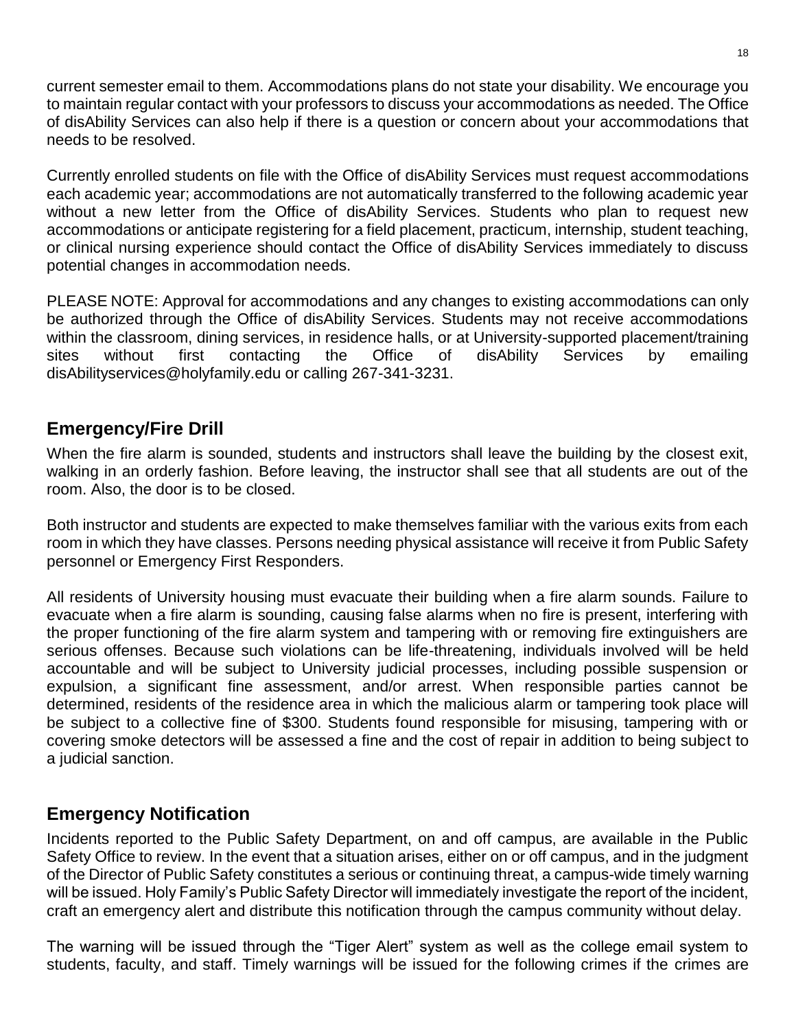current semester email to them. Accommodations plans do not state your disability. We encourage you to maintain regular contact with your professors to discuss your accommodations as needed. The Office of disAbility Services can also help if there is a question or concern about your accommodations that needs to be resolved.

Currently enrolled students on file with the Office of disAbility Services must request accommodations each academic year; accommodations are not automatically transferred to the following academic year without a new letter from the Office of disAbility Services. Students who plan to request new accommodations or anticipate registering for a field placement, practicum, internship, student teaching, or clinical nursing experience should contact the Office of disAbility Services immediately to discuss potential changes in accommodation needs.

PLEASE NOTE: Approval for accommodations and any changes to existing accommodations can only be authorized through the Office of disAbility Services. Students may not receive accommodations within the classroom, dining services, in residence halls, or at University-supported placement/training sites without first contacting the Office of disAbility Services by emailing disAbilityservices@holyfamily.edu or calling 267-341-3231.

## Emergency/Fire Drill

When the fire alarm is sounded, students and instructors shall leave the building by the closest exit, walking in an orderly fashion. Before leaving, the instructor shall see that all students are out of the room. Also, the door is to be closed.

Both instructor and students are expected to make themselves familiar with the various exits from each room in which they have classes. Persons needing physical assistance will receive it from Public Safety personnel or Emergency First Responders.

All residents of University housing must evacuate their building when a fire alarm sounds. Failure to evacuate when a fire alarm is sounding, causing false alarms when no fire is present, interfering with the proper functioning of the fire alarm system and tampering with or removing fire extinguishers are serious offenses. Because such violations can be life-threatening, individuals involved will be held accountable and will be subject to University judicial processes, including possible suspension or expulsion, a significant fine assessment, and/or arrest. When responsible parties cannot be determined, residents of the residence area in which the malicious alarm or tampering took place will be subject to a collective fine of $300. Students found responsible for misusing, tampering with or covering smoke detectors will be assessed a fine and the cost of repair in addition to being subject to a judicial sanction.

## Emergency Notification

Incidents reported to the Public Safety Department, on and off campus, are available in the Public Safety Office to review. In the event that a situation arises, either on or off campus, and in the judgment of the Director of Public Safety constitutes a serious or continuing threat, a campus-wide timely warning will be issued. Holy Family's Public Safety Director will immediately investigate the report of the incident, craft an emergency alert and distribute this notification through the campus community without delay.

The warning will be issued through the "Tiger Alert" system as well as the college email system to students, faculty, and staff. Timely warnings will be issued for the following crimes if the crimes are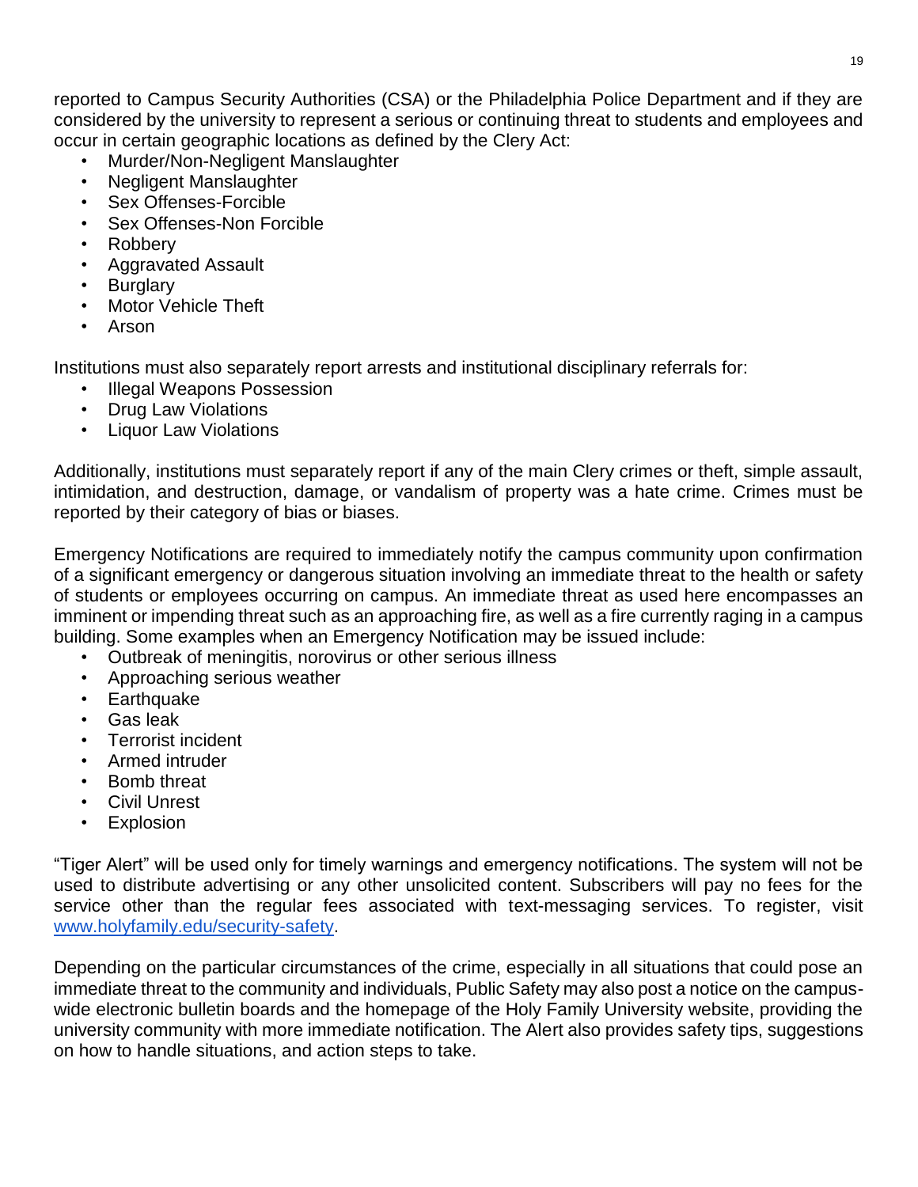reported to Campus Security Authorities (CSA) or the Philadelphia Police Department and if they are considered by the university to represent a serious or continuing threat to students and employees and occur in certain geographic locations as defined by the Clery Act:

- Murder/Non-Negligent Manslaughter
- Negligent Manslaughter
- Sex Offenses-Forcible
- Sex Offenses-Non Forcible
- Robbery
- Aggravated Assault
- Burglary
- Motor Vehicle Theft
- Arson

Institutions must also separately report arrests and institutional disciplinary referrals for:

- Illegal Weapons Possession
- Drug Law Violations
- Liquor Law Violations

Additionally, institutions must separately report if any of the main Clery crimes or theft, simple assault, intimidation, and destruction, damage, or vandalism of property was a hate crime. Crimes must be reported by their category of bias or biases.

Emergency Notifications are required to immediately notify the campus community upon confirmation of a significant emergency or dangerous situation involving an immediate threat to the health or safety of students or employees occurring on campus. An immediate threat as used here encompasses an imminent or impending threat such as an approaching fire, as well as a fire currently raging in a campus building. Some examples when an Emergency Notification may be issued include:

- Outbreak of meningitis, norovirus or other serious illness
- Approaching serious weather
- Earthquake
- Gas leak
- Terrorist incident
- Armed intruder
- Bomb threat
- Civil Unrest
- Explosion

"Tiger Alert" will be used only for timely warnings and emergency notifications. The system will not be used to distribute advertising or any other unsolicited content. Subscribers will pay no fees for the service other than the regular fees associated with text-messaging services. To register, visit [www.holyfamily.edu/security-safety](http://www.holyfamily.edu/security-safety).

Depending on the particular circumstances of the crime, especially in all situations that could pose an immediate threat to the community and individuals, Public Safety may also post a notice on the campus-wide electronic bulletin boards and the homepage of the Holy Family University website, providing the university community with more immediate notification. The Alert also provides safety tips, suggestions on how to handle situations, and action steps to take.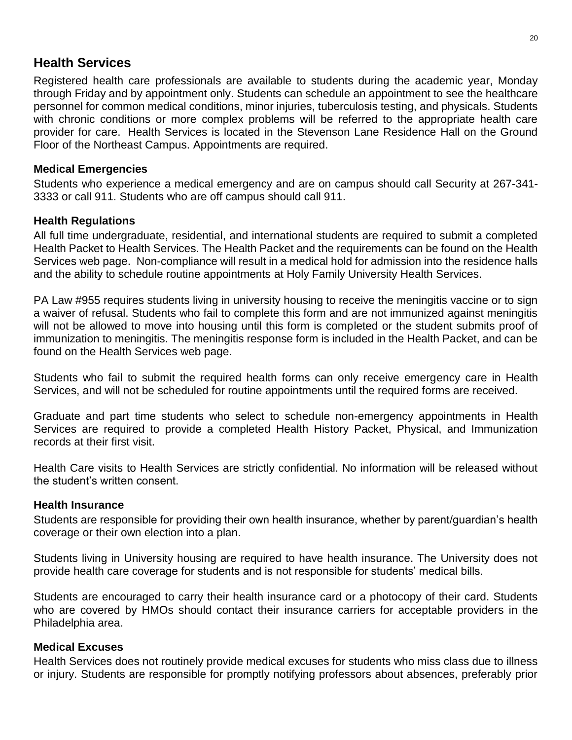## Health Services

Registered health care professionals are available to students during the academic year, Monday through Friday and by appointment only. Students can schedule an appointment to see the healthcare personnel for common medical conditions, minor injuries, tuberculosis testing, and physicals. Students with chronic conditions or more complex problems will be referred to the appropriate health care provider for care. Health Services is located in the Stevenson Lane Residence Hall on the Ground Floor of the Northeast Campus. Appointments are required.

### Medical Emergencies

Students who experience a medical emergency and are on campus should call Security at 267-341-3333 or call 911. Students who are off campus should call 911.

### Health Regulations

All full time undergraduate, residential, and international students are required to submit a completed Health Packet to Health Services. The Health Packet and the requirements can be found on the Health Services web page. Non-compliance will result in a medical hold for admission into the residence halls and the ability to schedule routine appointments at Holy Family University Health Services.

PA Law #955 requires students living in university housing to receive the meningitis vaccine or to sign a waiver of refusal. Students who fail to complete this form and are not immunized against meningitis will not be allowed to move into housing until this form is completed or the student submits proof of immunization to meningitis. The meningitis response form is included in the Health Packet, and can be found on the Health Services web page.

Students who fail to submit the required health forms can only receive emergency care in Health Services, and will not be scheduled for routine appointments until the required forms are received.

Graduate and part time students who select to schedule non-emergency appointments in Health Services are required to provide a completed Health History Packet, Physical, and Immunization records at their first visit.

Health Care visits to Health Services are strictly confidential. No information will be released without the student's written consent.

### Health Insurance

Students are responsible for providing their own health insurance, whether by parent/guardian's health coverage or their own election into a plan.

Students living in University housing are required to have health insurance. The University does not provide health care coverage for students and is not responsible for students' medical bills.

Students are encouraged to carry their health insurance card or a photocopy of their card. Students who are covered by HMOs should contact their insurance carriers for acceptable providers in the Philadelphia area.

### Medical Excuses

Health Services does not routinely provide medical excuses for students who miss class due to illness or injury. Students are responsible for promptly notifying professors about absences, preferably prior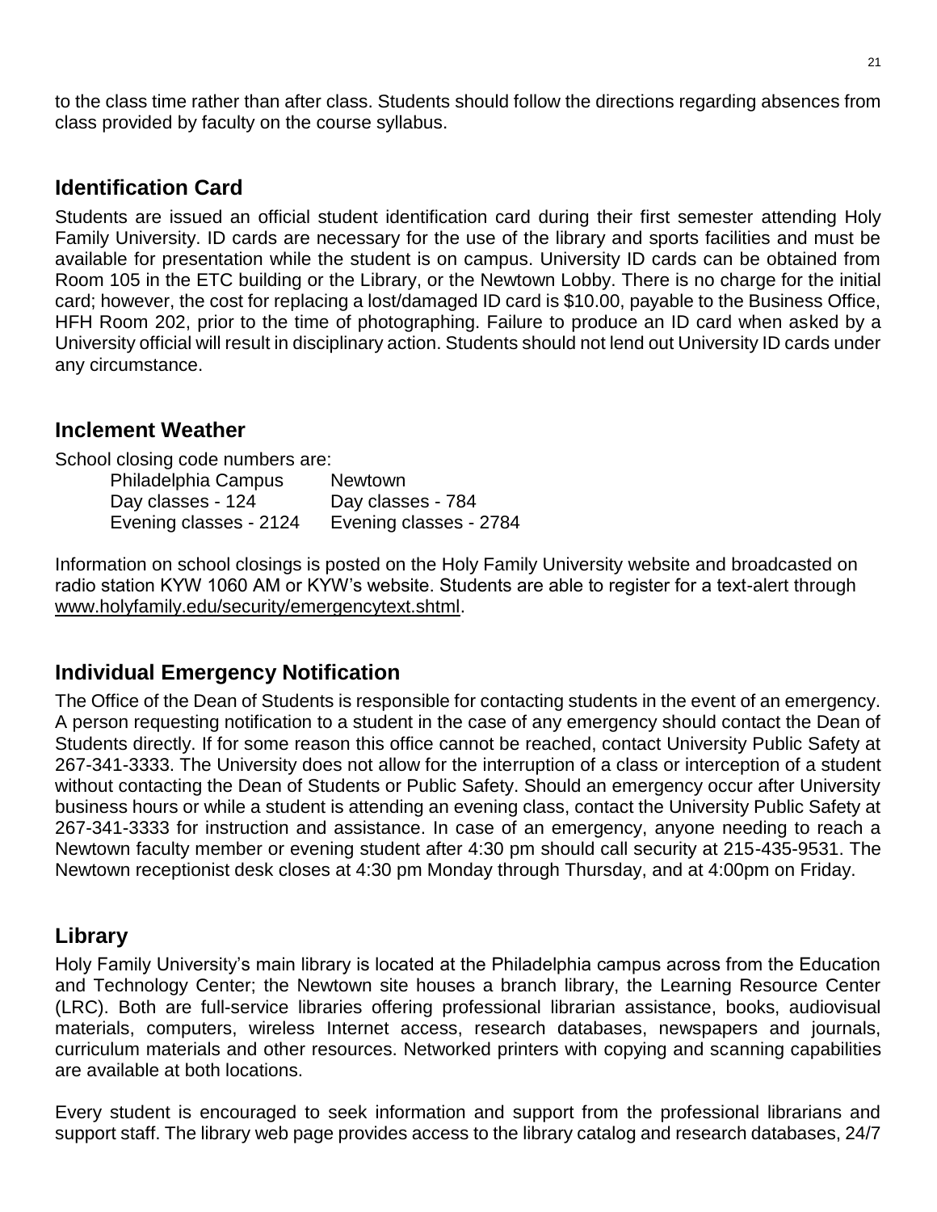to the class time rather than after class. Students should follow the directions regarding absences from class provided by faculty on the course syllabus.

## Identification Card

Students are issued an official student identification card during their first semester attending Holy Family University. ID cards are necessary for the use of the library and sports facilities and must be available for presentation while the student is on campus. University ID cards can be obtained from Room 105 in the ETC building or the Library, or the Newtown Lobby. There is no charge for the initial card; however, the cost for replacing a lost/damaged ID card is $10.00, payable to the Business Office, HFH Room 202, prior to the time of photographing. Failure to produce an ID card when asked by a University official will result in disciplinary action. Students should not lend out University ID cards under any circumstance.

## Inclement Weather

School closing code numbers are:

| Philadelphia Campus | Newtown |
|---|---|
| Day classes - 124 | Day classes - 784 |
| Evening classes - 2124 | Evening classes - 2784 |

Information on school closings is posted on the Holy Family University website and broadcasted on radio station KYW 1060 AM or KYW's website. Students are able to register for a text-alert through www.holyfamily.edu/security/emergencytext.shtml.

## Individual Emergency Notification

The Office of the Dean of Students is responsible for contacting students in the event of an emergency. A person requesting notification to a student in the case of any emergency should contact the Dean of Students directly. If for some reason this office cannot be reached, contact University Public Safety at 267-341-3333. The University does not allow for the interruption of a class or interception of a student without contacting the Dean of Students or Public Safety. Should an emergency occur after University business hours or while a student is attending an evening class, contact the University Public Safety at 267-341-3333 for instruction and assistance. In case of an emergency, anyone needing to reach a Newtown faculty member or evening student after 4:30 pm should call security at 215-435-9531. The Newtown receptionist desk closes at 4:30 pm Monday through Thursday, and at 4:00pm on Friday.

## Library

Holy Family University's main library is located at the Philadelphia campus across from the Education and Technology Center; the Newtown site houses a branch library, the Learning Resource Center (LRC). Both are full-service libraries offering professional librarian assistance, books, audiovisual materials, computers, wireless Internet access, research databases, newspapers and journals, curriculum materials and other resources. Networked printers with copying and scanning capabilities are available at both locations.

Every student is encouraged to seek information and support from the professional librarians and support staff. The library web page provides access to the library catalog and research databases, 24/7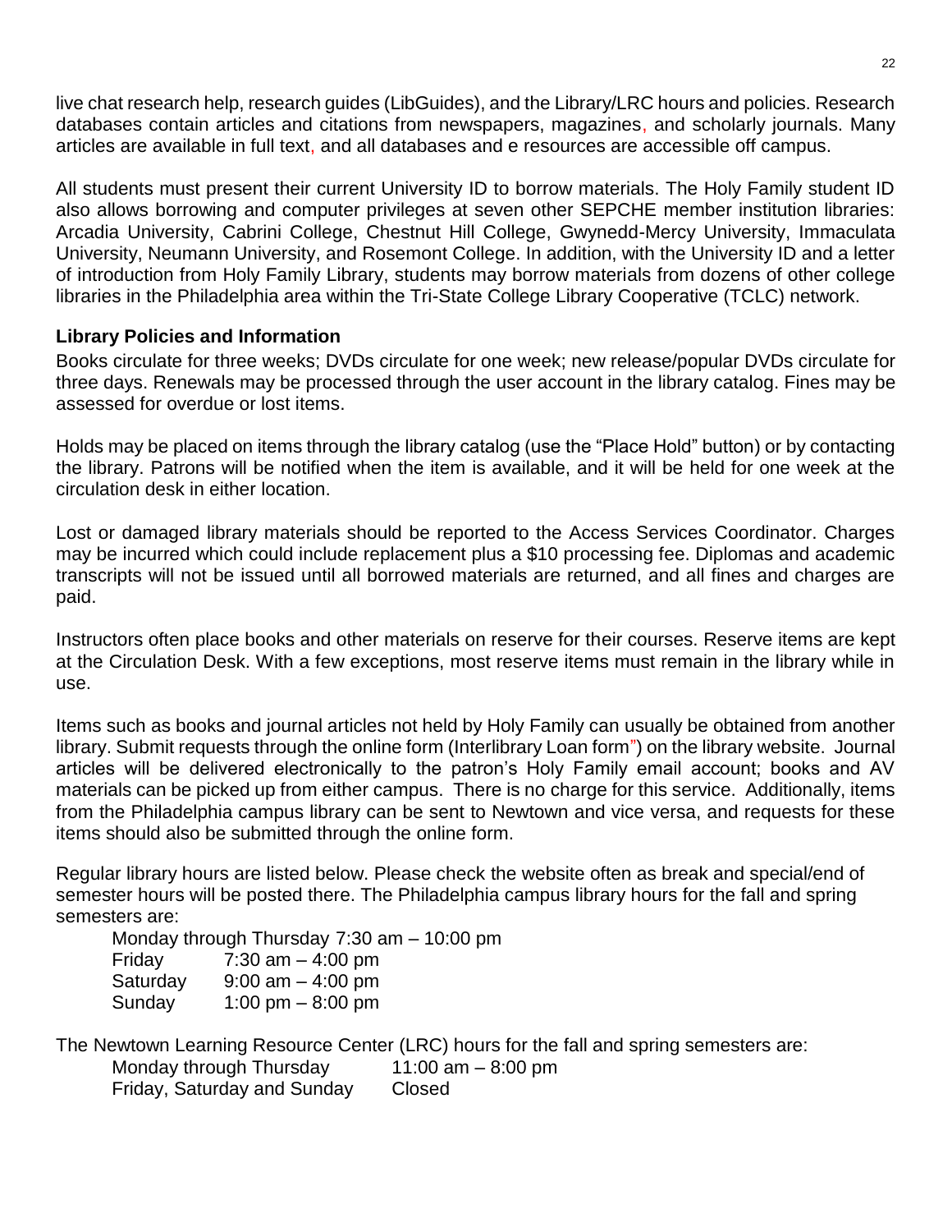live chat research help, research guides (LibGuides), and the Library/LRC hours and policies. Research databases contain articles and citations from newspapers, magazines, and scholarly journals. Many articles are available in full text, and all databases and e resources are accessible off campus.

All students must present their current University ID to borrow materials. The Holy Family student ID also allows borrowing and computer privileges at seven other SEPCHE member institution libraries: Arcadia University, Cabrini College, Chestnut Hill College, Gwynedd-Mercy University, Immaculata University, Neumann University, and Rosemont College. In addition, with the University ID and a letter of introduction from Holy Family Library, students may borrow materials from dozens of other college libraries in the Philadelphia area within the Tri-State College Library Cooperative (TCLC) network.

**Library Policies and Information**

Books circulate for three weeks; DVDs circulate for one week; new release/popular DVDs circulate for three days. Renewals may be processed through the user account in the library catalog. Fines may be assessed for overdue or lost items.

Holds may be placed on items through the library catalog (use the "Place Hold" button) or by contacting the library. Patrons will be notified when the item is available, and it will be held for one week at the circulation desk in either location.

Lost or damaged library materials should be reported to the Access Services Coordinator. Charges may be incurred which could include replacement plus a $10 processing fee. Diplomas and academic transcripts will not be issued until all borrowed materials are returned, and all fines and charges are paid.

Instructors often place books and other materials on reserve for their courses. Reserve items are kept at the Circulation Desk. With a few exceptions, most reserve items must remain in the library while in use.

Items such as books and journal articles not held by Holy Family can usually be obtained from another library. Submit requests through the online form (Interlibrary Loan form") on the library website. Journal articles will be delivered electronically to the patron's Holy Family email account; books and AV materials can be picked up from either campus. There is no charge for this service. Additionally, items from the Philadelphia campus library can be sent to Newtown and vice versa, and requests for these items should also be submitted through the online form.

Regular library hours are listed below. Please check the website often as break and special/end of semester hours will be posted there. The Philadelphia campus library hours for the fall and spring semesters are:

Monday through Thursday 7:30 am – 10:00 pm
Friday 7:30 am – 4:00 pm
Saturday 9:00 am – 4:00 pm
Sunday 1:00 pm – 8:00 pm

The Newtown Learning Resource Center (LRC) hours for the fall and spring semesters are:

Monday through Thursday 11:00 am – 8:00 pm
Friday, Saturday and Sunday Closed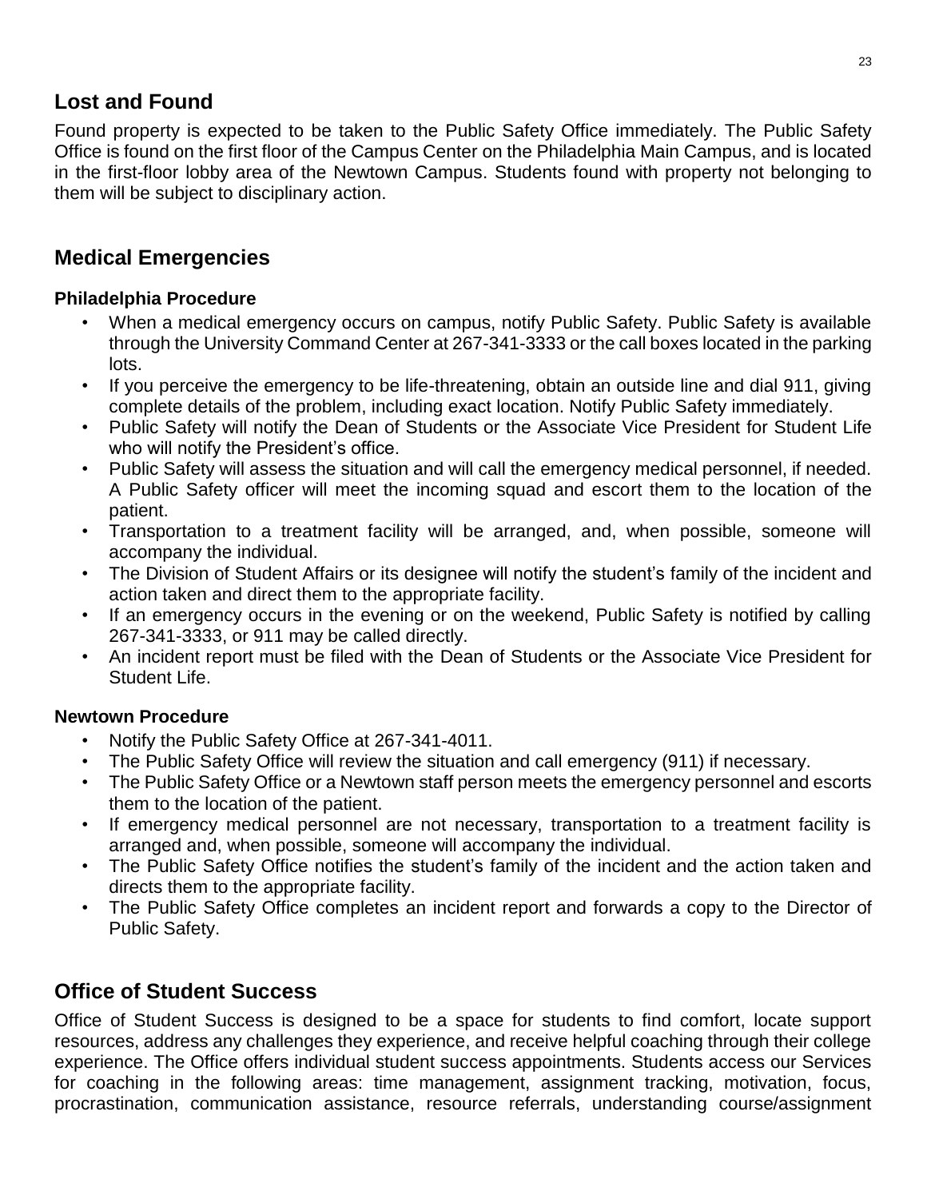## Lost and Found

Found property is expected to be taken to the Public Safety Office immediately. The Public Safety Office is found on the first floor of the Campus Center on the Philadelphia Main Campus, and is located in the first-floor lobby area of the Newtown Campus. Students found with property not belonging to them will be subject to disciplinary action.

## Medical Emergencies

### Philadelphia Procedure

- When a medical emergency occurs on campus, notify Public Safety. Public Safety is available through the University Command Center at 267-341-3333 or the call boxes located in the parking lots.
- If you perceive the emergency to be life-threatening, obtain an outside line and dial 911, giving complete details of the problem, including exact location. Notify Public Safety immediately.
- Public Safety will notify the Dean of Students or the Associate Vice President for Student Life who will notify the President's office.
- Public Safety will assess the situation and will call the emergency medical personnel, if needed. A Public Safety officer will meet the incoming squad and escort them to the location of the patient.
- Transportation to a treatment facility will be arranged, and, when possible, someone will accompany the individual.
- The Division of Student Affairs or its designee will notify the student's family of the incident and action taken and direct them to the appropriate facility.
- If an emergency occurs in the evening or on the weekend, Public Safety is notified by calling 267-341-3333, or 911 may be called directly.
- An incident report must be filed with the Dean of Students or the Associate Vice President for Student Life.

### Newtown Procedure

- Notify the Public Safety Office at 267-341-4011.
- The Public Safety Office will review the situation and call emergency (911) if necessary.
- The Public Safety Office or a Newtown staff person meets the emergency personnel and escorts them to the location of the patient.
- If emergency medical personnel are not necessary, transportation to a treatment facility is arranged and, when possible, someone will accompany the individual.
- The Public Safety Office notifies the student's family of the incident and the action taken and directs them to the appropriate facility.
- The Public Safety Office completes an incident report and forwards a copy to the Director of Public Safety.

## Office of Student Success

Office of Student Success is designed to be a space for students to find comfort, locate support resources, address any challenges they experience, and receive helpful coaching through their college experience. The Office offers individual student success appointments. Students access our Services for coaching in the following areas: time management, assignment tracking, motivation, focus, procrastination, communication assistance, resource referrals, understanding course/assignment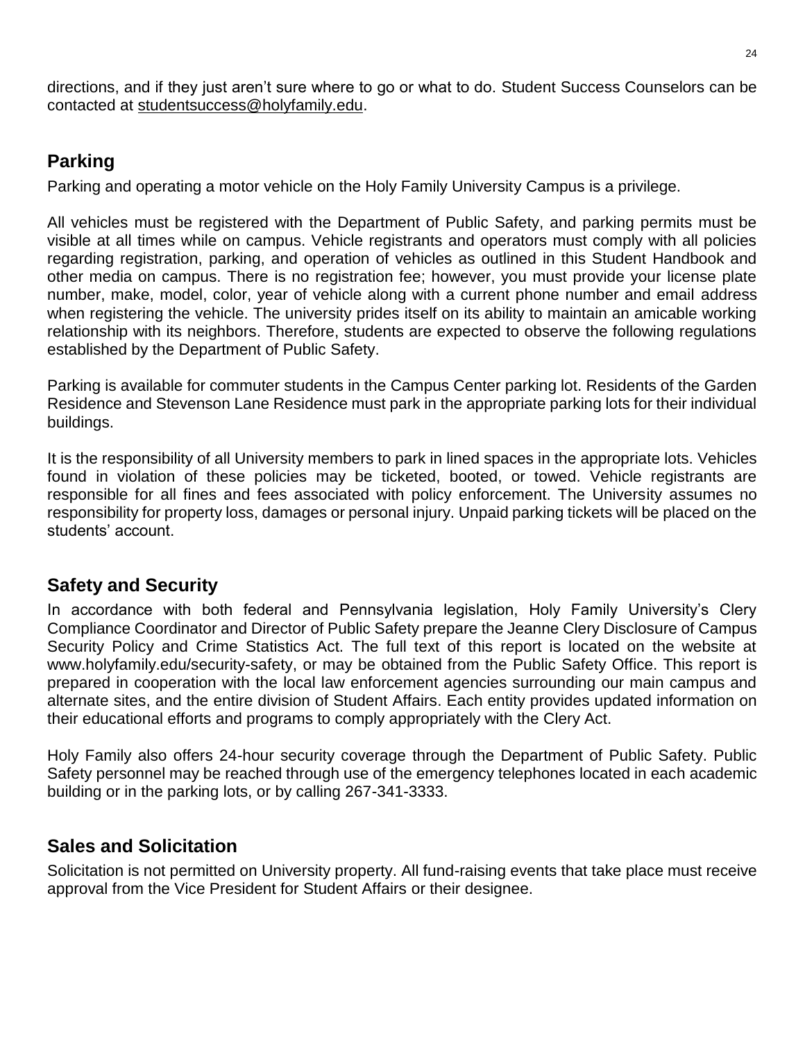directions, and if they just aren't sure where to go or what to do. Student Success Counselors can be contacted at studentsuccess@holyfamily.edu.

## Parking

Parking and operating a motor vehicle on the Holy Family University Campus is a privilege.

All vehicles must be registered with the Department of Public Safety, and parking permits must be visible at all times while on campus. Vehicle registrants and operators must comply with all policies regarding registration, parking, and operation of vehicles as outlined in this Student Handbook and other media on campus. There is no registration fee; however, you must provide your license plate number, make, model, color, year of vehicle along with a current phone number and email address when registering the vehicle. The university prides itself on its ability to maintain an amicable working relationship with its neighbors. Therefore, students are expected to observe the following regulations established by the Department of Public Safety.

Parking is available for commuter students in the Campus Center parking lot. Residents of the Garden Residence and Stevenson Lane Residence must park in the appropriate parking lots for their individual buildings.

It is the responsibility of all University members to park in lined spaces in the appropriate lots. Vehicles found in violation of these policies may be ticketed, booted, or towed. Vehicle registrants are responsible for all fines and fees associated with policy enforcement. The University assumes no responsibility for property loss, damages or personal injury. Unpaid parking tickets will be placed on the students' account.

## Safety and Security

In accordance with both federal and Pennsylvania legislation, Holy Family University's Clery Compliance Coordinator and Director of Public Safety prepare the Jeanne Clery Disclosure of Campus Security Policy and Crime Statistics Act. The full text of this report is located on the website at www.holyfamily.edu/security-safety, or may be obtained from the Public Safety Office. This report is prepared in cooperation with the local law enforcement agencies surrounding our main campus and alternate sites, and the entire division of Student Affairs. Each entity provides updated information on their educational efforts and programs to comply appropriately with the Clery Act.

Holy Family also offers 24-hour security coverage through the Department of Public Safety. Public Safety personnel may be reached through use of the emergency telephones located in each academic building or in the parking lots, or by calling 267-341-3333.

## Sales and Solicitation

Solicitation is not permitted on University property. All fund-raising events that take place must receive approval from the Vice President for Student Affairs or their designee.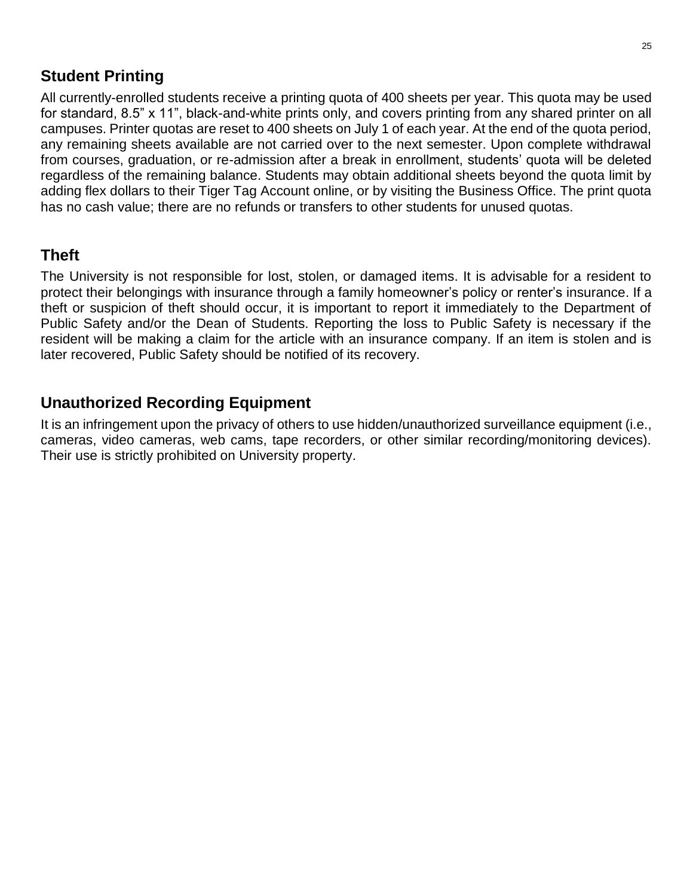## Student Printing

All currently-enrolled students receive a printing quota of 400 sheets per year. This quota may be used for standard, 8.5" x 11", black-and-white prints only, and covers printing from any shared printer on all campuses. Printer quotas are reset to 400 sheets on July 1 of each year. At the end of the quota period, any remaining sheets available are not carried over to the next semester. Upon complete withdrawal from courses, graduation, or re-admission after a break in enrollment, students' quota will be deleted regardless of the remaining balance. Students may obtain additional sheets beyond the quota limit by adding flex dollars to their Tiger Tag Account online, or by visiting the Business Office. The print quota has no cash value; there are no refunds or transfers to other students for unused quotas.

## Theft

The University is not responsible for lost, stolen, or damaged items. It is advisable for a resident to protect their belongings with insurance through a family homeowner's policy or renter's insurance. If a theft or suspicion of theft should occur, it is important to report it immediately to the Department of Public Safety and/or the Dean of Students. Reporting the loss to Public Safety is necessary if the resident will be making a claim for the article with an insurance company. If an item is stolen and is later recovered, Public Safety should be notified of its recovery.

## Unauthorized Recording Equipment

It is an infringement upon the privacy of others to use hidden/unauthorized surveillance equipment (i.e., cameras, video cameras, web cams, tape recorders, or other similar recording/monitoring devices). Their use is strictly prohibited on University property.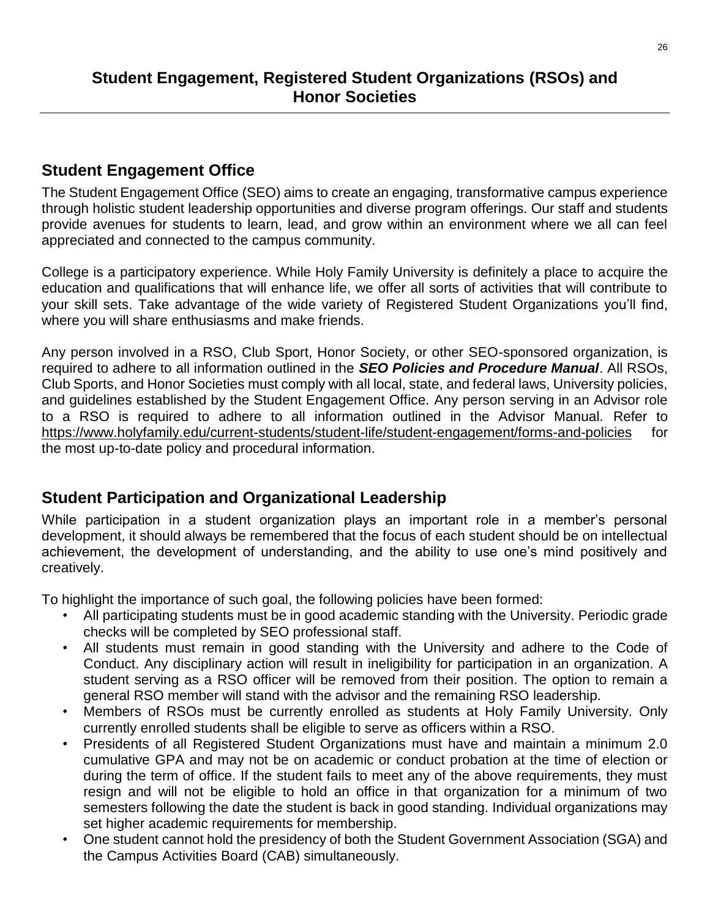# Student Engagement, Registered Student Organizations (RSOs) and Honor Societies

## Student Engagement Office

The Student Engagement Office (SEO) aims to create an engaging, transformative campus experience through holistic student leadership opportunities and diverse program offerings. Our staff and students provide avenues for students to learn, lead, and grow within an environment where we all can feel appreciated and connected to the campus community.

College is a participatory experience. While Holy Family University is definitely a place to acquire the education and qualifications that will enhance life, we offer all sorts of activities that will contribute to your skill sets. Take advantage of the wide variety of Registered Student Organizations you'll find, where you will share enthusiasms and make friends.

Any person involved in a RSO, Club Sport, Honor Society, or other SEO-sponsored organization, is required to adhere to all information outlined in the ***SEO Policies and Procedure Manual***. All RSOs, Club Sports, and Honor Societies must comply with all local, state, and federal laws, University policies, and guidelines established by the Student Engagement Office. Any person serving in an Advisor role to a RSO is required to adhere to all information outlined in the Advisor Manual. Refer to https://www.holyfamily.edu/current-students/student-life/student-engagement/forms-and-policies for the most up-to-date policy and procedural information.

## Student Participation and Organizational Leadership

While participation in a student organization plays an important role in a member's personal development, it should always be remembered that the focus of each student should be on intellectual achievement, the development of understanding, and the ability to use one's mind positively and creatively.

To highlight the importance of such goal, the following policies have been formed:

- All participating students must be in good academic standing with the University. Periodic grade checks will be completed by SEO professional staff.
- All students must remain in good standing with the University and adhere to the Code of Conduct. Any disciplinary action will result in ineligibility for participation in an organization. A student serving as a RSO officer will be removed from their position. The option to remain a general RSO member will stand with the advisor and the remaining RSO leadership.
- Members of RSOs must be currently enrolled as students at Holy Family University. Only currently enrolled students shall be eligible to serve as officers within a RSO.
- Presidents of all Registered Student Organizations must have and maintain a minimum 2.0 cumulative GPA and may not be on academic or conduct probation at the time of election or during the term of office. If the student fails to meet any of the above requirements, they must resign and will not be eligible to hold an office in that organization for a minimum of two semesters following the date the student is back in good standing. Individual organizations may set higher academic requirements for membership.
- One student cannot hold the presidency of both the Student Government Association (SGA) and the Campus Activities Board (CAB) simultaneously.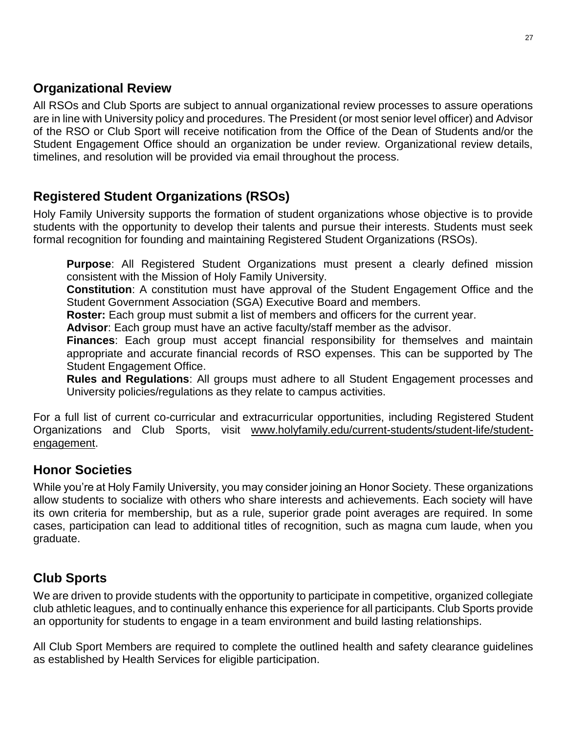## Organizational Review

All RSOs and Club Sports are subject to annual organizational review processes to assure operations are in line with University policy and procedures. The President (or most senior level officer) and Advisor of the RSO or Club Sport will receive notification from the Office of the Dean of Students and/or the Student Engagement Office should an organization be under review. Organizational review details, timelines, and resolution will be provided via email throughout the process.

## Registered Student Organizations (RSOs)

Holy Family University supports the formation of student organizations whose objective is to provide students with the opportunity to develop their talents and pursue their interests. Students must seek formal recognition for founding and maintaining Registered Student Organizations (RSOs).

**Purpose**: All Registered Student Organizations must present a clearly defined mission consistent with the Mission of Holy Family University.

**Constitution**: A constitution must have approval of the Student Engagement Office and the Student Government Association (SGA) Executive Board and members.

**Roster:** Each group must submit a list of members and officers for the current year.

**Advisor**: Each group must have an active faculty/staff member as the advisor.

**Finances**: Each group must accept financial responsibility for themselves and maintain appropriate and accurate financial records of RSO expenses. This can be supported by The Student Engagement Office.

**Rules and Regulations**: All groups must adhere to all Student Engagement processes and University policies/regulations as they relate to campus activities.

For a full list of current co-curricular and extracurricular opportunities, including Registered Student Organizations and Club Sports, visit www.holyfamily.edu/current-students/student-life/student-engagement.

## Honor Societies

While you're at Holy Family University, you may consider joining an Honor Society. These organizations allow students to socialize with others who share interests and achievements. Each society will have its own criteria for membership, but as a rule, superior grade point averages are required. In some cases, participation can lead to additional titles of recognition, such as magna cum laude, when you graduate.

## Club Sports

We are driven to provide students with the opportunity to participate in competitive, organized collegiate club athletic leagues, and to continually enhance this experience for all participants. Club Sports provide an opportunity for students to engage in a team environment and build lasting relationships.

All Club Sport Members are required to complete the outlined health and safety clearance guidelines as established by Health Services for eligible participation.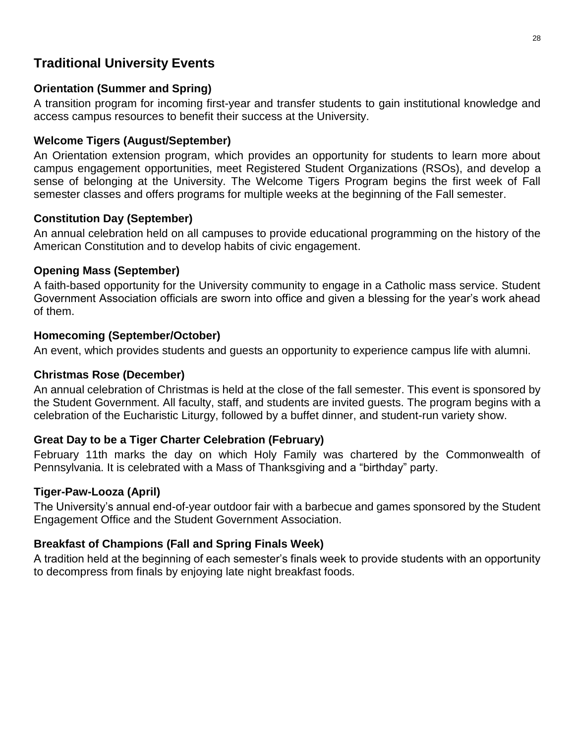## Traditional University Events

### Orientation (Summer and Spring)

A transition program for incoming first-year and transfer students to gain institutional knowledge and access campus resources to benefit their success at the University.

### Welcome Tigers (August/September)

An Orientation extension program, which provides an opportunity for students to learn more about campus engagement opportunities, meet Registered Student Organizations (RSOs), and develop a sense of belonging at the University. The Welcome Tigers Program begins the first week of Fall semester classes and offers programs for multiple weeks at the beginning of the Fall semester.

### Constitution Day (September)

An annual celebration held on all campuses to provide educational programming on the history of the American Constitution and to develop habits of civic engagement.

### Opening Mass (September)

A faith-based opportunity for the University community to engage in a Catholic mass service. Student Government Association officials are sworn into office and given a blessing for the year's work ahead of them.

### Homecoming (September/October)

An event, which provides students and guests an opportunity to experience campus life with alumni.

### Christmas Rose (December)

An annual celebration of Christmas is held at the close of the fall semester. This event is sponsored by the Student Government. All faculty, staff, and students are invited guests. The program begins with a celebration of the Eucharistic Liturgy, followed by a buffet dinner, and student-run variety show.

### Great Day to be a Tiger Charter Celebration (February)

February 11th marks the day on which Holy Family was chartered by the Commonwealth of Pennsylvania. It is celebrated with a Mass of Thanksgiving and a "birthday" party.

### Tiger-Paw-Looza (April)

The University's annual end-of-year outdoor fair with a barbecue and games sponsored by the Student Engagement Office and the Student Government Association.

### Breakfast of Champions (Fall and Spring Finals Week)

A tradition held at the beginning of each semester's finals week to provide students with an opportunity to decompress from finals by enjoying late night breakfast foods.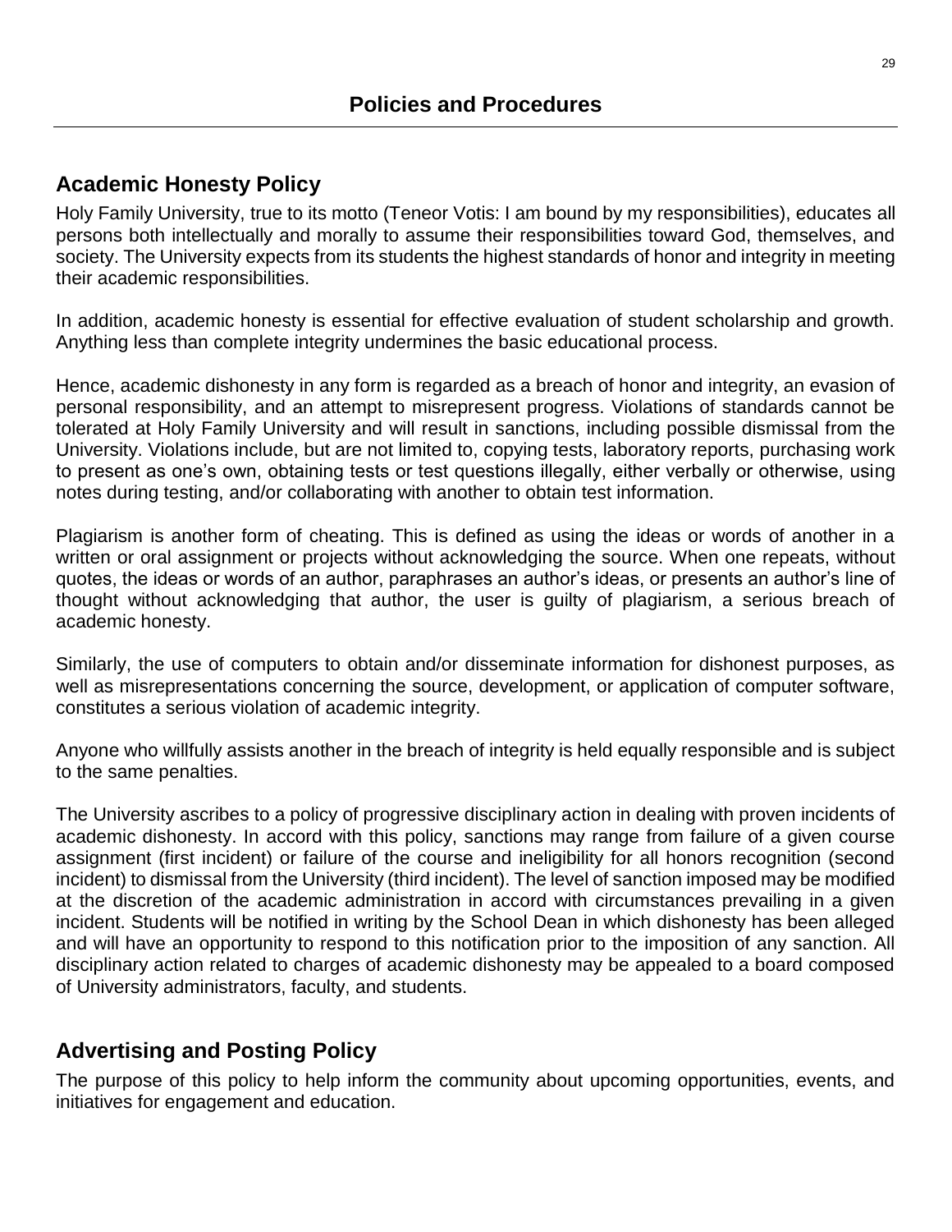# Policies and Procedures

## Academic Honesty Policy

Holy Family University, true to its motto (Teneor Votis: I am bound by my responsibilities), educates all persons both intellectually and morally to assume their responsibilities toward God, themselves, and society. The University expects from its students the highest standards of honor and integrity in meeting their academic responsibilities.

In addition, academic honesty is essential for effective evaluation of student scholarship and growth. Anything less than complete integrity undermines the basic educational process.

Hence, academic dishonesty in any form is regarded as a breach of honor and integrity, an evasion of personal responsibility, and an attempt to misrepresent progress. Violations of standards cannot be tolerated at Holy Family University and will result in sanctions, including possible dismissal from the University. Violations include, but are not limited to, copying tests, laboratory reports, purchasing work to present as one's own, obtaining tests or test questions illegally, either verbally or otherwise, using notes during testing, and/or collaborating with another to obtain test information.

Plagiarism is another form of cheating. This is defined as using the ideas or words of another in a written or oral assignment or projects without acknowledging the source. When one repeats, without quotes, the ideas or words of an author, paraphrases an author's ideas, or presents an author's line of thought without acknowledging that author, the user is guilty of plagiarism, a serious breach of academic honesty.

Similarly, the use of computers to obtain and/or disseminate information for dishonest purposes, as well as misrepresentations concerning the source, development, or application of computer software, constitutes a serious violation of academic integrity.

Anyone who willfully assists another in the breach of integrity is held equally responsible and is subject to the same penalties.

The University ascribes to a policy of progressive disciplinary action in dealing with proven incidents of academic dishonesty. In accord with this policy, sanctions may range from failure of a given course assignment (first incident) or failure of the course and ineligibility for all honors recognition (second incident) to dismissal from the University (third incident). The level of sanction imposed may be modified at the discretion of the academic administration in accord with circumstances prevailing in a given incident. Students will be notified in writing by the School Dean in which dishonesty has been alleged and will have an opportunity to respond to this notification prior to the imposition of any sanction. All disciplinary action related to charges of academic dishonesty may be appealed to a board composed of University administrators, faculty, and students.

## Advertising and Posting Policy

The purpose of this policy to help inform the community about upcoming opportunities, events, and initiatives for engagement and education.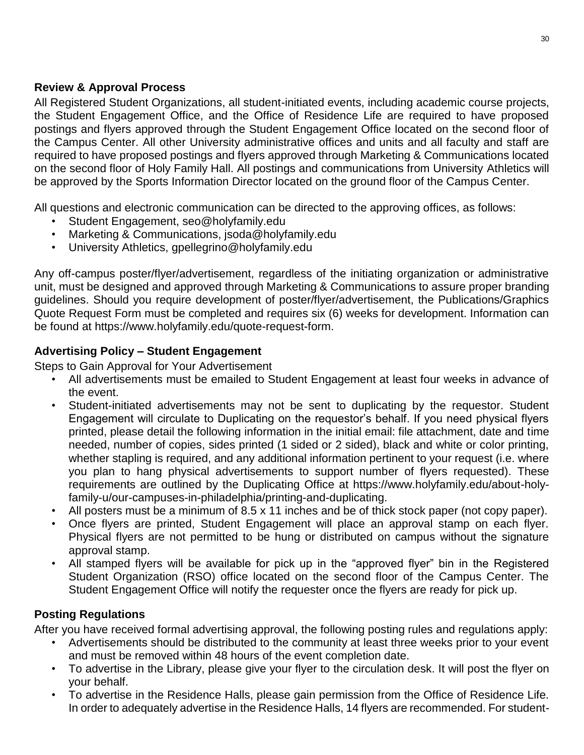### Review & Approval Process

All Registered Student Organizations, all student-initiated events, including academic course projects, the Student Engagement Office, and the Office of Residence Life are required to have proposed postings and flyers approved through the Student Engagement Office located on the second floor of the Campus Center. All other University administrative offices and units and all faculty and staff are required to have proposed postings and flyers approved through Marketing & Communications located on the second floor of Holy Family Hall. All postings and communications from University Athletics will be approved by the Sports Information Director located on the ground floor of the Campus Center.

All questions and electronic communication can be directed to the approving offices, as follows:

- Student Engagement, seo@holyfamily.edu
- Marketing & Communications, jsoda@holyfamily.edu
- University Athletics, gpellegrino@holyfamily.edu

Any off-campus poster/flyer/advertisement, regardless of the initiating organization or administrative unit, must be designed and approved through Marketing & Communications to assure proper branding guidelines. Should you require development of poster/flyer/advertisement, the Publications/Graphics Quote Request Form must be completed and requires six (6) weeks for development. Information can be found at https://www.holyfamily.edu/quote-request-form.

### Advertising Policy – Student Engagement

Steps to Gain Approval for Your Advertisement

- All advertisements must be emailed to Student Engagement at least four weeks in advance of the event.
- Student-initiated advertisements may not be sent to duplicating by the requestor. Student Engagement will circulate to Duplicating on the requestor's behalf. If you need physical flyers printed, please detail the following information in the initial email: file attachment, date and time needed, number of copies, sides printed (1 sided or 2 sided), black and white or color printing, whether stapling is required, and any additional information pertinent to your request (i.e. where you plan to hang physical advertisements to support number of flyers requested). These requirements are outlined by the Duplicating Office at https://www.holyfamily.edu/about-holy-family-u/our-campuses-in-philadelphia/printing-and-duplicating.
- All posters must be a minimum of 8.5 x 11 inches and be of thick stock paper (not copy paper).
- Once flyers are printed, Student Engagement will place an approval stamp on each flyer. Physical flyers are not permitted to be hung or distributed on campus without the signature approval stamp.
- All stamped flyers will be available for pick up in the "approved flyer" bin in the Registered Student Organization (RSO) office located on the second floor of the Campus Center. The Student Engagement Office will notify the requester once the flyers are ready for pick up.

### Posting Regulations

After you have received formal advertising approval, the following posting rules and regulations apply:

- Advertisements should be distributed to the community at least three weeks prior to your event and must be removed within 48 hours of the event completion date.
- To advertise in the Library, please give your flyer to the circulation desk. It will post the flyer on your behalf.
- To advertise in the Residence Halls, please gain permission from the Office of Residence Life. In order to adequately advertise in the Residence Halls, 14 flyers are recommended. For student-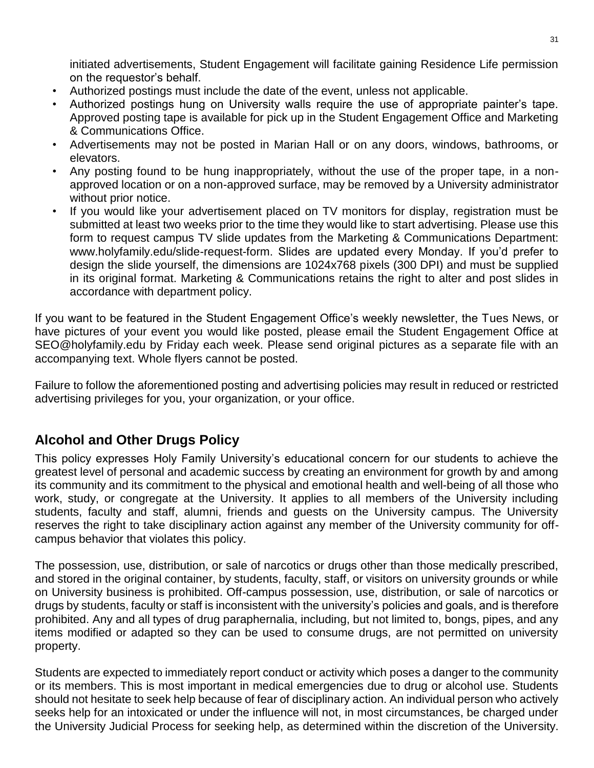initiated advertisements, Student Engagement will facilitate gaining Residence Life permission on the requestor's behalf.

- Authorized postings must include the date of the event, unless not applicable.
- Authorized postings hung on University walls require the use of appropriate painter's tape. Approved posting tape is available for pick up in the Student Engagement Office and Marketing & Communications Office.
- Advertisements may not be posted in Marian Hall or on any doors, windows, bathrooms, or elevators.
- Any posting found to be hung inappropriately, without the use of the proper tape, in a non-approved location or on a non-approved surface, may be removed by a University administrator without prior notice.
- If you would like your advertisement placed on TV monitors for display, registration must be submitted at least two weeks prior to the time they would like to start advertising. Please use this form to request campus TV slide updates from the Marketing & Communications Department: www.holyfamily.edu/slide-request-form. Slides are updated every Monday. If you'd prefer to design the slide yourself, the dimensions are 1024x768 pixels (300 DPI) and must be supplied in its original format. Marketing & Communications retains the right to alter and post slides in accordance with department policy.

If you want to be featured in the Student Engagement Office's weekly newsletter, the Tues News, or have pictures of your event you would like posted, please email the Student Engagement Office at SEO@holyfamily.edu by Friday each week. Please send original pictures as a separate file with an accompanying text. Whole flyers cannot be posted.

Failure to follow the aforementioned posting and advertising policies may result in reduced or restricted advertising privileges for you, your organization, or your office.

## Alcohol and Other Drugs Policy

This policy expresses Holy Family University's educational concern for our students to achieve the greatest level of personal and academic success by creating an environment for growth by and among its community and its commitment to the physical and emotional health and well-being of all those who work, study, or congregate at the University. It applies to all members of the University including students, faculty and staff, alumni, friends and guests on the University campus. The University reserves the right to take disciplinary action against any member of the University community for off-campus behavior that violates this policy.

The possession, use, distribution, or sale of narcotics or drugs other than those medically prescribed, and stored in the original container, by students, faculty, staff, or visitors on university grounds or while on University business is prohibited. Off-campus possession, use, distribution, or sale of narcotics or drugs by students, faculty or staff is inconsistent with the university's policies and goals, and is therefore prohibited. Any and all types of drug paraphernalia, including, but not limited to, bongs, pipes, and any items modified or adapted so they can be used to consume drugs, are not permitted on university property.

Students are expected to immediately report conduct or activity which poses a danger to the community or its members. This is most important in medical emergencies due to drug or alcohol use. Students should not hesitate to seek help because of fear of disciplinary action. An individual person who actively seeks help for an intoxicated or under the influence will not, in most circumstances, be charged under the University Judicial Process for seeking help, as determined within the discretion of the University.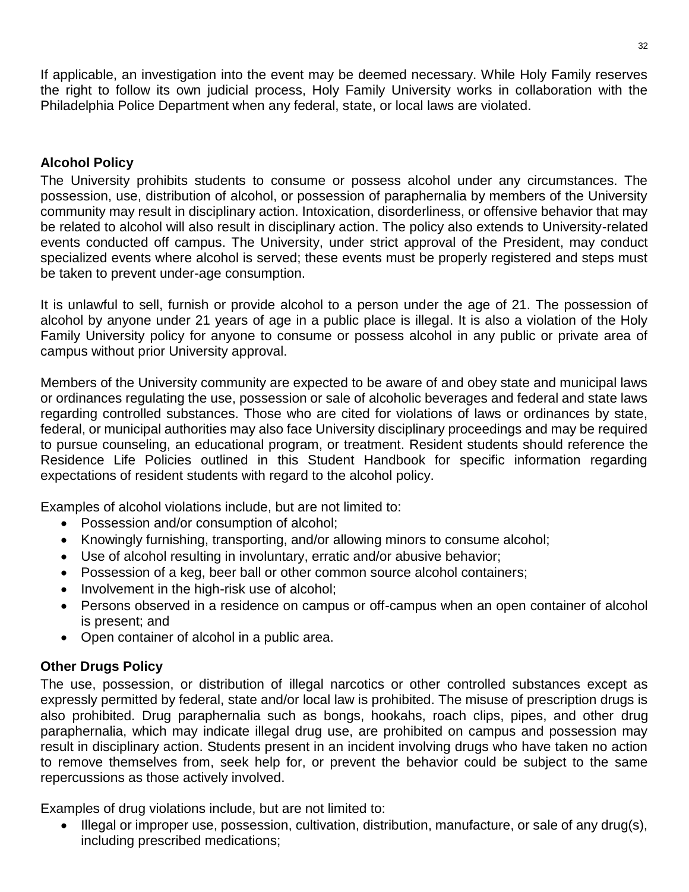If applicable, an investigation into the event may be deemed necessary. While Holy Family reserves the right to follow its own judicial process, Holy Family University works in collaboration with the Philadelphia Police Department when any federal, state, or local laws are violated.

## Alcohol Policy

The University prohibits students to consume or possess alcohol under any circumstances. The possession, use, distribution of alcohol, or possession of paraphernalia by members of the University community may result in disciplinary action. Intoxication, disorderliness, or offensive behavior that may be related to alcohol will also result in disciplinary action. The policy also extends to University-related events conducted off campus. The University, under strict approval of the President, may conduct specialized events where alcohol is served; these events must be properly registered and steps must be taken to prevent under-age consumption.

It is unlawful to sell, furnish or provide alcohol to a person under the age of 21. The possession of alcohol by anyone under 21 years of age in a public place is illegal. It is also a violation of the Holy Family University policy for anyone to consume or possess alcohol in any public or private area of campus without prior University approval.

Members of the University community are expected to be aware of and obey state and municipal laws or ordinances regulating the use, possession or sale of alcoholic beverages and federal and state laws regarding controlled substances. Those who are cited for violations of laws or ordinances by state, federal, or municipal authorities may also face University disciplinary proceedings and may be required to pursue counseling, an educational program, or treatment. Resident students should reference the Residence Life Policies outlined in this Student Handbook for specific information regarding expectations of resident students with regard to the alcohol policy.

Examples of alcohol violations include, but are not limited to:

- Possession and/or consumption of alcohol;
- Knowingly furnishing, transporting, and/or allowing minors to consume alcohol;
- Use of alcohol resulting in involuntary, erratic and/or abusive behavior;
- Possession of a keg, beer ball or other common source alcohol containers;
- Involvement in the high-risk use of alcohol;
- Persons observed in a residence on campus or off-campus when an open container of alcohol is present; and
- Open container of alcohol in a public area.

## Other Drugs Policy

The use, possession, or distribution of illegal narcotics or other controlled substances except as expressly permitted by federal, state and/or local law is prohibited. The misuse of prescription drugs is also prohibited. Drug paraphernalia such as bongs, hookahs, roach clips, pipes, and other drug paraphernalia, which may indicate illegal drug use, are prohibited on campus and possession may result in disciplinary action. Students present in an incident involving drugs who have taken no action to remove themselves from, seek help for, or prevent the behavior could be subject to the same repercussions as those actively involved.

Examples of drug violations include, but are not limited to:

- Illegal or improper use, possession, cultivation, distribution, manufacture, or sale of any drug(s), including prescribed medications;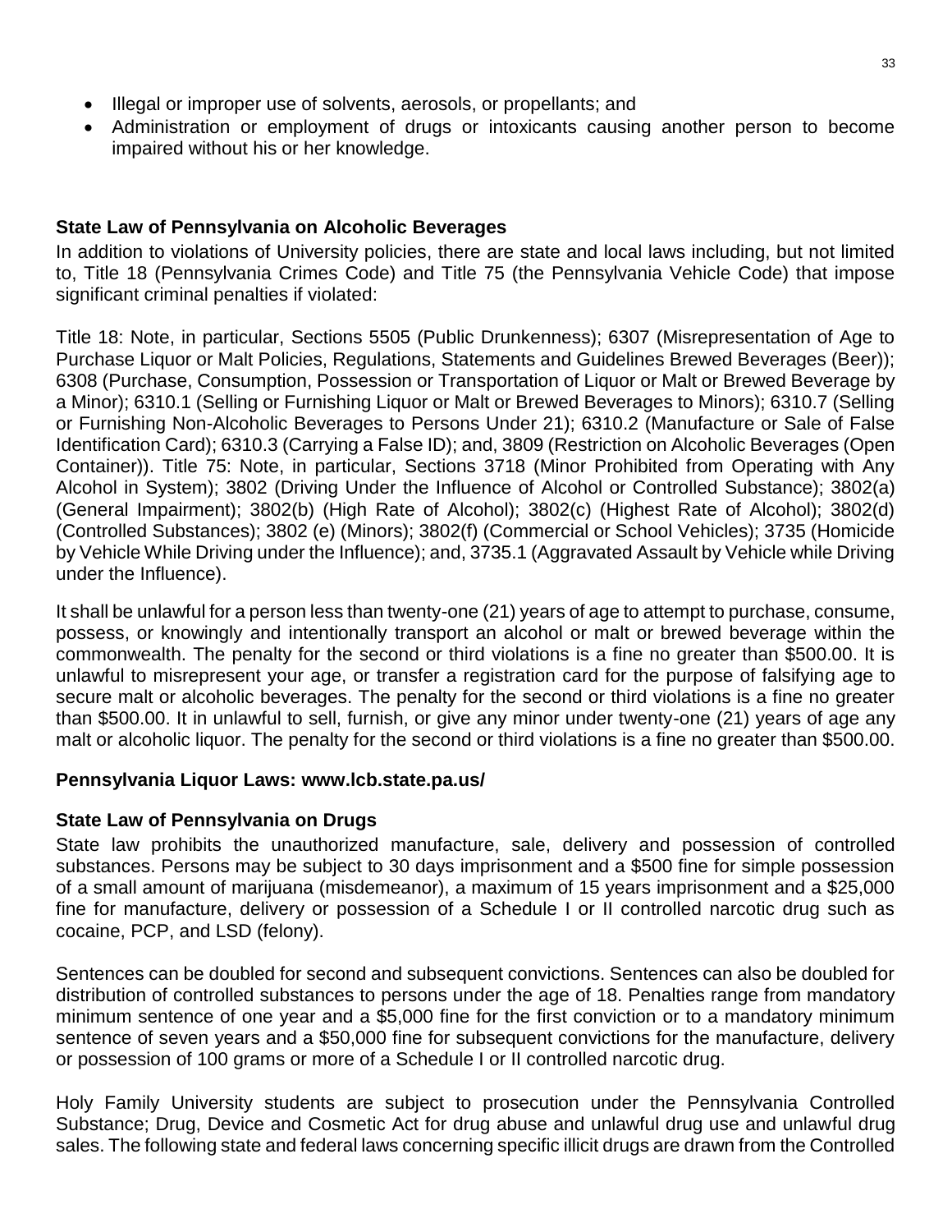- Illegal or improper use of solvents, aerosols, or propellants; and
- Administration or employment of drugs or intoxicants causing another person to become impaired without his or her knowledge.

**State Law of Pennsylvania on Alcoholic Beverages**

In addition to violations of University policies, there are state and local laws including, but not limited to, Title 18 (Pennsylvania Crimes Code) and Title 75 (the Pennsylvania Vehicle Code) that impose significant criminal penalties if violated:

Title 18: Note, in particular, Sections 5505 (Public Drunkenness); 6307 (Misrepresentation of Age to Purchase Liquor or Malt Policies, Regulations, Statements and Guidelines Brewed Beverages (Beer)); 6308 (Purchase, Consumption, Possession or Transportation of Liquor or Malt or Brewed Beverage by a Minor); 6310.1 (Selling or Furnishing Liquor or Malt or Brewed Beverages to Minors); 6310.7 (Selling or Furnishing Non-Alcoholic Beverages to Persons Under 21); 6310.2 (Manufacture or Sale of False Identification Card); 6310.3 (Carrying a False ID); and, 3809 (Restriction on Alcoholic Beverages (Open Container)). Title 75: Note, in particular, Sections 3718 (Minor Prohibited from Operating with Any Alcohol in System); 3802 (Driving Under the Influence of Alcohol or Controlled Substance); 3802(a) (General Impairment); 3802(b) (High Rate of Alcohol); 3802(c) (Highest Rate of Alcohol); 3802(d) (Controlled Substances); 3802 (e) (Minors); 3802(f) (Commercial or School Vehicles); 3735 (Homicide by Vehicle While Driving under the Influence); and, 3735.1 (Aggravated Assault by Vehicle while Driving under the Influence).

It shall be unlawful for a person less than twenty-one (21) years of age to attempt to purchase, consume, possess, or knowingly and intentionally transport an alcohol or malt or brewed beverage within the commonwealth. The penalty for the second or third violations is a fine no greater than $500.00. It is unlawful to misrepresent your age, or transfer a registration card for the purpose of falsifying age to secure malt or alcoholic beverages. The penalty for the second or third violations is a fine no greater than $500.00. It in unlawful to sell, furnish, or give any minor under twenty-one (21) years of age any malt or alcoholic liquor. The penalty for the second or third violations is a fine no greater than $500.00.

**Pennsylvania Liquor Laws: www.lcb.state.pa.us/**

**State Law of Pennsylvania on Drugs**

State law prohibits the unauthorized manufacture, sale, delivery and possession of controlled substances. Persons may be subject to 30 days imprisonment and a $500 fine for simple possession of a small amount of marijuana (misdemeanor), a maximum of 15 years imprisonment and a $25,000 fine for manufacture, delivery or possession of a Schedule I or II controlled narcotic drug such as cocaine, PCP, and LSD (felony).

Sentences can be doubled for second and subsequent convictions. Sentences can also be doubled for distribution of controlled substances to persons under the age of 18. Penalties range from mandatory minimum sentence of one year and a $5,000 fine for the first conviction or to a mandatory minimum sentence of seven years and a $50,000 fine for subsequent convictions for the manufacture, delivery or possession of 100 grams or more of a Schedule I or II controlled narcotic drug.

Holy Family University students are subject to prosecution under the Pennsylvania Controlled Substance; Drug, Device and Cosmetic Act for drug abuse and unlawful drug use and unlawful drug sales. The following state and federal laws concerning specific illicit drugs are drawn from the Controlled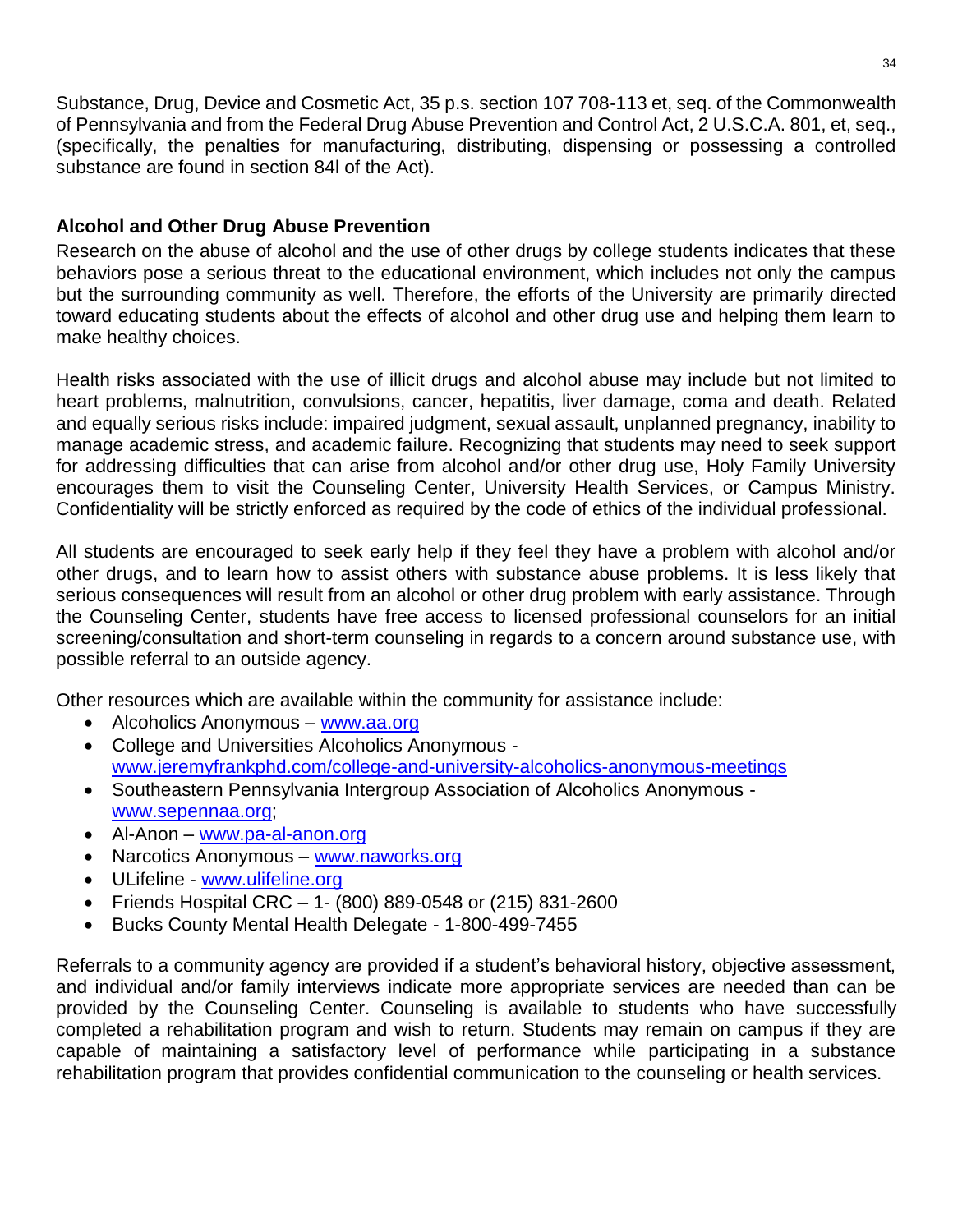Substance, Drug, Device and Cosmetic Act, 35 p.s. section 107 708-113 et, seq. of the Commonwealth of Pennsylvania and from the Federal Drug Abuse Prevention and Control Act, 2 U.S.C.A. 801, et, seq., (specifically, the penalties for manufacturing, distributing, dispensing or possessing a controlled substance are found in section 84l of the Act).

**Alcohol and Other Drug Abuse Prevention**

Research on the abuse of alcohol and the use of other drugs by college students indicates that these behaviors pose a serious threat to the educational environment, which includes not only the campus but the surrounding community as well. Therefore, the efforts of the University are primarily directed toward educating students about the effects of alcohol and other drug use and helping them learn to make healthy choices.

Health risks associated with the use of illicit drugs and alcohol abuse may include but not limited to heart problems, malnutrition, convulsions, cancer, hepatitis, liver damage, coma and death. Related and equally serious risks include: impaired judgment, sexual assault, unplanned pregnancy, inability to manage academic stress, and academic failure. Recognizing that students may need to seek support for addressing difficulties that can arise from alcohol and/or other drug use, Holy Family University encourages them to visit the Counseling Center, University Health Services, or Campus Ministry. Confidentiality will be strictly enforced as required by the code of ethics of the individual professional.

All students are encouraged to seek early help if they feel they have a problem with alcohol and/or other drugs, and to learn how to assist others with substance abuse problems. It is less likely that serious consequences will result from an alcohol or other drug problem with early assistance. Through the Counseling Center, students have free access to licensed professional counselors for an initial screening/consultation and short-term counseling in regards to a concern around substance use, with possible referral to an outside agency.

Other resources which are available within the community for assistance include:

- Alcoholics Anonymous – www.aa.org
- College and Universities Alcoholics Anonymous - www.jeremyfrankphd.com/college-and-university-alcoholics-anonymous-meetings
- Southeastern Pennsylvania Intergroup Association of Alcoholics Anonymous - www.sepennaa.org;
- Al-Anon – www.pa-al-anon.org
- Narcotics Anonymous – www.naworks.org
- ULifeline - www.ulifeline.org
- Friends Hospital CRC – 1- (800) 889-0548 or (215) 831-2600
- Bucks County Mental Health Delegate - 1-800-499-7455

Referrals to a community agency are provided if a student's behavioral history, objective assessment, and individual and/or family interviews indicate more appropriate services are needed than can be provided by the Counseling Center. Counseling is available to students who have successfully completed a rehabilitation program and wish to return. Students may remain on campus if they are capable of maintaining a satisfactory level of performance while participating in a substance rehabilitation program that provides confidential communication to the counseling or health services.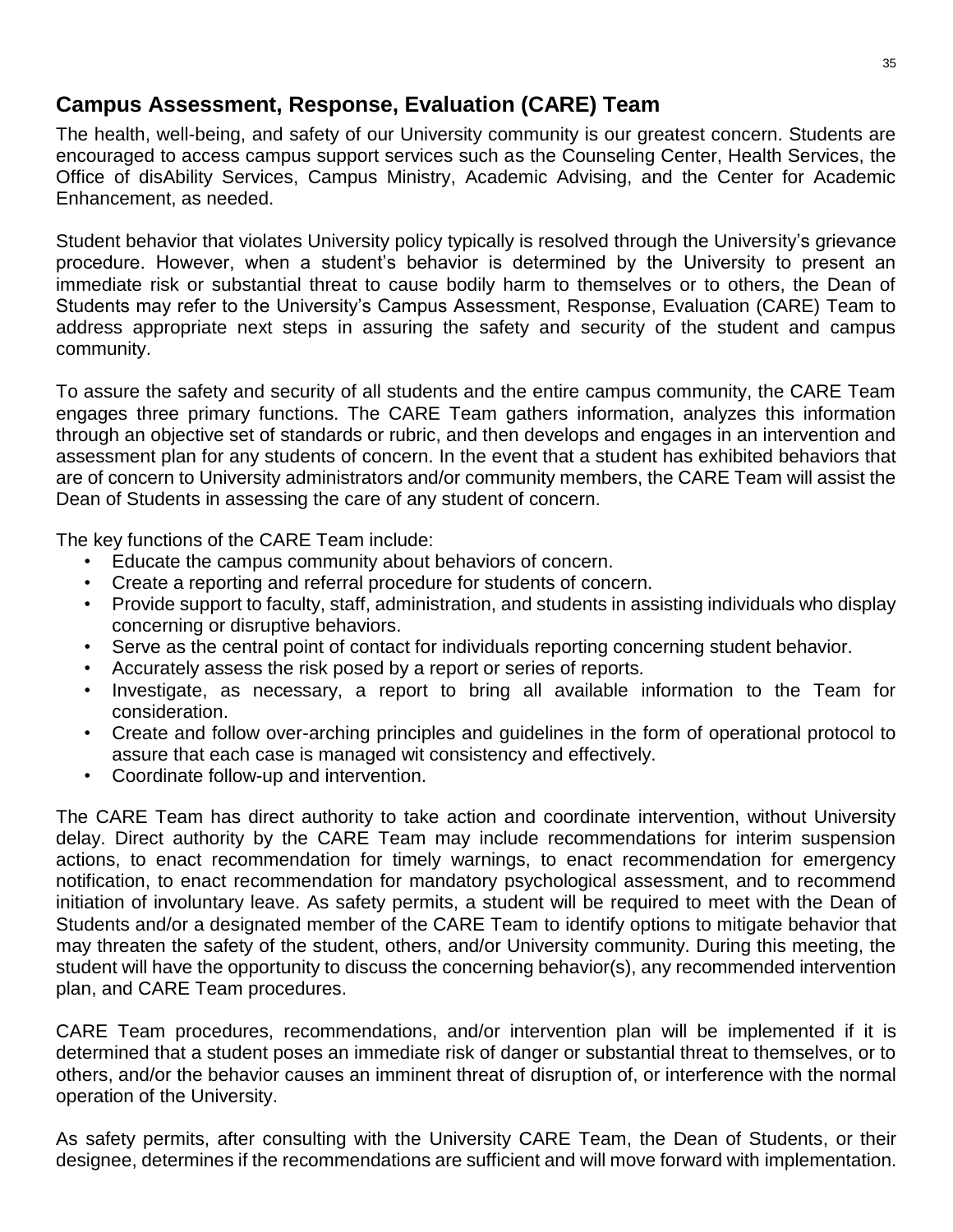## Campus Assessment, Response, Evaluation (CARE) Team

The health, well-being, and safety of our University community is our greatest concern. Students are encouraged to access campus support services such as the Counseling Center, Health Services, the Office of disAbility Services, Campus Ministry, Academic Advising, and the Center for Academic Enhancement, as needed.

Student behavior that violates University policy typically is resolved through the University's grievance procedure. However, when a student's behavior is determined by the University to present an immediate risk or substantial threat to cause bodily harm to themselves or to others, the Dean of Students may refer to the University's Campus Assessment, Response, Evaluation (CARE) Team to address appropriate next steps in assuring the safety and security of the student and campus community.

To assure the safety and security of all students and the entire campus community, the CARE Team engages three primary functions. The CARE Team gathers information, analyzes this information through an objective set of standards or rubric, and then develops and engages in an intervention and assessment plan for any students of concern. In the event that a student has exhibited behaviors that are of concern to University administrators and/or community members, the CARE Team will assist the Dean of Students in assessing the care of any student of concern.

The key functions of the CARE Team include:

- Educate the campus community about behaviors of concern.
- Create a reporting and referral procedure for students of concern.
- Provide support to faculty, staff, administration, and students in assisting individuals who display concerning or disruptive behaviors.
- Serve as the central point of contact for individuals reporting concerning student behavior.
- Accurately assess the risk posed by a report or series of reports.
- Investigate, as necessary, a report to bring all available information to the Team for consideration.
- Create and follow over-arching principles and guidelines in the form of operational protocol to assure that each case is managed wit consistency and effectively.
- Coordinate follow-up and intervention.

The CARE Team has direct authority to take action and coordinate intervention, without University delay. Direct authority by the CARE Team may include recommendations for interim suspension actions, to enact recommendation for timely warnings, to enact recommendation for emergency notification, to enact recommendation for mandatory psychological assessment, and to recommend initiation of involuntary leave. As safety permits, a student will be required to meet with the Dean of Students and/or a designated member of the CARE Team to identify options to mitigate behavior that may threaten the safety of the student, others, and/or University community. During this meeting, the student will have the opportunity to discuss the concerning behavior(s), any recommended intervention plan, and CARE Team procedures.

CARE Team procedures, recommendations, and/or intervention plan will be implemented if it is determined that a student poses an immediate risk of danger or substantial threat to themselves, or to others, and/or the behavior causes an imminent threat of disruption of, or interference with the normal operation of the University.

As safety permits, after consulting with the University CARE Team, the Dean of Students, or their designee, determines if the recommendations are sufficient and will move forward with implementation.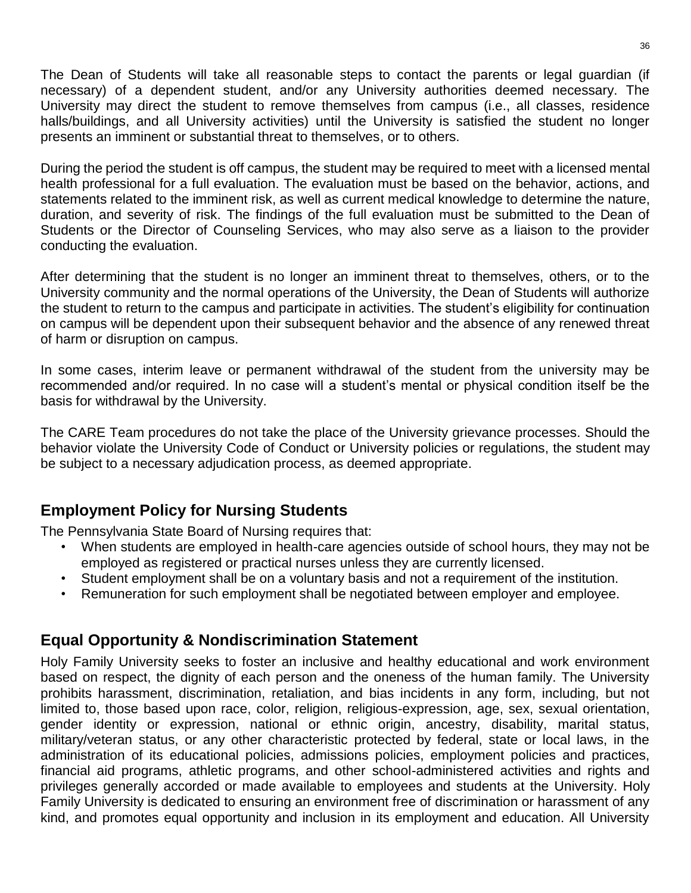The Dean of Students will take all reasonable steps to contact the parents or legal guardian (if necessary) of a dependent student, and/or any University authorities deemed necessary. The University may direct the student to remove themselves from campus (i.e., all classes, residence halls/buildings, and all University activities) until the University is satisfied the student no longer presents an imminent or substantial threat to themselves, or to others.

During the period the student is off campus, the student may be required to meet with a licensed mental health professional for a full evaluation. The evaluation must be based on the behavior, actions, and statements related to the imminent risk, as well as current medical knowledge to determine the nature, duration, and severity of risk. The findings of the full evaluation must be submitted to the Dean of Students or the Director of Counseling Services, who may also serve as a liaison to the provider conducting the evaluation.

After determining that the student is no longer an imminent threat to themselves, others, or to the University community and the normal operations of the University, the Dean of Students will authorize the student to return to the campus and participate in activities. The student's eligibility for continuation on campus will be dependent upon their subsequent behavior and the absence of any renewed threat of harm or disruption on campus.

In some cases, interim leave or permanent withdrawal of the student from the university may be recommended and/or required. In no case will a student's mental or physical condition itself be the basis for withdrawal by the University.

The CARE Team procedures do not take the place of the University grievance processes. Should the behavior violate the University Code of Conduct or University policies or regulations, the student may be subject to a necessary adjudication process, as deemed appropriate.

## Employment Policy for Nursing Students

The Pennsylvania State Board of Nursing requires that:

- When students are employed in health-care agencies outside of school hours, they may not be employed as registered or practical nurses unless they are currently licensed.
- Student employment shall be on a voluntary basis and not a requirement of the institution.
- Remuneration for such employment shall be negotiated between employer and employee.

## Equal Opportunity & Nondiscrimination Statement

Holy Family University seeks to foster an inclusive and healthy educational and work environment based on respect, the dignity of each person and the oneness of the human family. The University prohibits harassment, discrimination, retaliation, and bias incidents in any form, including, but not limited to, those based upon race, color, religion, religious-expression, age, sex, sexual orientation, gender identity or expression, national or ethnic origin, ancestry, disability, marital status, military/veteran status, or any other characteristic protected by federal, state or local laws, in the administration of its educational policies, admissions policies, employment policies and practices, financial aid programs, athletic programs, and other school-administered activities and rights and privileges generally accorded or made available to employees and students at the University. Holy Family University is dedicated to ensuring an environment free of discrimination or harassment of any kind, and promotes equal opportunity and inclusion in its employment and education. All University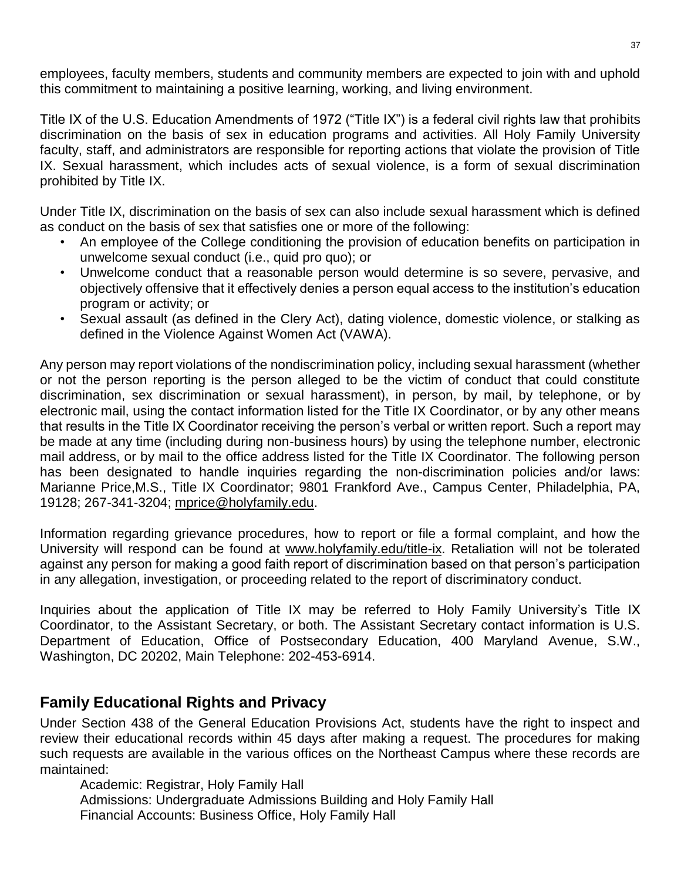employees, faculty members, students and community members are expected to join with and uphold this commitment to maintaining a positive learning, working, and living environment.

Title IX of the U.S. Education Amendments of 1972 ("Title IX") is a federal civil rights law that prohibits discrimination on the basis of sex in education programs and activities. All Holy Family University faculty, staff, and administrators are responsible for reporting actions that violate the provision of Title IX. Sexual harassment, which includes acts of sexual violence, is a form of sexual discrimination prohibited by Title IX.

Under Title IX, discrimination on the basis of sex can also include sexual harassment which is defined as conduct on the basis of sex that satisfies one or more of the following:

- An employee of the College conditioning the provision of education benefits on participation in unwelcome sexual conduct (i.e., quid pro quo); or
- Unwelcome conduct that a reasonable person would determine is so severe, pervasive, and objectively offensive that it effectively denies a person equal access to the institution's education program or activity; or
- Sexual assault (as defined in the Clery Act), dating violence, domestic violence, or stalking as defined in the Violence Against Women Act (VAWA).

Any person may report violations of the nondiscrimination policy, including sexual harassment (whether or not the person reporting is the person alleged to be the victim of conduct that could constitute discrimination, sex discrimination or sexual harassment), in person, by mail, by telephone, or by electronic mail, using the contact information listed for the Title IX Coordinator, or by any other means that results in the Title IX Coordinator receiving the person's verbal or written report. Such a report may be made at any time (including during non-business hours) by using the telephone number, electronic mail address, or by mail to the office address listed for the Title IX Coordinator. The following person has been designated to handle inquiries regarding the non-discrimination policies and/or laws: Marianne Price,M.S., Title IX Coordinator; 9801 Frankford Ave., Campus Center, Philadelphia, PA, 19128; 267-341-3204; mprice@holyfamily.edu.

Information regarding grievance procedures, how to report or file a formal complaint, and how the University will respond can be found at www.holyfamily.edu/title-ix. Retaliation will not be tolerated against any person for making a good faith report of discrimination based on that person's participation in any allegation, investigation, or proceeding related to the report of discriminatory conduct.

Inquiries about the application of Title IX may be referred to Holy Family University's Title IX Coordinator, to the Assistant Secretary, or both. The Assistant Secretary contact information is U.S. Department of Education, Office of Postsecondary Education, 400 Maryland Avenue, S.W., Washington, DC 20202, Main Telephone: 202-453-6914.

## Family Educational Rights and Privacy

Under Section 438 of the General Education Provisions Act, students have the right to inspect and review their educational records within 45 days after making a request. The procedures for making such requests are available in the various offices on the Northeast Campus where these records are maintained:

Academic: Registrar, Holy Family Hall
Admissions: Undergraduate Admissions Building and Holy Family Hall
Financial Accounts: Business Office, Holy Family Hall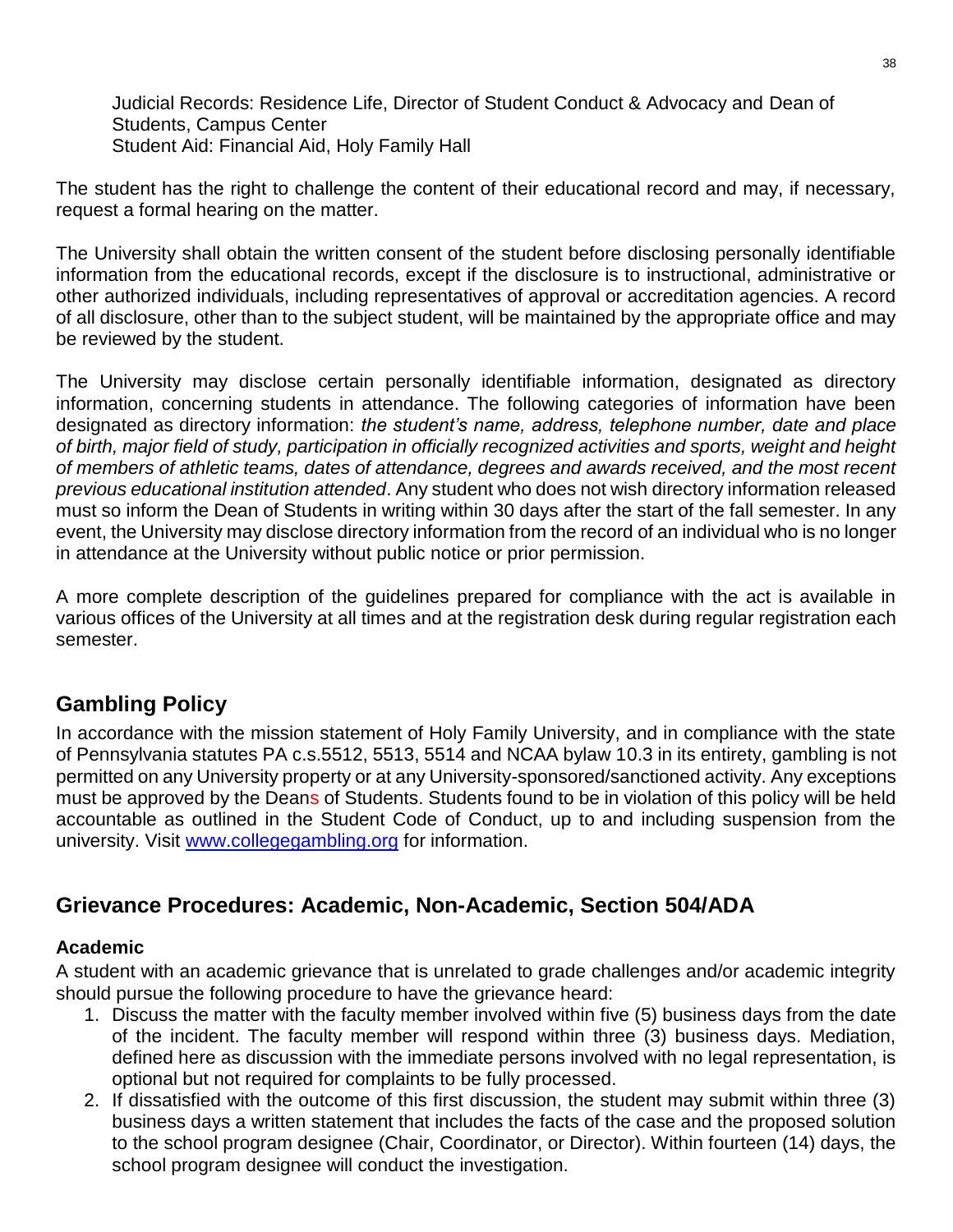Judicial Records: Residence Life, Director of Student Conduct & Advocacy and Dean of Students, Campus Center
Student Aid: Financial Aid, Holy Family Hall

The student has the right to challenge the content of their educational record and may, if necessary, request a formal hearing on the matter.

The University shall obtain the written consent of the student before disclosing personally identifiable information from the educational records, except if the disclosure is to instructional, administrative or other authorized individuals, including representatives of approval or accreditation agencies. A record of all disclosure, other than to the subject student, will be maintained by the appropriate office and may be reviewed by the student.

The University may disclose certain personally identifiable information, designated as directory information, concerning students in attendance. The following categories of information have been designated as directory information: *the student's name, address, telephone number, date and place of birth, major field of study, participation in officially recognized activities and sports, weight and height of members of athletic teams, dates of attendance, degrees and awards received, and the most recent previous educational institution attended*. Any student who does not wish directory information released must so inform the Dean of Students in writing within 30 days after the start of the fall semester. In any event, the University may disclose directory information from the record of an individual who is no longer in attendance at the University without public notice or prior permission.

A more complete description of the guidelines prepared for compliance with the act is available in various offices of the University at all times and at the registration desk during regular registration each semester.

## Gambling Policy

In accordance with the mission statement of Holy Family University, and in compliance with the state of Pennsylvania statutes PA c.s.5512, 5513, 5514 and NCAA bylaw 10.3 in its entirety, gambling is not permitted on any University property or at any University-sponsored/sanctioned activity. Any exceptions must be approved by the Deans of Students. Students found to be in violation of this policy will be held accountable as outlined in the Student Code of Conduct, up to and including suspension from the university. Visit [www.collegegambling.org](http://www.collegegambling.org) for information.

## Grievance Procedures: Academic, Non-Academic, Section 504/ADA

### Academic

A student with an academic grievance that is unrelated to grade challenges and/or academic integrity should pursue the following procedure to have the grievance heard:

1. Discuss the matter with the faculty member involved within five (5) business days from the date of the incident. The faculty member will respond within three (3) business days. Mediation, defined here as discussion with the immediate persons involved with no legal representation, is optional but not required for complaints to be fully processed.
2. If dissatisfied with the outcome of this first discussion, the student may submit within three (3) business days a written statement that includes the facts of the case and the proposed solution to the school program designee (Chair, Coordinator, or Director). Within fourteen (14) days, the school program designee will conduct the investigation.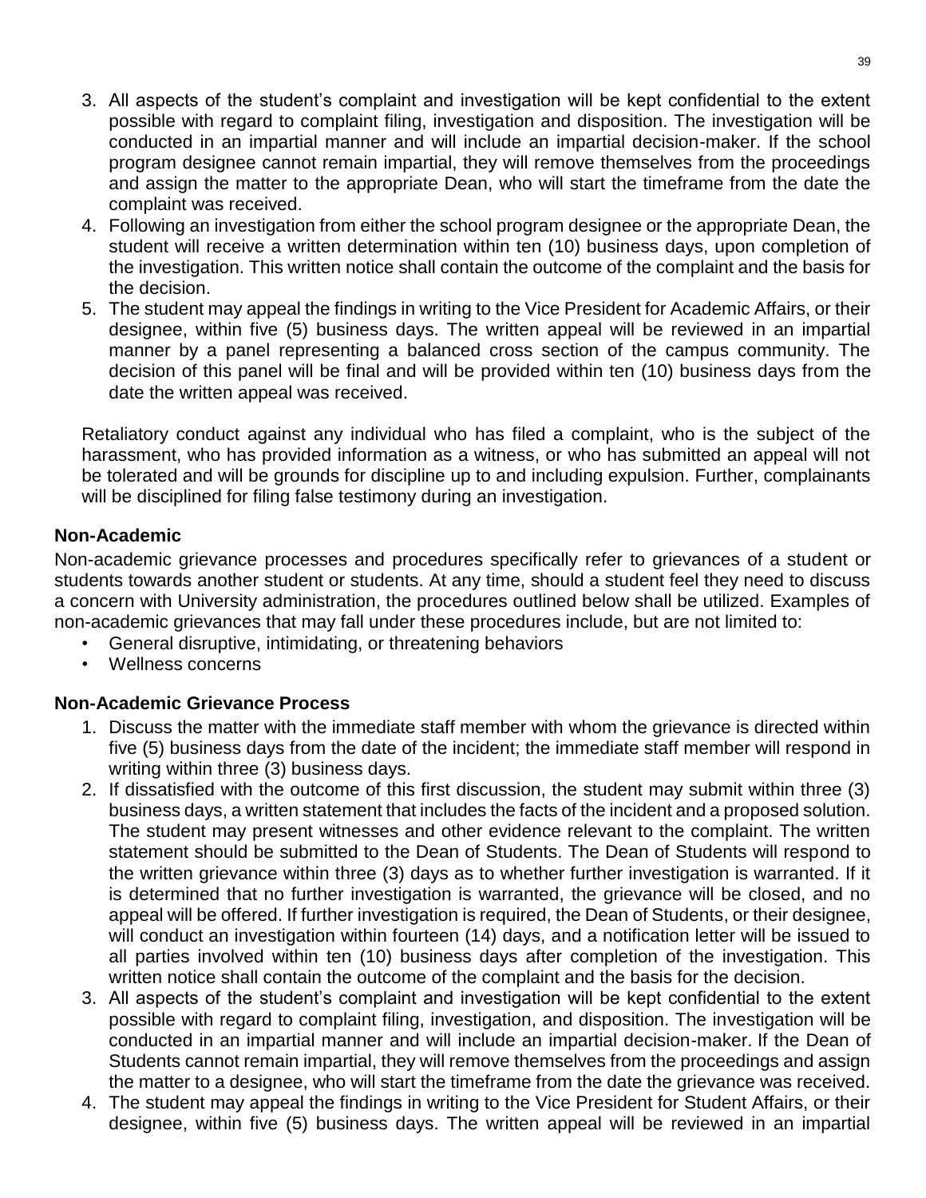3. All aspects of the student's complaint and investigation will be kept confidential to the extent possible with regard to complaint filing, investigation and disposition. The investigation will be conducted in an impartial manner and will include an impartial decision-maker. If the school program designee cannot remain impartial, they will remove themselves from the proceedings and assign the matter to the appropriate Dean, who will start the timeframe from the date the complaint was received.
4. Following an investigation from either the school program designee or the appropriate Dean, the student will receive a written determination within ten (10) business days, upon completion of the investigation. This written notice shall contain the outcome of the complaint and the basis for the decision.
5. The student may appeal the findings in writing to the Vice President for Academic Affairs, or their designee, within five (5) business days. The written appeal will be reviewed in an impartial manner by a panel representing a balanced cross section of the campus community. The decision of this panel will be final and will be provided within ten (10) business days from the date the written appeal was received.

Retaliatory conduct against any individual who has filed a complaint, who is the subject of the harassment, who has provided information as a witness, or who has submitted an appeal will not be tolerated and will be grounds for discipline up to and including expulsion. Further, complainants will be disciplined for filing false testimony during an investigation.

### Non-Academic

Non-academic grievance processes and procedures specifically refer to grievances of a student or students towards another student or students. At any time, should a student feel they need to discuss a concern with University administration, the procedures outlined below shall be utilized. Examples of non-academic grievances that may fall under these procedures include, but are not limited to:

- General disruptive, intimidating, or threatening behaviors
- Wellness concerns

### Non-Academic Grievance Process

1. Discuss the matter with the immediate staff member with whom the grievance is directed within five (5) business days from the date of the incident; the immediate staff member will respond in writing within three (3) business days.
2. If dissatisfied with the outcome of this first discussion, the student may submit within three (3) business days, a written statement that includes the facts of the incident and a proposed solution. The student may present witnesses and other evidence relevant to the complaint. The written statement should be submitted to the Dean of Students. The Dean of Students will respond to the written grievance within three (3) days as to whether further investigation is warranted. If it is determined that no further investigation is warranted, the grievance will be closed, and no appeal will be offered. If further investigation is required, the Dean of Students, or their designee, will conduct an investigation within fourteen (14) days, and a notification letter will be issued to all parties involved within ten (10) business days after completion of the investigation. This written notice shall contain the outcome of the complaint and the basis for the decision.
3. All aspects of the student's complaint and investigation will be kept confidential to the extent possible with regard to complaint filing, investigation, and disposition. The investigation will be conducted in an impartial manner and will include an impartial decision-maker. If the Dean of Students cannot remain impartial, they will remove themselves from the proceedings and assign the matter to a designee, who will start the timeframe from the date the grievance was received.
4. The student may appeal the findings in writing to the Vice President for Student Affairs, or their designee, within five (5) business days. The written appeal will be reviewed in an impartial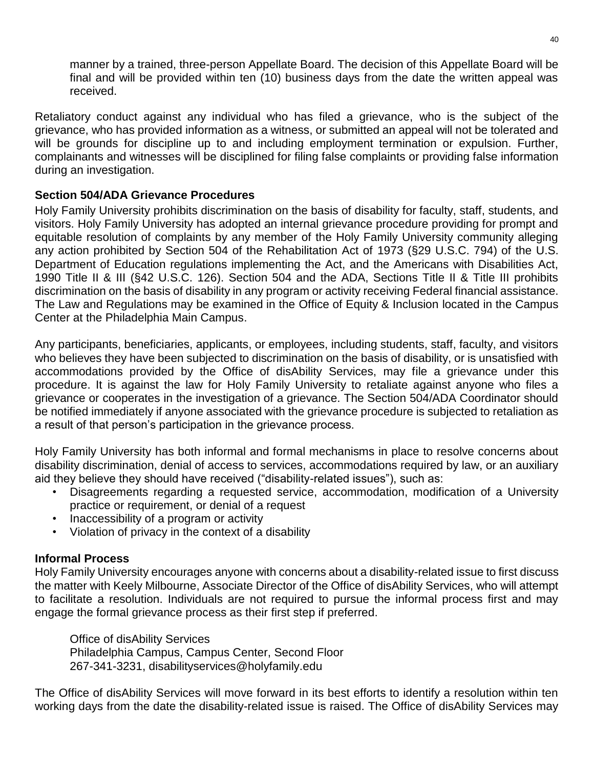manner by a trained, three-person Appellate Board. The decision of this Appellate Board will be final and will be provided within ten (10) business days from the date the written appeal was received.

Retaliatory conduct against any individual who has filed a grievance, who is the subject of the grievance, who has provided information as a witness, or submitted an appeal will not be tolerated and will be grounds for discipline up to and including employment termination or expulsion. Further, complainants and witnesses will be disciplined for filing false complaints or providing false information during an investigation.

**Section 504/ADA Grievance Procedures**

Holy Family University prohibits discrimination on the basis of disability for faculty, staff, students, and visitors. Holy Family University has adopted an internal grievance procedure providing for prompt and equitable resolution of complaints by any member of the Holy Family University community alleging any action prohibited by Section 504 of the Rehabilitation Act of 1973 (§29 U.S.C. 794) of the U.S. Department of Education regulations implementing the Act, and the Americans with Disabilities Act, 1990 Title II & III (§42 U.S.C. 126). Section 504 and the ADA, Sections Title II & Title III prohibits discrimination on the basis of disability in any program or activity receiving Federal financial assistance. The Law and Regulations may be examined in the Office of Equity & Inclusion located in the Campus Center at the Philadelphia Main Campus.

Any participants, beneficiaries, applicants, or employees, including students, staff, faculty, and visitors who believes they have been subjected to discrimination on the basis of disability, or is unsatisfied with accommodations provided by the Office of disAbility Services, may file a grievance under this procedure. It is against the law for Holy Family University to retaliate against anyone who files a grievance or cooperates in the investigation of a grievance. The Section 504/ADA Coordinator should be notified immediately if anyone associated with the grievance procedure is subjected to retaliation as a result of that person's participation in the grievance process.

Holy Family University has both informal and formal mechanisms in place to resolve concerns about disability discrimination, denial of access to services, accommodations required by law, or an auxiliary aid they believe they should have received ("disability-related issues"), such as:

- Disagreements regarding a requested service, accommodation, modification of a University practice or requirement, or denial of a request
- Inaccessibility of a program or activity
- Violation of privacy in the context of a disability

**Informal Process**

Holy Family University encourages anyone with concerns about a disability-related issue to first discuss the matter with Keely Milbourne, Associate Director of the Office of disAbility Services, who will attempt to facilitate a resolution. Individuals are not required to pursue the informal process first and may engage the formal grievance process as their first step if preferred.

Office of disAbility Services
Philadelphia Campus, Campus Center, Second Floor
267-341-3231, disabilityservices@holyfamily.edu

The Office of disAbility Services will move forward in its best efforts to identify a resolution within ten working days from the date the disability-related issue is raised. The Office of disAbility Services may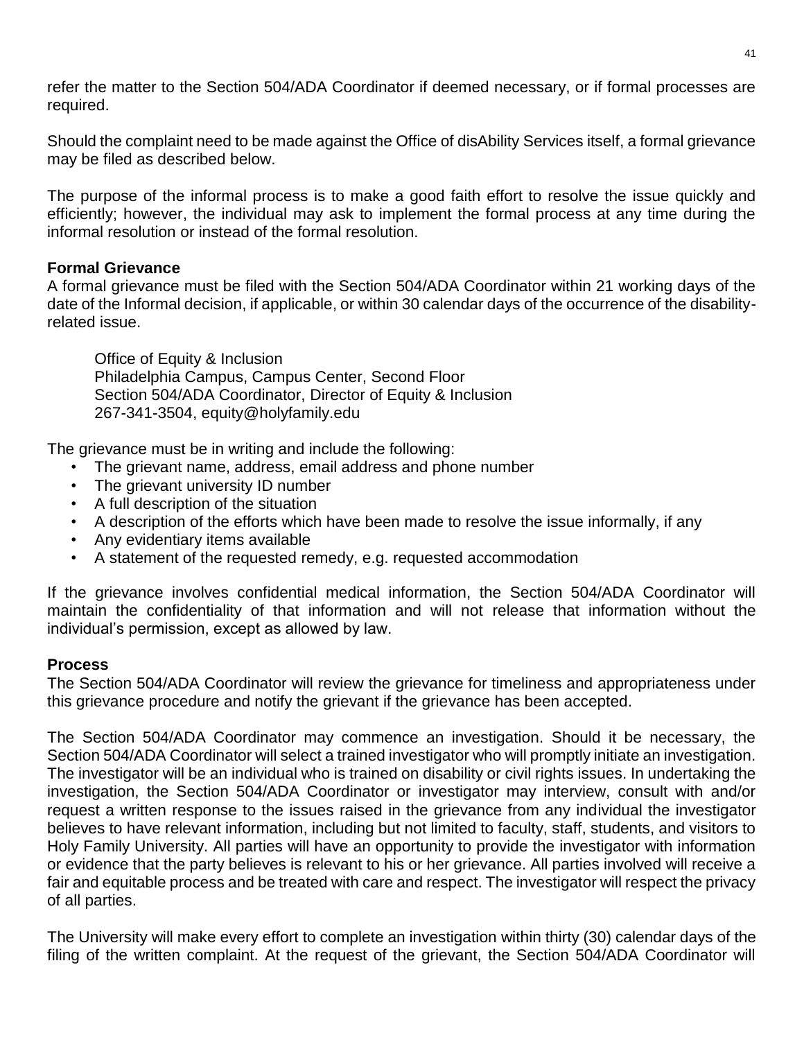refer the matter to the Section 504/ADA Coordinator if deemed necessary, or if formal processes are required.

Should the complaint need to be made against the Office of disAbility Services itself, a formal grievance may be filed as described below.

The purpose of the informal process is to make a good faith effort to resolve the issue quickly and efficiently; however, the individual may ask to implement the formal process at any time during the informal resolution or instead of the formal resolution.

### Formal Grievance

A formal grievance must be filed with the Section 504/ADA Coordinator within 21 working days of the date of the Informal decision, if applicable, or within 30 calendar days of the occurrence of the disability-related issue.

> Office of Equity & Inclusion
> Philadelphia Campus, Campus Center, Second Floor
> Section 504/ADA Coordinator, Director of Equity & Inclusion
> 267-341-3504, equity@holyfamily.edu

The grievance must be in writing and include the following:

- The grievant name, address, email address and phone number
- The grievant university ID number
- A full description of the situation
- A description of the efforts which have been made to resolve the issue informally, if any
- Any evidentiary items available
- A statement of the requested remedy, e.g. requested accommodation

If the grievance involves confidential medical information, the Section 504/ADA Coordinator will maintain the confidentiality of that information and will not release that information without the individual's permission, except as allowed by law.

### Process

The Section 504/ADA Coordinator will review the grievance for timeliness and appropriateness under this grievance procedure and notify the grievant if the grievance has been accepted.

The Section 504/ADA Coordinator may commence an investigation. Should it be necessary, the Section 504/ADA Coordinator will select a trained investigator who will promptly initiate an investigation. The investigator will be an individual who is trained on disability or civil rights issues. In undertaking the investigation, the Section 504/ADA Coordinator or investigator may interview, consult with and/or request a written response to the issues raised in the grievance from any individual the investigator believes to have relevant information, including but not limited to faculty, staff, students, and visitors to Holy Family University. All parties will have an opportunity to provide the investigator with information or evidence that the party believes is relevant to his or her grievance. All parties involved will receive a fair and equitable process and be treated with care and respect. The investigator will respect the privacy of all parties.

The University will make every effort to complete an investigation within thirty (30) calendar days of the filing of the written complaint. At the request of the grievant, the Section 504/ADA Coordinator will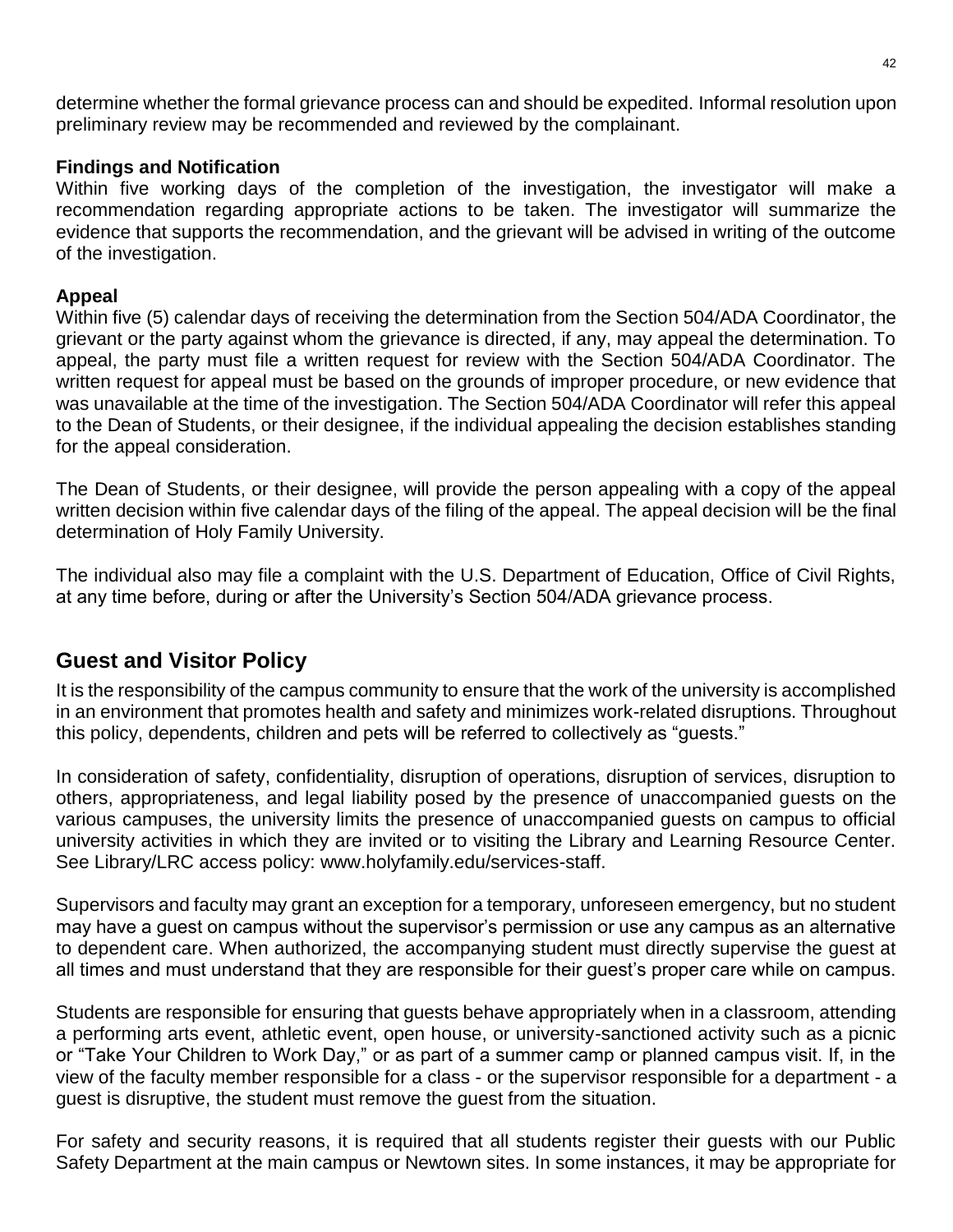determine whether the formal grievance process can and should be expedited. Informal resolution upon preliminary review may be recommended and reviewed by the complainant.

### Findings and Notification

Within five working days of the completion of the investigation, the investigator will make a recommendation regarding appropriate actions to be taken. The investigator will summarize the evidence that supports the recommendation, and the grievant will be advised in writing of the outcome of the investigation.

### Appeal

Within five (5) calendar days of receiving the determination from the Section 504/ADA Coordinator, the grievant or the party against whom the grievance is directed, if any, may appeal the determination. To appeal, the party must file a written request for review with the Section 504/ADA Coordinator. The written request for appeal must be based on the grounds of improper procedure, or new evidence that was unavailable at the time of the investigation. The Section 504/ADA Coordinator will refer this appeal to the Dean of Students, or their designee, if the individual appealing the decision establishes standing for the appeal consideration.

The Dean of Students, or their designee, will provide the person appealing with a copy of the appeal written decision within five calendar days of the filing of the appeal. The appeal decision will be the final determination of Holy Family University.

The individual also may file a complaint with the U.S. Department of Education, Office of Civil Rights, at any time before, during or after the University's Section 504/ADA grievance process.

## Guest and Visitor Policy

It is the responsibility of the campus community to ensure that the work of the university is accomplished in an environment that promotes health and safety and minimizes work-related disruptions. Throughout this policy, dependents, children and pets will be referred to collectively as "guests."

In consideration of safety, confidentiality, disruption of operations, disruption of services, disruption to others, appropriateness, and legal liability posed by the presence of unaccompanied guests on the various campuses, the university limits the presence of unaccompanied guests on campus to official university activities in which they are invited or to visiting the Library and Learning Resource Center. See Library/LRC access policy: www.holyfamily.edu/services-staff.

Supervisors and faculty may grant an exception for a temporary, unforeseen emergency, but no student may have a guest on campus without the supervisor's permission or use any campus as an alternative to dependent care. When authorized, the accompanying student must directly supervise the guest at all times and must understand that they are responsible for their guest's proper care while on campus.

Students are responsible for ensuring that guests behave appropriately when in a classroom, attending a performing arts event, athletic event, open house, or university-sanctioned activity such as a picnic or "Take Your Children to Work Day," or as part of a summer camp or planned campus visit. If, in the view of the faculty member responsible for a class - or the supervisor responsible for a department - a guest is disruptive, the student must remove the guest from the situation.

For safety and security reasons, it is required that all students register their guests with our Public Safety Department at the main campus or Newtown sites. In some instances, it may be appropriate for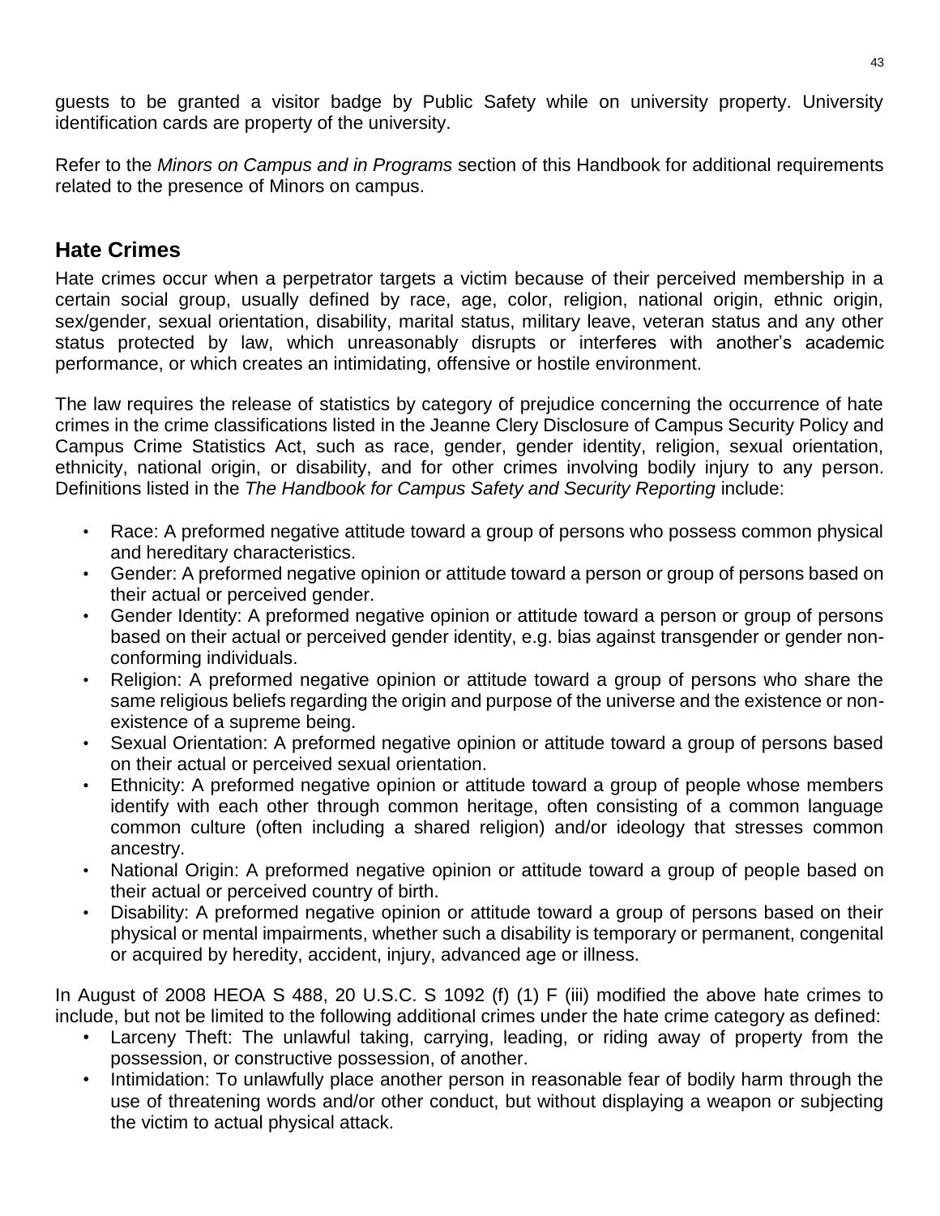guests to be granted a visitor badge by Public Safety while on university property. University identification cards are property of the university.

Refer to the *Minors on Campus and in Programs* section of this Handbook for additional requirements related to the presence of Minors on campus.

## Hate Crimes

Hate crimes occur when a perpetrator targets a victim because of their perceived membership in a certain social group, usually defined by race, age, color, religion, national origin, ethnic origin, sex/gender, sexual orientation, disability, marital status, military leave, veteran status and any other status protected by law, which unreasonably disrupts or interferes with another's academic performance, or which creates an intimidating, offensive or hostile environment.

The law requires the release of statistics by category of prejudice concerning the occurrence of hate crimes in the crime classifications listed in the Jeanne Clery Disclosure of Campus Security Policy and Campus Crime Statistics Act, such as race, gender, gender identity, religion, sexual orientation, ethnicity, national origin, or disability, and for other crimes involving bodily injury to any person. Definitions listed in the *The Handbook for Campus Safety and Security Reporting* include:

- Race: A preformed negative attitude toward a group of persons who possess common physical and hereditary characteristics.
- Gender: A preformed negative opinion or attitude toward a person or group of persons based on their actual or perceived gender.
- Gender Identity: A preformed negative opinion or attitude toward a person or group of persons based on their actual or perceived gender identity, e.g. bias against transgender or gender non-conforming individuals.
- Religion: A preformed negative opinion or attitude toward a group of persons who share the same religious beliefs regarding the origin and purpose of the universe and the existence or non-existence of a supreme being.
- Sexual Orientation: A preformed negative opinion or attitude toward a group of persons based on their actual or perceived sexual orientation.
- Ethnicity: A preformed negative opinion or attitude toward a group of people whose members identify with each other through common heritage, often consisting of a common language common culture (often including a shared religion) and/or ideology that stresses common ancestry.
- National Origin: A preformed negative opinion or attitude toward a group of people based on their actual or perceived country of birth.
- Disability: A preformed negative opinion or attitude toward a group of persons based on their physical or mental impairments, whether such a disability is temporary or permanent, congenital or acquired by heredity, accident, injury, advanced age or illness.

In August of 2008 HEOA S 488, 20 U.S.C. S 1092 (f) (1) F (iii) modified the above hate crimes to include, but not be limited to the following additional crimes under the hate crime category as defined:

- Larceny Theft: The unlawful taking, carrying, leading, or riding away of property from the possession, or constructive possession, of another.
- Intimidation: To unlawfully place another person in reasonable fear of bodily harm through the use of threatening words and/or other conduct, but without displaying a weapon or subjecting the victim to actual physical attack.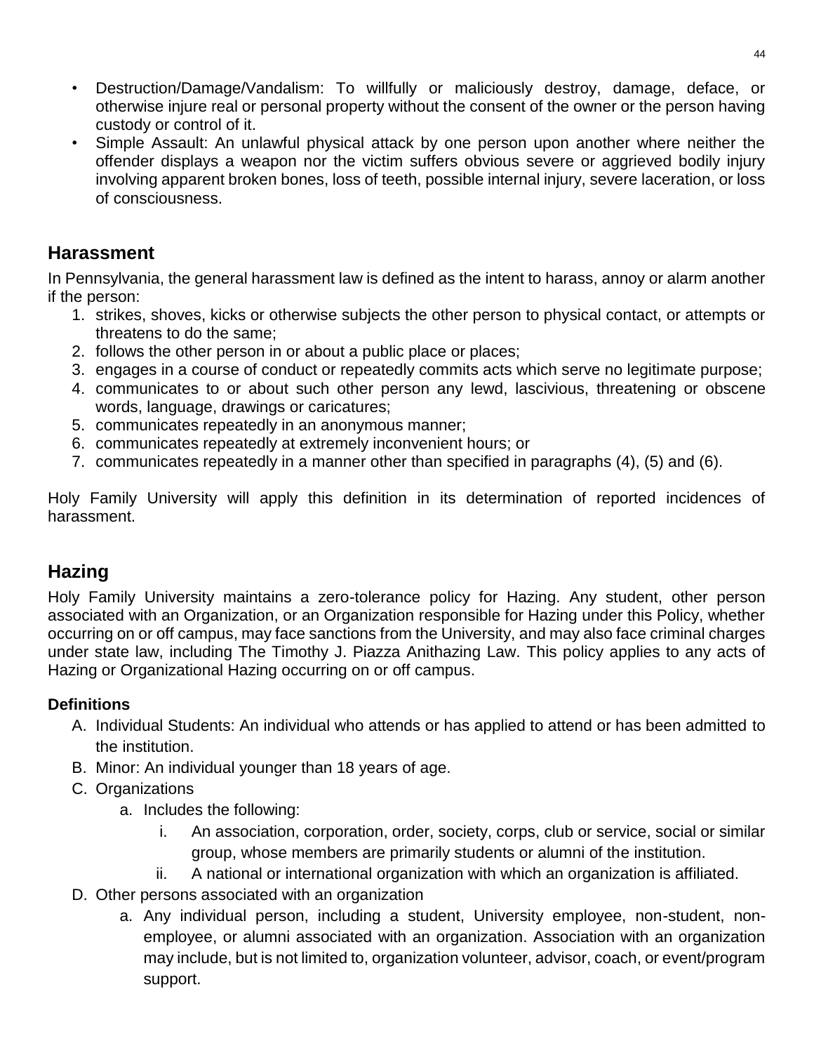- Destruction/Damage/Vandalism: To willfully or maliciously destroy, damage, deface, or otherwise injure real or personal property without the consent of the owner or the person having custody or control of it.
- Simple Assault: An unlawful physical attack by one person upon another where neither the offender displays a weapon nor the victim suffers obvious severe or aggrieved bodily injury involving apparent broken bones, loss of teeth, possible internal injury, severe laceration, or loss of consciousness.

## Harassment

In Pennsylvania, the general harassment law is defined as the intent to harass, annoy or alarm another if the person:

1. strikes, shoves, kicks or otherwise subjects the other person to physical contact, or attempts or threatens to do the same;
2. follows the other person in or about a public place or places;
3. engages in a course of conduct or repeatedly commits acts which serve no legitimate purpose;
4. communicates to or about such other person any lewd, lascivious, threatening or obscene words, language, drawings or caricatures;
5. communicates repeatedly in an anonymous manner;
6. communicates repeatedly at extremely inconvenient hours; or
7. communicates repeatedly in a manner other than specified in paragraphs (4), (5) and (6).

Holy Family University will apply this definition in its determination of reported incidences of harassment.

## Hazing

Holy Family University maintains a zero-tolerance policy for Hazing. Any student, other person associated with an Organization, or an Organization responsible for Hazing under this Policy, whether occurring on or off campus, may face sanctions from the University, and may also face criminal charges under state law, including The Timothy J. Piazza Anithazing Law. This policy applies to any acts of Hazing or Organizational Hazing occurring on or off campus.

**Definitions**

A. Individual Students: An individual who attends or has applied to attend or has been admitted to the institution.
B. Minor: An individual younger than 18 years of age.
C. Organizations
   a. Includes the following:
      i. An association, corporation, order, society, corps, club or service, social or similar group, whose members are primarily students or alumni of the institution.
      ii. A national or international organization with which an organization is affiliated.
D. Other persons associated with an organization
   a. Any individual person, including a student, University employee, non-student, non-employee, or alumni associated with an organization. Association with an organization may include, but is not limited to, organization volunteer, advisor, coach, or event/program support.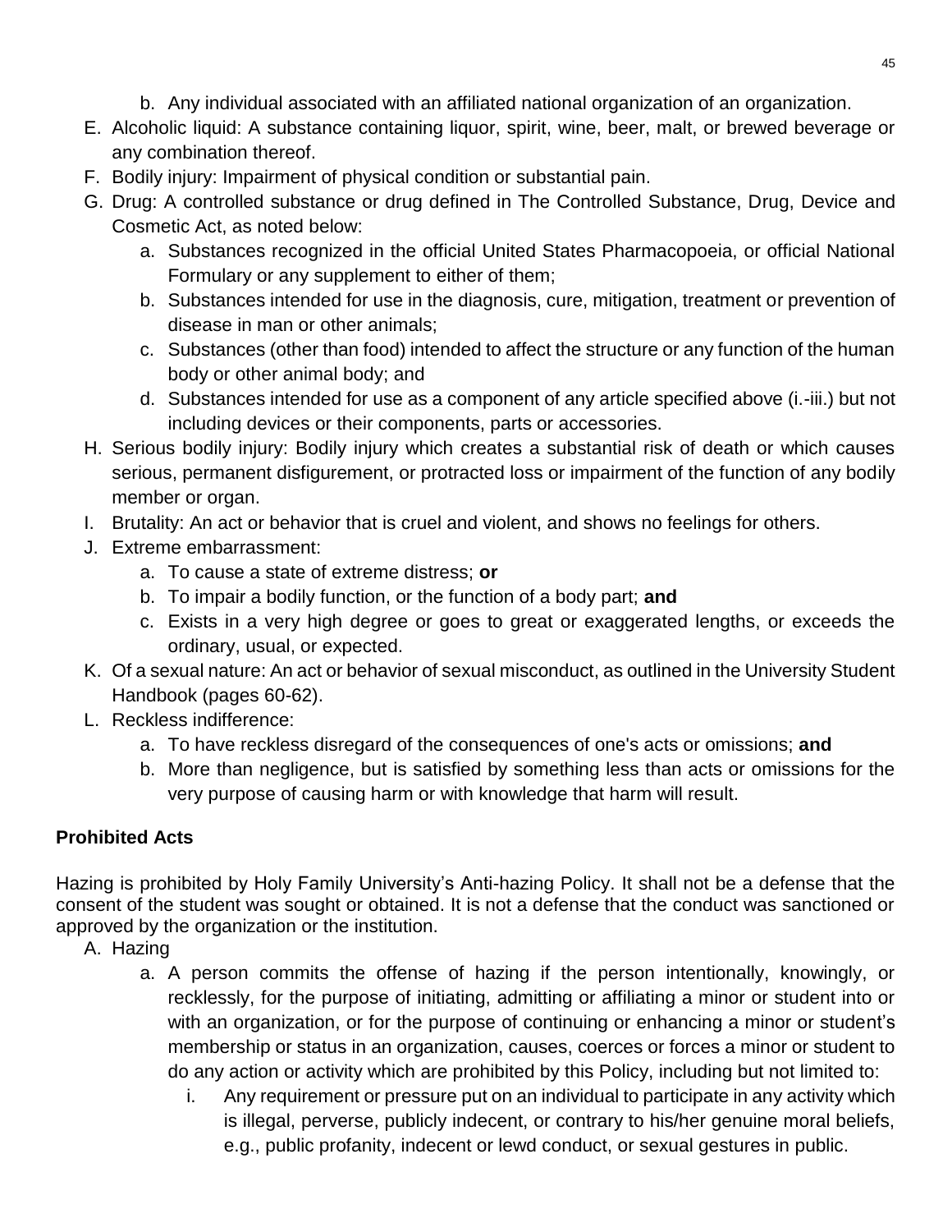b. Any individual associated with an affiliated national organization of an organization.

E. Alcoholic liquid: A substance containing liquor, spirit, wine, beer, malt, or brewed beverage or any combination thereof.
F. Bodily injury: Impairment of physical condition or substantial pain.
G. Drug: A controlled substance or drug defined in The Controlled Substance, Drug, Device and Cosmetic Act, as noted below:
   a. Substances recognized in the official United States Pharmacopoeia, or official National Formulary or any supplement to either of them;
   b. Substances intended for use in the diagnosis, cure, mitigation, treatment or prevention of disease in man or other animals;
   c. Substances (other than food) intended to affect the structure or any function of the human body or other animal body; and
   d. Substances intended for use as a component of any article specified above (i.-iii.) but not including devices or their components, parts or accessories.
H. Serious bodily injury: Bodily injury which creates a substantial risk of death or which causes serious, permanent disfigurement, or protracted loss or impairment of the function of any bodily member or organ.
I. Brutality: An act or behavior that is cruel and violent, and shows no feelings for others.
J. Extreme embarrassment:
   a. To cause a state of extreme distress; **or**
   b. To impair a bodily function, or the function of a body part; **and**
   c. Exists in a very high degree or goes to great or exaggerated lengths, or exceeds the ordinary, usual, or expected.
K. Of a sexual nature: An act or behavior of sexual misconduct, as outlined in the University Student Handbook (pages 60-62).
L. Reckless indifference:
   a. To have reckless disregard of the consequences of one's acts or omissions; **and**
   b. More than negligence, but is satisfied by something less than acts or omissions for the very purpose of causing harm or with knowledge that harm will result.

**Prohibited Acts**

Hazing is prohibited by Holy Family University's Anti-hazing Policy. It shall not be a defense that the consent of the student was sought or obtained. It is not a defense that the conduct was sanctioned or approved by the organization or the institution.

A. Hazing
   a. A person commits the offense of hazing if the person intentionally, knowingly, or recklessly, for the purpose of initiating, admitting or affiliating a minor or student into or with an organization, or for the purpose of continuing or enhancing a minor or student's membership or status in an organization, causes, coerces or forces a minor or student to do any action or activity which are prohibited by this Policy, including but not limited to:
      i. Any requirement or pressure put on an individual to participate in any activity which is illegal, perverse, publicly indecent, or contrary to his/her genuine moral beliefs, e.g., public profanity, indecent or lewd conduct, or sexual gestures in public.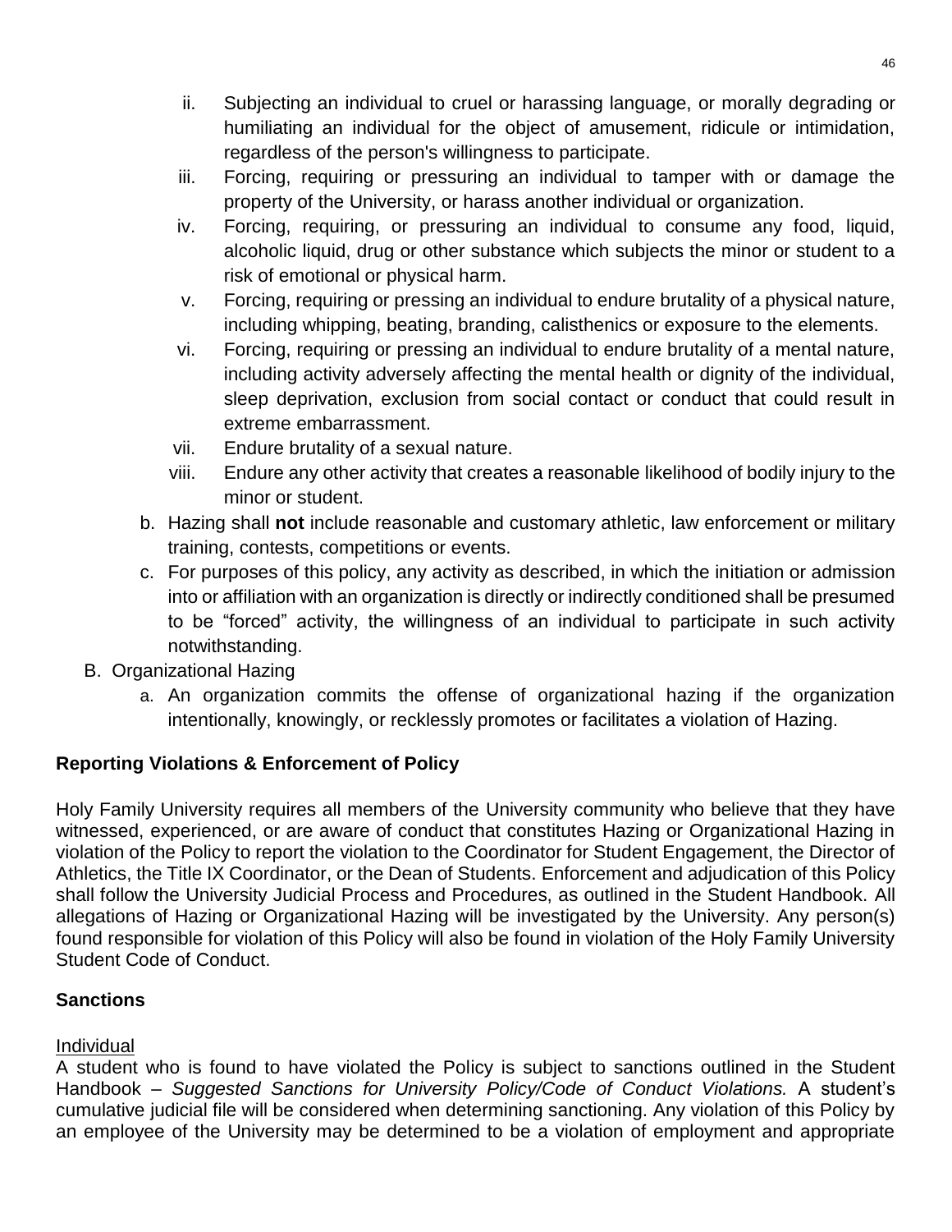ii. Subjecting an individual to cruel or harassing language, or morally degrading or humiliating an individual for the object of amusement, ridicule or intimidation, regardless of the person's willingness to participate.

iii. Forcing, requiring or pressuring an individual to tamper with or damage the property of the University, or harass another individual or organization.

iv. Forcing, requiring, or pressuring an individual to consume any food, liquid, alcoholic liquid, drug or other substance which subjects the minor or student to a risk of emotional or physical harm.

v. Forcing, requiring or pressing an individual to endure brutality of a physical nature, including whipping, beating, branding, calisthenics or exposure to the elements.

vi. Forcing, requiring or pressing an individual to endure brutality of a mental nature, including activity adversely affecting the mental health or dignity of the individual, sleep deprivation, exclusion from social contact or conduct that could result in extreme embarrassment.

vii. Endure brutality of a sexual nature.

viii. Endure any other activity that creates a reasonable likelihood of bodily injury to the minor or student.

b. Hazing shall **not** include reasonable and customary athletic, law enforcement or military training, contests, competitions or events.

c. For purposes of this policy, any activity as described, in which the initiation or admission into or affiliation with an organization is directly or indirectly conditioned shall be presumed to be "forced" activity, the willingness of an individual to participate in such activity notwithstanding.

B. Organizational Hazing

a. An organization commits the offense of organizational hazing if the organization intentionally, knowingly, or recklessly promotes or facilitates a violation of Hazing.

**Reporting Violations & Enforcement of Policy**

Holy Family University requires all members of the University community who believe that they have witnessed, experienced, or are aware of conduct that constitutes Hazing or Organizational Hazing in violation of the Policy to report the violation to the Coordinator for Student Engagement, the Director of Athletics, the Title IX Coordinator, or the Dean of Students. Enforcement and adjudication of this Policy shall follow the University Judicial Process and Procedures, as outlined in the Student Handbook. All allegations of Hazing or Organizational Hazing will be investigated by the University. Any person(s) found responsible for violation of this Policy will also be found in violation of the Holy Family University Student Code of Conduct.

**Sanctions**

Individual

A student who is found to have violated the Policy is subject to sanctions outlined in the Student Handbook – *Suggested Sanctions for University Policy/Code of Conduct Violations.* A student's cumulative judicial file will be considered when determining sanctioning. Any violation of this Policy by an employee of the University may be determined to be a violation of employment and appropriate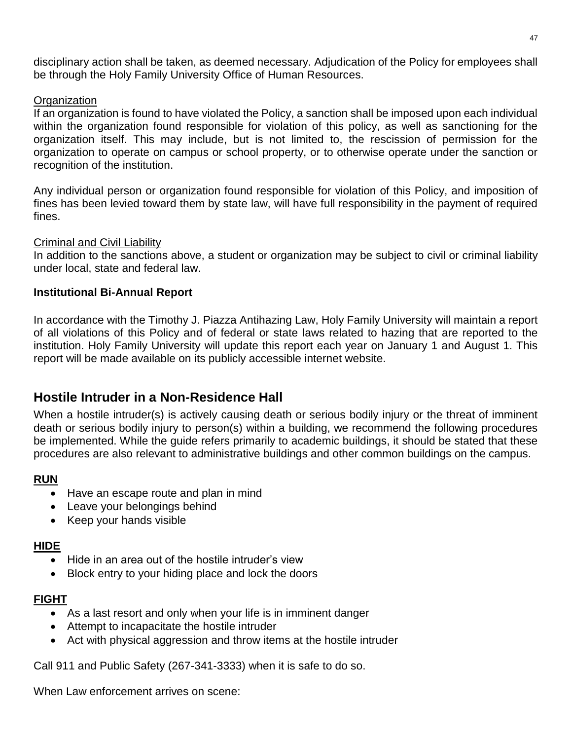disciplinary action shall be taken, as deemed necessary. Adjudication of the Policy for employees shall be through the Holy Family University Office of Human Resources.

<u>Organization</u>

If an organization is found to have violated the Policy, a sanction shall be imposed upon each individual within the organization found responsible for violation of this policy, as well as sanctioning for the organization itself. This may include, but is not limited to, the rescission of permission for the organization to operate on campus or school property, or to otherwise operate under the sanction or recognition of the institution.

Any individual person or organization found responsible for violation of this Policy, and imposition of fines has been levied toward them by state law, will have full responsibility in the payment of required fines.

<u>Criminal and Civil Liability</u>

In addition to the sanctions above, a student or organization may be subject to civil or criminal liability under local, state and federal law.

**Institutional Bi-Annual Report**

In accordance with the Timothy J. Piazza Antihazing Law, Holy Family University will maintain a report of all violations of this Policy and of federal or state laws related to hazing that are reported to the institution. Holy Family University will update this report each year on January 1 and August 1. This report will be made available on its publicly accessible internet website.

## Hostile Intruder in a Non-Residence Hall

When a hostile intruder(s) is actively causing death or serious bodily injury or the threat of imminent death or serious bodily injury to person(s) within a building, we recommend the following procedures be implemented. While the guide refers primarily to academic buildings, it should be stated that these procedures are also relevant to administrative buildings and other common buildings on the campus.

**<u>RUN</u>**

- Have an escape route and plan in mind
- Leave your belongings behind
- Keep your hands visible

**<u>HIDE</u>**

- Hide in an area out of the hostile intruder's view
- Block entry to your hiding place and lock the doors

**<u>FIGHT</u>**

- As a last resort and only when your life is in imminent danger
- Attempt to incapacitate the hostile intruder
- Act with physical aggression and throw items at the hostile intruder

Call 911 and Public Safety (267-341-3333) when it is safe to do so.

When Law enforcement arrives on scene: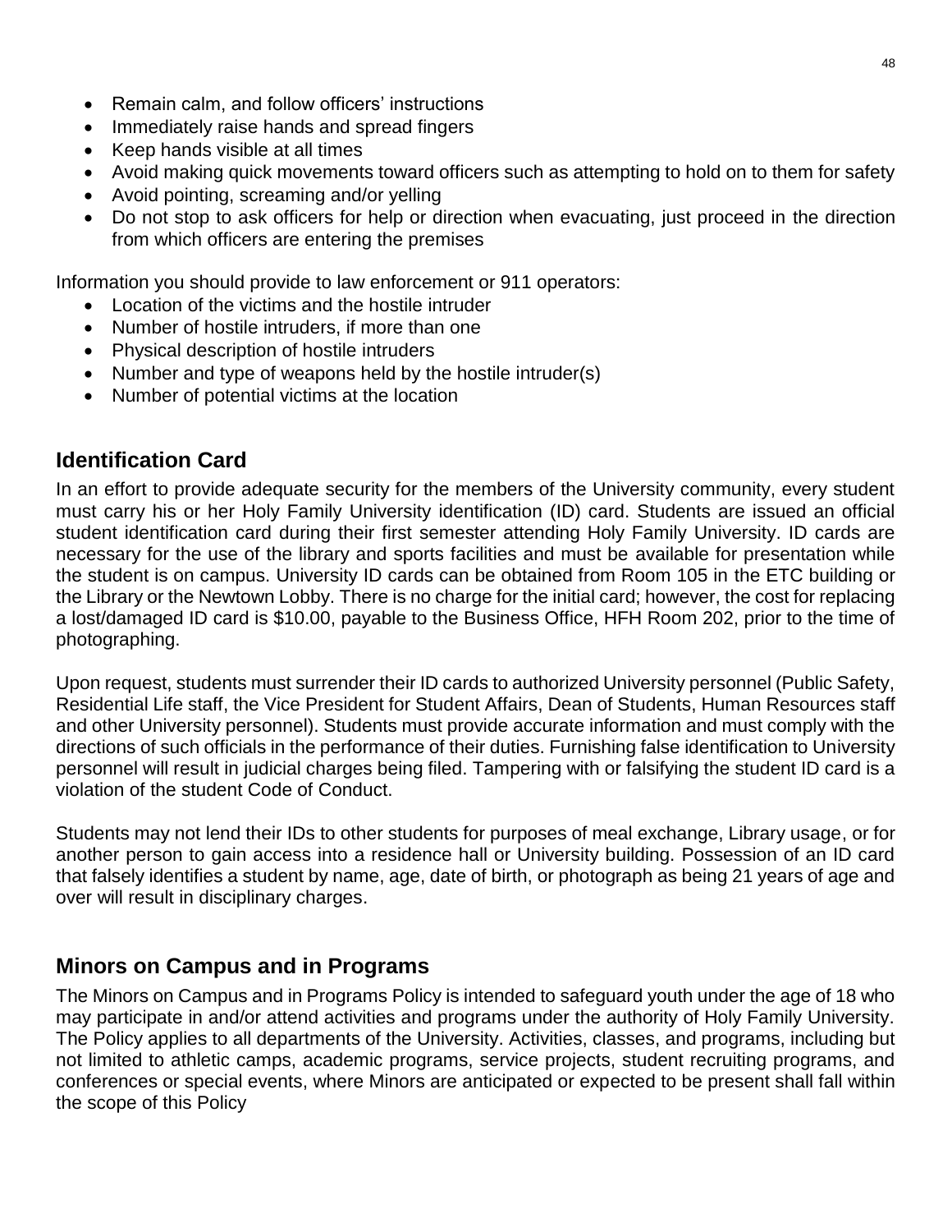- Remain calm, and follow officers' instructions
- Immediately raise hands and spread fingers
- Keep hands visible at all times
- Avoid making quick movements toward officers such as attempting to hold on to them for safety
- Avoid pointing, screaming and/or yelling
- Do not stop to ask officers for help or direction when evacuating, just proceed in the direction from which officers are entering the premises

Information you should provide to law enforcement or 911 operators:

- Location of the victims and the hostile intruder
- Number of hostile intruders, if more than one
- Physical description of hostile intruders
- Number and type of weapons held by the hostile intruder(s)
- Number of potential victims at the location

## Identification Card

In an effort to provide adequate security for the members of the University community, every student must carry his or her Holy Family University identification (ID) card. Students are issued an official student identification card during their first semester attending Holy Family University. ID cards are necessary for the use of the library and sports facilities and must be available for presentation while the student is on campus. University ID cards can be obtained from Room 105 in the ETC building or the Library or the Newtown Lobby. There is no charge for the initial card; however, the cost for replacing a lost/damaged ID card is $10.00, payable to the Business Office, HFH Room 202, prior to the time of photographing.

Upon request, students must surrender their ID cards to authorized University personnel (Public Safety, Residential Life staff, the Vice President for Student Affairs, Dean of Students, Human Resources staff and other University personnel). Students must provide accurate information and must comply with the directions of such officials in the performance of their duties. Furnishing false identification to University personnel will result in judicial charges being filed. Tampering with or falsifying the student ID card is a violation of the student Code of Conduct.

Students may not lend their IDs to other students for purposes of meal exchange, Library usage, or for another person to gain access into a residence hall or University building. Possession of an ID card that falsely identifies a student by name, age, date of birth, or photograph as being 21 years of age and over will result in disciplinary charges.

## Minors on Campus and in Programs

The Minors on Campus and in Programs Policy is intended to safeguard youth under the age of 18 who may participate in and/or attend activities and programs under the authority of Holy Family University. The Policy applies to all departments of the University. Activities, classes, and programs, including but not limited to athletic camps, academic programs, service projects, student recruiting programs, and conferences or special events, where Minors are anticipated or expected to be present shall fall within the scope of this Policy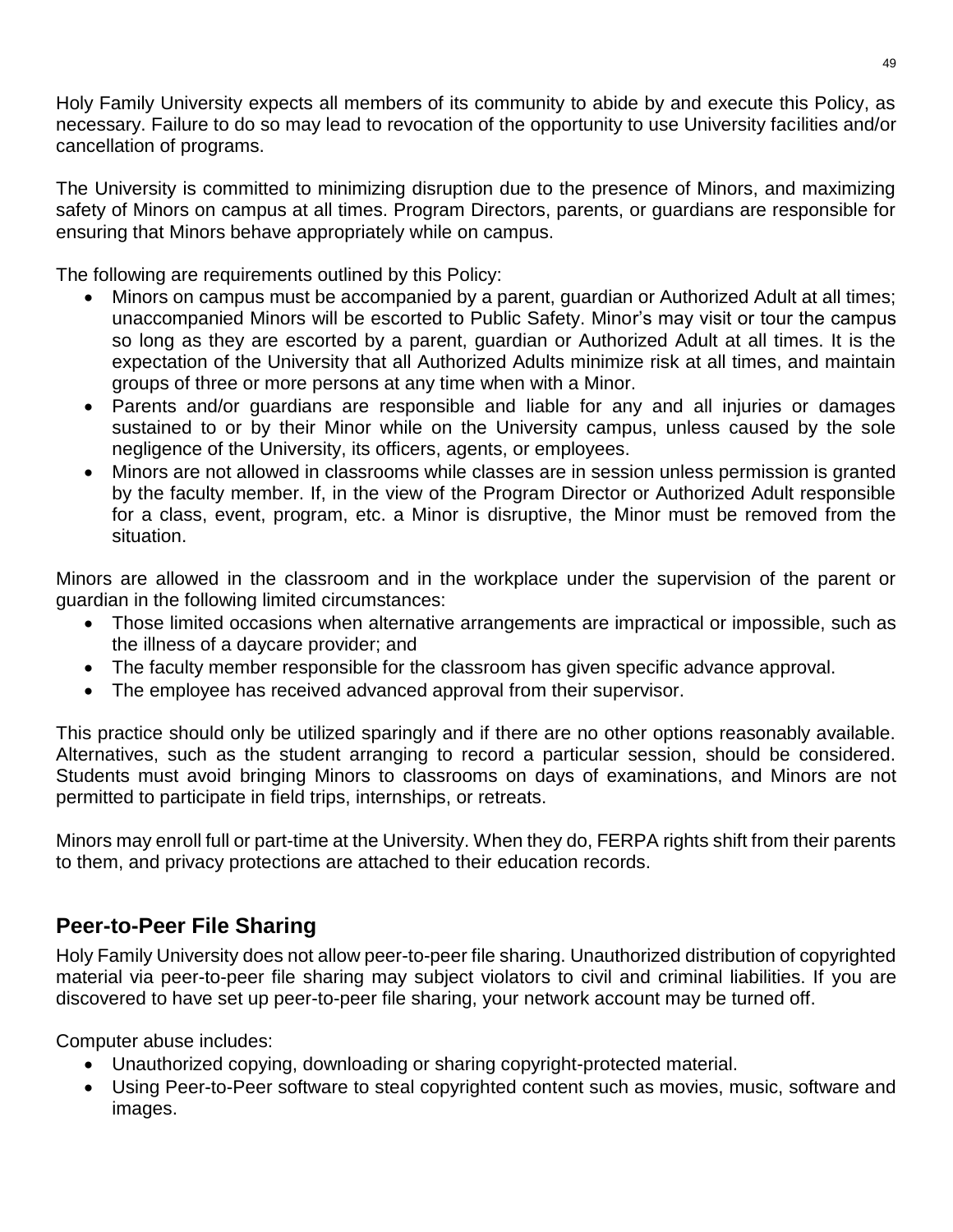Holy Family University expects all members of its community to abide by and execute this Policy, as necessary. Failure to do so may lead to revocation of the opportunity to use University facilities and/or cancellation of programs.

The University is committed to minimizing disruption due to the presence of Minors, and maximizing safety of Minors on campus at all times. Program Directors, parents, or guardians are responsible for ensuring that Minors behave appropriately while on campus.

The following are requirements outlined by this Policy:

- Minors on campus must be accompanied by a parent, guardian or Authorized Adult at all times; unaccompanied Minors will be escorted to Public Safety. Minor's may visit or tour the campus so long as they are escorted by a parent, guardian or Authorized Adult at all times. It is the expectation of the University that all Authorized Adults minimize risk at all times, and maintain groups of three or more persons at any time when with a Minor.
- Parents and/or guardians are responsible and liable for any and all injuries or damages sustained to or by their Minor while on the University campus, unless caused by the sole negligence of the University, its officers, agents, or employees.
- Minors are not allowed in classrooms while classes are in session unless permission is granted by the faculty member. If, in the view of the Program Director or Authorized Adult responsible for a class, event, program, etc. a Minor is disruptive, the Minor must be removed from the situation.

Minors are allowed in the classroom and in the workplace under the supervision of the parent or guardian in the following limited circumstances:

- Those limited occasions when alternative arrangements are impractical or impossible, such as the illness of a daycare provider; and
- The faculty member responsible for the classroom has given specific advance approval.
- The employee has received advanced approval from their supervisor.

This practice should only be utilized sparingly and if there are no other options reasonably available. Alternatives, such as the student arranging to record a particular session, should be considered. Students must avoid bringing Minors to classrooms on days of examinations, and Minors are not permitted to participate in field trips, internships, or retreats.

Minors may enroll full or part-time at the University. When they do, FERPA rights shift from their parents to them, and privacy protections are attached to their education records.

## Peer-to-Peer File Sharing

Holy Family University does not allow peer-to-peer file sharing. Unauthorized distribution of copyrighted material via peer-to-peer file sharing may subject violators to civil and criminal liabilities. If you are discovered to have set up peer-to-peer file sharing, your network account may be turned off.

Computer abuse includes:

- Unauthorized copying, downloading or sharing copyright-protected material.
- Using Peer-to-Peer software to steal copyrighted content such as movies, music, software and images.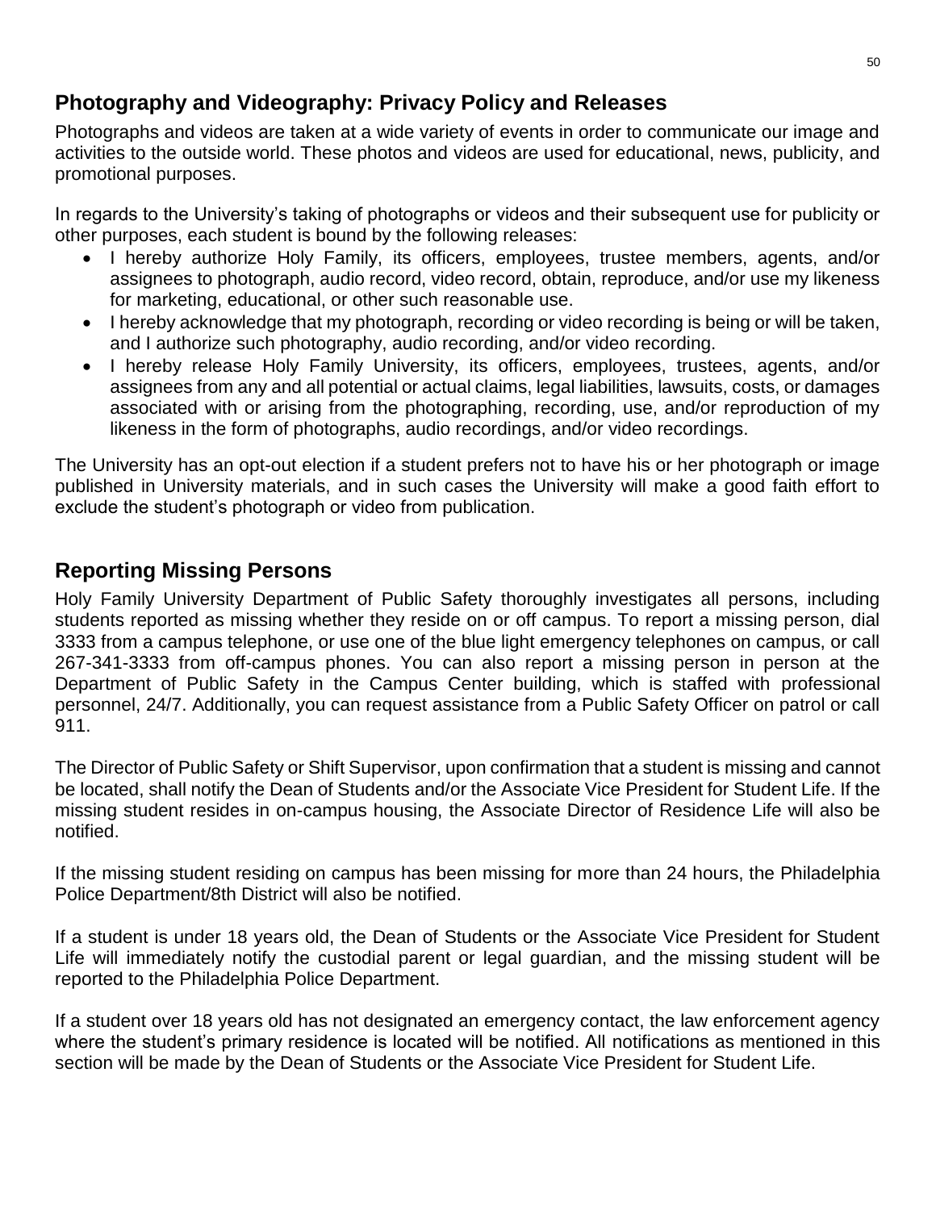## Photography and Videography: Privacy Policy and Releases

Photographs and videos are taken at a wide variety of events in order to communicate our image and activities to the outside world. These photos and videos are used for educational, news, publicity, and promotional purposes.

In regards to the University's taking of photographs or videos and their subsequent use for publicity or other purposes, each student is bound by the following releases:

- I hereby authorize Holy Family, its officers, employees, trustee members, agents, and/or assignees to photograph, audio record, video record, obtain, reproduce, and/or use my likeness for marketing, educational, or other such reasonable use.
- I hereby acknowledge that my photograph, recording or video recording is being or will be taken, and I authorize such photography, audio recording, and/or video recording.
- I hereby release Holy Family University, its officers, employees, trustees, agents, and/or assignees from any and all potential or actual claims, legal liabilities, lawsuits, costs, or damages associated with or arising from the photographing, recording, use, and/or reproduction of my likeness in the form of photographs, audio recordings, and/or video recordings.

The University has an opt-out election if a student prefers not to have his or her photograph or image published in University materials, and in such cases the University will make a good faith effort to exclude the student's photograph or video from publication.

## Reporting Missing Persons

Holy Family University Department of Public Safety thoroughly investigates all persons, including students reported as missing whether they reside on or off campus. To report a missing person, dial 3333 from a campus telephone, or use one of the blue light emergency telephones on campus, or call 267-341-3333 from off-campus phones. You can also report a missing person in person at the Department of Public Safety in the Campus Center building, which is staffed with professional personnel, 24/7. Additionally, you can request assistance from a Public Safety Officer on patrol or call 911.

The Director of Public Safety or Shift Supervisor, upon confirmation that a student is missing and cannot be located, shall notify the Dean of Students and/or the Associate Vice President for Student Life. If the missing student resides in on-campus housing, the Associate Director of Residence Life will also be notified.

If the missing student residing on campus has been missing for more than 24 hours, the Philadelphia Police Department/8th District will also be notified.

If a student is under 18 years old, the Dean of Students or the Associate Vice President for Student Life will immediately notify the custodial parent or legal guardian, and the missing student will be reported to the Philadelphia Police Department.

If a student over 18 years old has not designated an emergency contact, the law enforcement agency where the student's primary residence is located will be notified. All notifications as mentioned in this section will be made by the Dean of Students or the Associate Vice President for Student Life.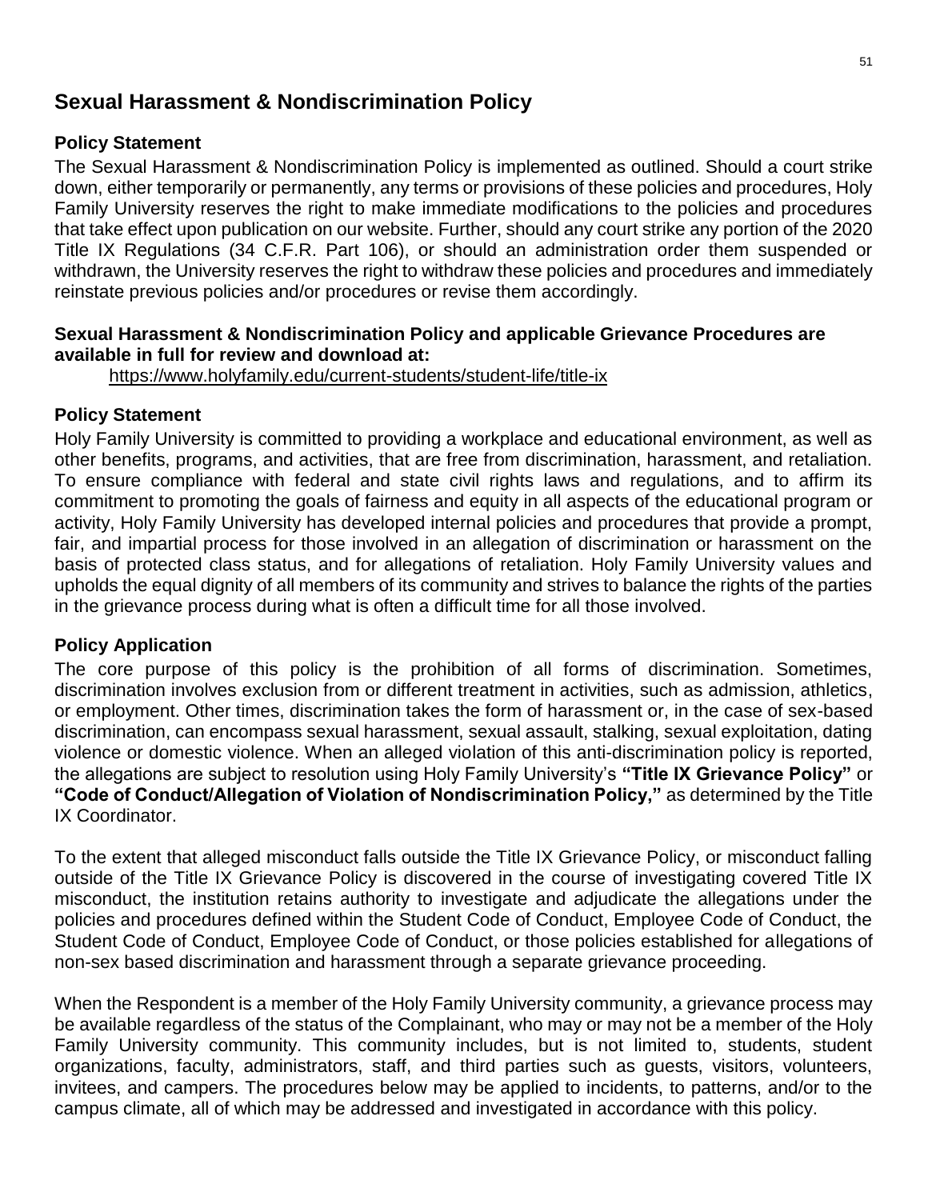## Sexual Harassment & Nondiscrimination Policy

### Policy Statement

The Sexual Harassment & Nondiscrimination Policy is implemented as outlined. Should a court strike down, either temporarily or permanently, any terms or provisions of these policies and procedures, Holy Family University reserves the right to make immediate modifications to the policies and procedures that take effect upon publication on our website. Further, should any court strike any portion of the 2020 Title IX Regulations (34 C.F.R. Part 106), or should an administration order them suspended or withdrawn, the University reserves the right to withdraw these policies and procedures and immediately reinstate previous policies and/or procedures or revise them accordingly.

**Sexual Harassment & Nondiscrimination Policy and applicable Grievance Procedures are available in full for review and download at:**

https://www.holyfamily.edu/current-students/student-life/title-ix

### Policy Statement

Holy Family University is committed to providing a workplace and educational environment, as well as other benefits, programs, and activities, that are free from discrimination, harassment, and retaliation. To ensure compliance with federal and state civil rights laws and regulations, and to affirm its commitment to promoting the goals of fairness and equity in all aspects of the educational program or activity, Holy Family University has developed internal policies and procedures that provide a prompt, fair, and impartial process for those involved in an allegation of discrimination or harassment on the basis of protected class status, and for allegations of retaliation. Holy Family University values and upholds the equal dignity of all members of its community and strives to balance the rights of the parties in the grievance process during what is often a difficult time for all those involved.

### Policy Application

The core purpose of this policy is the prohibition of all forms of discrimination. Sometimes, discrimination involves exclusion from or different treatment in activities, such as admission, athletics, or employment. Other times, discrimination takes the form of harassment or, in the case of sex-based discrimination, can encompass sexual harassment, sexual assault, stalking, sexual exploitation, dating violence or domestic violence. When an alleged violation of this anti-discrimination policy is reported, the allegations are subject to resolution using Holy Family University's **"Title IX Grievance Policy"** or **"Code of Conduct/Allegation of Violation of Nondiscrimination Policy,"** as determined by the Title IX Coordinator.

To the extent that alleged misconduct falls outside the Title IX Grievance Policy, or misconduct falling outside of the Title IX Grievance Policy is discovered in the course of investigating covered Title IX misconduct, the institution retains authority to investigate and adjudicate the allegations under the policies and procedures defined within the Student Code of Conduct, Employee Code of Conduct, the Student Code of Conduct, Employee Code of Conduct, or those policies established for allegations of non-sex based discrimination and harassment through a separate grievance proceeding.

When the Respondent is a member of the Holy Family University community, a grievance process may be available regardless of the status of the Complainant, who may or may not be a member of the Holy Family University community. This community includes, but is not limited to, students, student organizations, faculty, administrators, staff, and third parties such as guests, visitors, volunteers, invitees, and campers. The procedures below may be applied to incidents, to patterns, and/or to the campus climate, all of which may be addressed and investigated in accordance with this policy.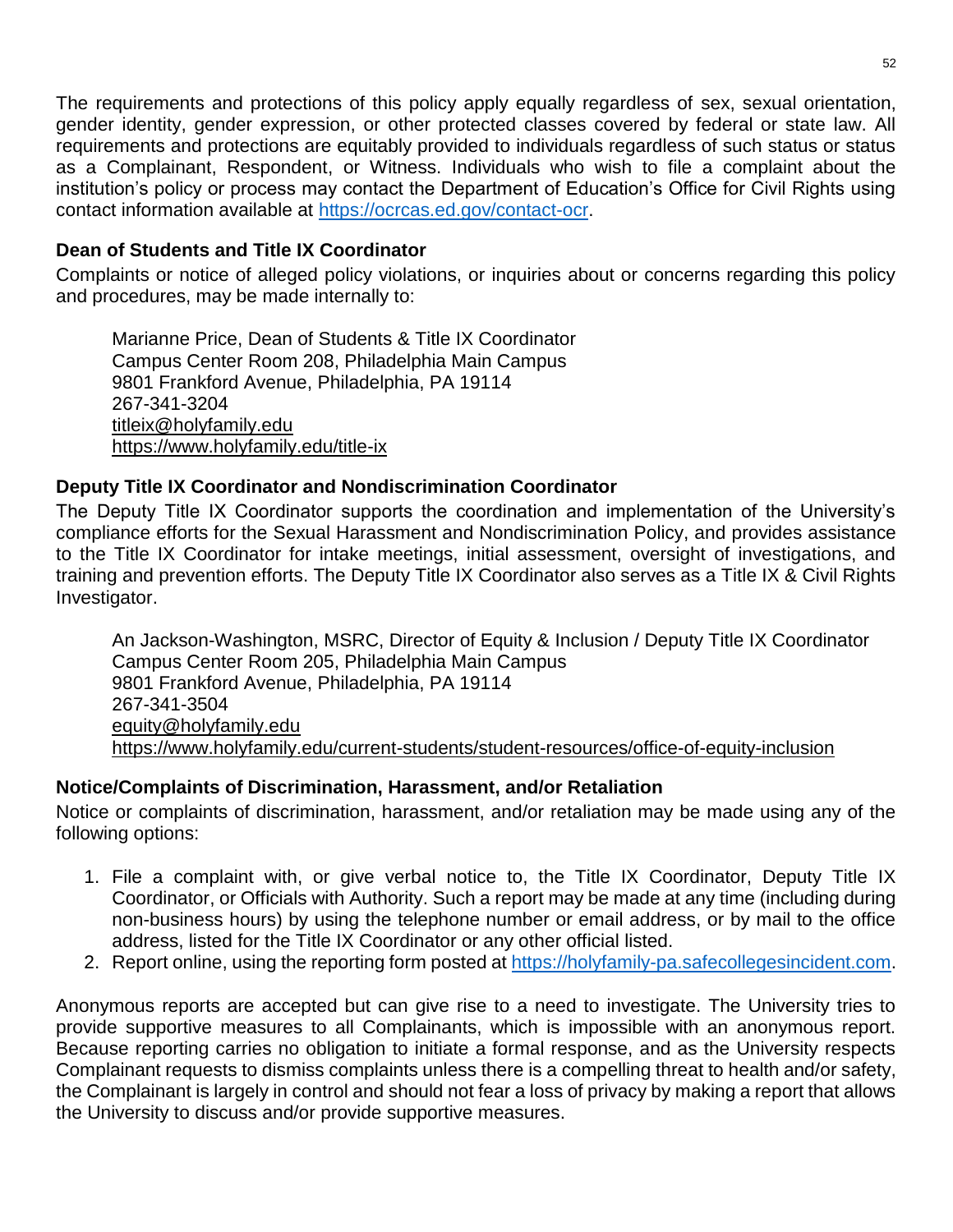The requirements and protections of this policy apply equally regardless of sex, sexual orientation, gender identity, gender expression, or other protected classes covered by federal or state law. All requirements and protections are equitably provided to individuals regardless of such status or status as a Complainant, Respondent, or Witness. Individuals who wish to file a complaint about the institution's policy or process may contact the Department of Education's Office for Civil Rights using contact information available at https://ocrcas.ed.gov/contact-ocr.

### Dean of Students and Title IX Coordinator

Complaints or notice of alleged policy violations, or inquiries about or concerns regarding this policy and procedures, may be made internally to:

> Marianne Price, Dean of Students & Title IX Coordinator
> Campus Center Room 208, Philadelphia Main Campus
> 9801 Frankford Avenue, Philadelphia, PA 19114
> 267-341-3204
> titleix@holyfamily.edu
> https://www.holyfamily.edu/title-ix

### Deputy Title IX Coordinator and Nondiscrimination Coordinator

The Deputy Title IX Coordinator supports the coordination and implementation of the University's compliance efforts for the Sexual Harassment and Nondiscrimination Policy, and provides assistance to the Title IX Coordinator for intake meetings, initial assessment, oversight of investigations, and training and prevention efforts. The Deputy Title IX Coordinator also serves as a Title IX & Civil Rights Investigator.

> An Jackson-Washington, MSRC, Director of Equity & Inclusion / Deputy Title IX Coordinator
> Campus Center Room 205, Philadelphia Main Campus
> 9801 Frankford Avenue, Philadelphia, PA 19114
> 267-341-3504
> equity@holyfamily.edu
> https://www.holyfamily.edu/current-students/student-resources/office-of-equity-inclusion

### Notice/Complaints of Discrimination, Harassment, and/or Retaliation

Notice or complaints of discrimination, harassment, and/or retaliation may be made using any of the following options:

1. File a complaint with, or give verbal notice to, the Title IX Coordinator, Deputy Title IX Coordinator, or Officials with Authority. Such a report may be made at any time (including during non-business hours) by using the telephone number or email address, or by mail to the office address, listed for the Title IX Coordinator or any other official listed.
2. Report online, using the reporting form posted at https://holyfamily-pa.safecollegesincident.com.

Anonymous reports are accepted but can give rise to a need to investigate. The University tries to provide supportive measures to all Complainants, which is impossible with an anonymous report. Because reporting carries no obligation to initiate a formal response, and as the University respects Complainant requests to dismiss complaints unless there is a compelling threat to health and/or safety, the Complainant is largely in control and should not fear a loss of privacy by making a report that allows the University to discuss and/or provide supportive measures.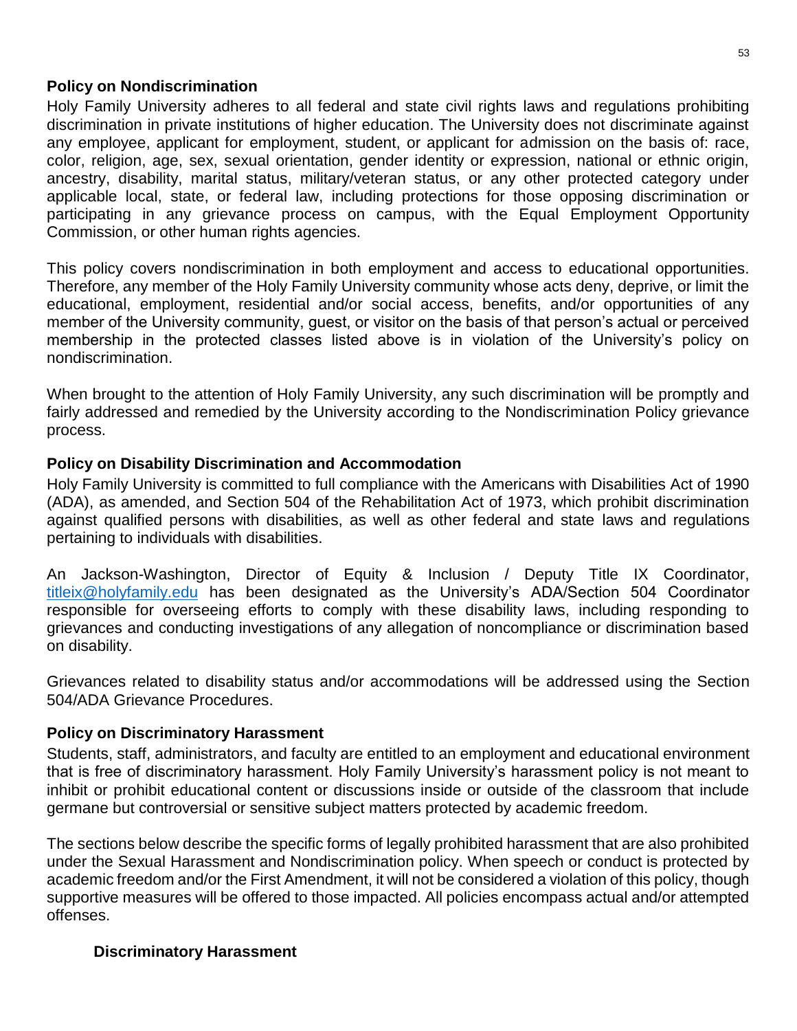### Policy on Nondiscrimination

Holy Family University adheres to all federal and state civil rights laws and regulations prohibiting discrimination in private institutions of higher education. The University does not discriminate against any employee, applicant for employment, student, or applicant for admission on the basis of: race, color, religion, age, sex, sexual orientation, gender identity or expression, national or ethnic origin, ancestry, disability, marital status, military/veteran status, or any other protected category under applicable local, state, or federal law, including protections for those opposing discrimination or participating in any grievance process on campus, with the Equal Employment Opportunity Commission, or other human rights agencies.

This policy covers nondiscrimination in both employment and access to educational opportunities. Therefore, any member of the Holy Family University community whose acts deny, deprive, or limit the educational, employment, residential and/or social access, benefits, and/or opportunities of any member of the University community, guest, or visitor on the basis of that person's actual or perceived membership in the protected classes listed above is in violation of the University's policy on nondiscrimination.

When brought to the attention of Holy Family University, any such discrimination will be promptly and fairly addressed and remedied by the University according to the Nondiscrimination Policy grievance process.

### Policy on Disability Discrimination and Accommodation

Holy Family University is committed to full compliance with the Americans with Disabilities Act of 1990 (ADA), as amended, and Section 504 of the Rehabilitation Act of 1973, which prohibit discrimination against qualified persons with disabilities, as well as other federal and state laws and regulations pertaining to individuals with disabilities.

An Jackson-Washington, Director of Equity & Inclusion / Deputy Title IX Coordinator, titleix@holyfamily.edu has been designated as the University's ADA/Section 504 Coordinator responsible for overseeing efforts to comply with these disability laws, including responding to grievances and conducting investigations of any allegation of noncompliance or discrimination based on disability.

Grievances related to disability status and/or accommodations will be addressed using the Section 504/ADA Grievance Procedures.

### Policy on Discriminatory Harassment

Students, staff, administrators, and faculty are entitled to an employment and educational environment that is free of discriminatory harassment. Holy Family University's harassment policy is not meant to inhibit or prohibit educational content or discussions inside or outside of the classroom that include germane but controversial or sensitive subject matters protected by academic freedom.

The sections below describe the specific forms of legally prohibited harassment that are also prohibited under the Sexual Harassment and Nondiscrimination policy. When speech or conduct is protected by academic freedom and/or the First Amendment, it will not be considered a violation of this policy, though supportive measures will be offered to those impacted. All policies encompass actual and/or attempted offenses.

#### Discriminatory Harassment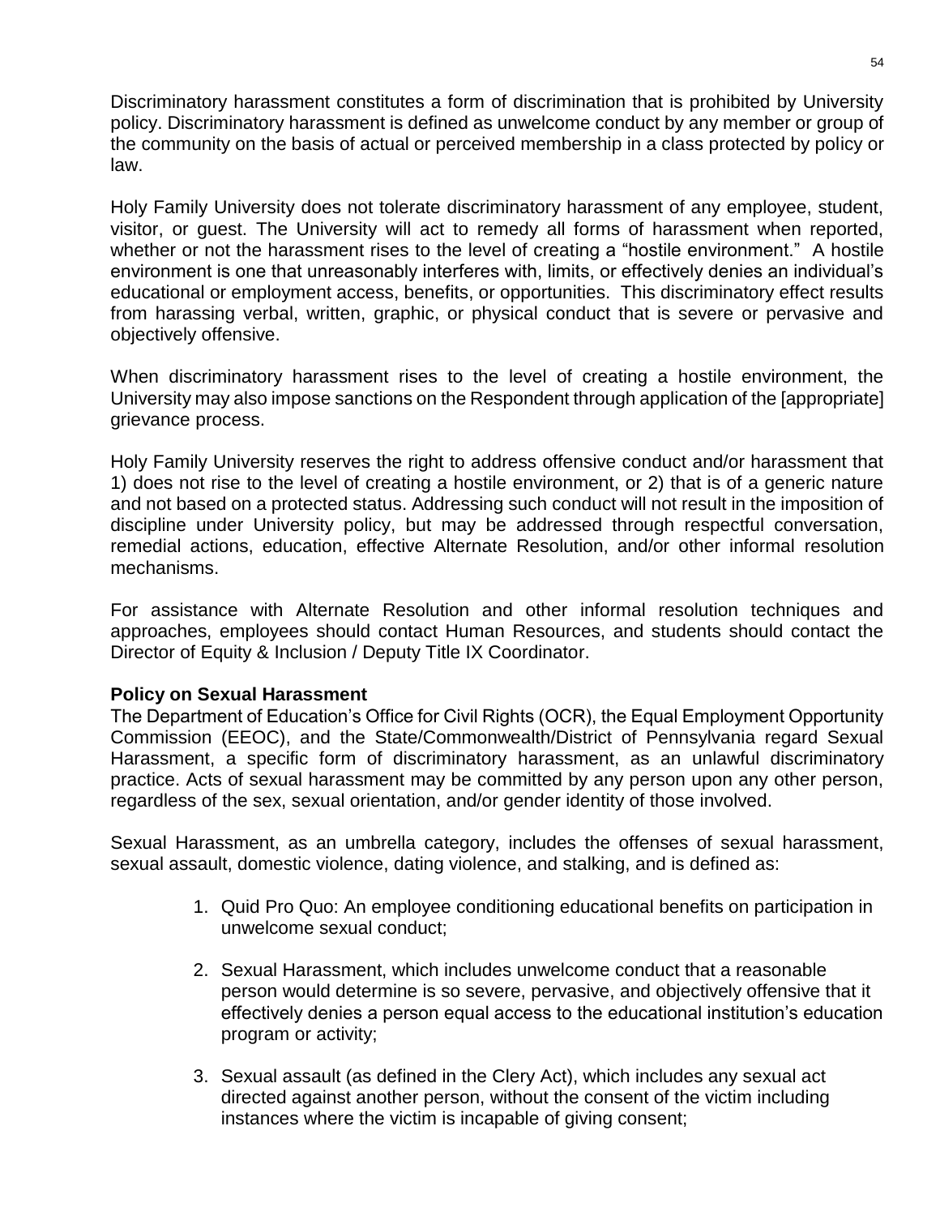Discriminatory harassment constitutes a form of discrimination that is prohibited by University policy. Discriminatory harassment is defined as unwelcome conduct by any member or group of the community on the basis of actual or perceived membership in a class protected by policy or law.

Holy Family University does not tolerate discriminatory harassment of any employee, student, visitor, or guest. The University will act to remedy all forms of harassment when reported, whether or not the harassment rises to the level of creating a "hostile environment." A hostile environment is one that unreasonably interferes with, limits, or effectively denies an individual's educational or employment access, benefits, or opportunities. This discriminatory effect results from harassing verbal, written, graphic, or physical conduct that is severe or pervasive and objectively offensive.

When discriminatory harassment rises to the level of creating a hostile environment, the University may also impose sanctions on the Respondent through application of the [appropriate] grievance process.

Holy Family University reserves the right to address offensive conduct and/or harassment that 1) does not rise to the level of creating a hostile environment, or 2) that is of a generic nature and not based on a protected status. Addressing such conduct will not result in the imposition of discipline under University policy, but may be addressed through respectful conversation, remedial actions, education, effective Alternate Resolution, and/or other informal resolution mechanisms.

For assistance with Alternate Resolution and other informal resolution techniques and approaches, employees should contact Human Resources, and students should contact the Director of Equity & Inclusion / Deputy Title IX Coordinator.

**Policy on Sexual Harassment**

The Department of Education's Office for Civil Rights (OCR), the Equal Employment Opportunity Commission (EEOC), and the State/Commonwealth/District of Pennsylvania regard Sexual Harassment, a specific form of discriminatory harassment, as an unlawful discriminatory practice. Acts of sexual harassment may be committed by any person upon any other person, regardless of the sex, sexual orientation, and/or gender identity of those involved.

Sexual Harassment, as an umbrella category, includes the offenses of sexual harassment, sexual assault, domestic violence, dating violence, and stalking, and is defined as:

1. Quid Pro Quo: An employee conditioning educational benefits on participation in unwelcome sexual conduct;

2. Sexual Harassment, which includes unwelcome conduct that a reasonable person would determine is so severe, pervasive, and objectively offensive that it effectively denies a person equal access to the educational institution's education program or activity;

3. Sexual assault (as defined in the Clery Act), which includes any sexual act directed against another person, without the consent of the victim including instances where the victim is incapable of giving consent;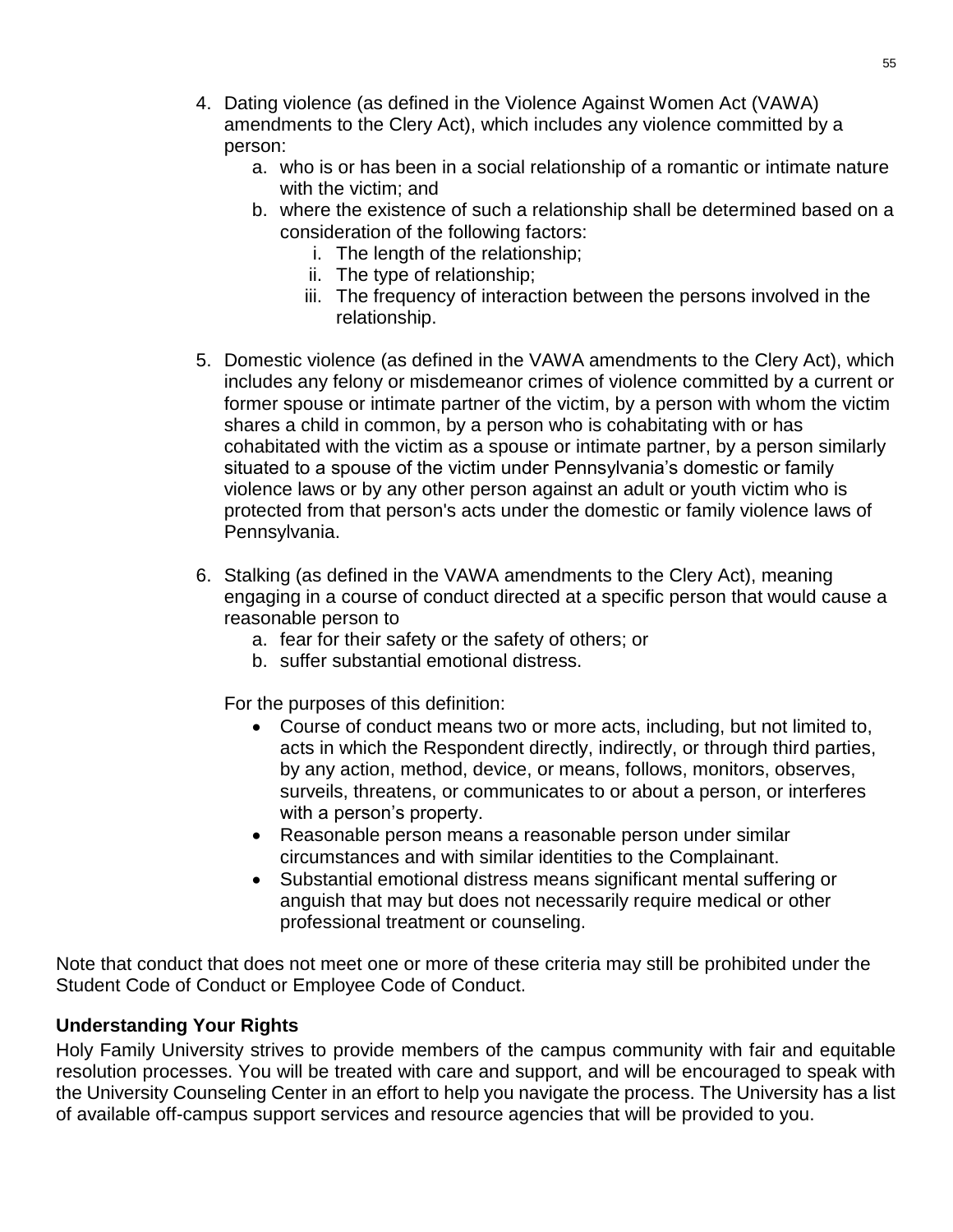4. Dating violence (as defined in the Violence Against Women Act (VAWA) amendments to the Clery Act), which includes any violence committed by a person:
   a. who is or has been in a social relationship of a romantic or intimate nature with the victim; and
   b. where the existence of such a relationship shall be determined based on a consideration of the following factors:
      i. The length of the relationship;
      ii. The type of relationship;
      iii. The frequency of interaction between the persons involved in the relationship.

5. Domestic violence (as defined in the VAWA amendments to the Clery Act), which includes any felony or misdemeanor crimes of violence committed by a current or former spouse or intimate partner of the victim, by a person with whom the victim shares a child in common, by a person who is cohabitating with or has cohabitated with the victim as a spouse or intimate partner, by a person similarly situated to a spouse of the victim under Pennsylvania's domestic or family violence laws or by any other person against an adult or youth victim who is protected from that person's acts under the domestic or family violence laws of Pennsylvania.

6. Stalking (as defined in the VAWA amendments to the Clery Act), meaning engaging in a course of conduct directed at a specific person that would cause a reasonable person to
   a. fear for their safety or the safety of others; or
   b. suffer substantial emotional distress.

   For the purposes of this definition:
   - Course of conduct means two or more acts, including, but not limited to, acts in which the Respondent directly, indirectly, or through third parties, by any action, method, device, or means, follows, monitors, observes, surveils, threatens, or communicates to or about a person, or interferes with a person's property.
   - Reasonable person means a reasonable person under similar circumstances and with similar identities to the Complainant.
   - Substantial emotional distress means significant mental suffering or anguish that may but does not necessarily require medical or other professional treatment or counseling.

Note that conduct that does not meet one or more of these criteria may still be prohibited under the Student Code of Conduct or Employee Code of Conduct.

**Understanding Your Rights**

Holy Family University strives to provide members of the campus community with fair and equitable resolution processes. You will be treated with care and support, and will be encouraged to speak with the University Counseling Center in an effort to help you navigate the process. The University has a list of available off-campus support services and resource agencies that will be provided to you.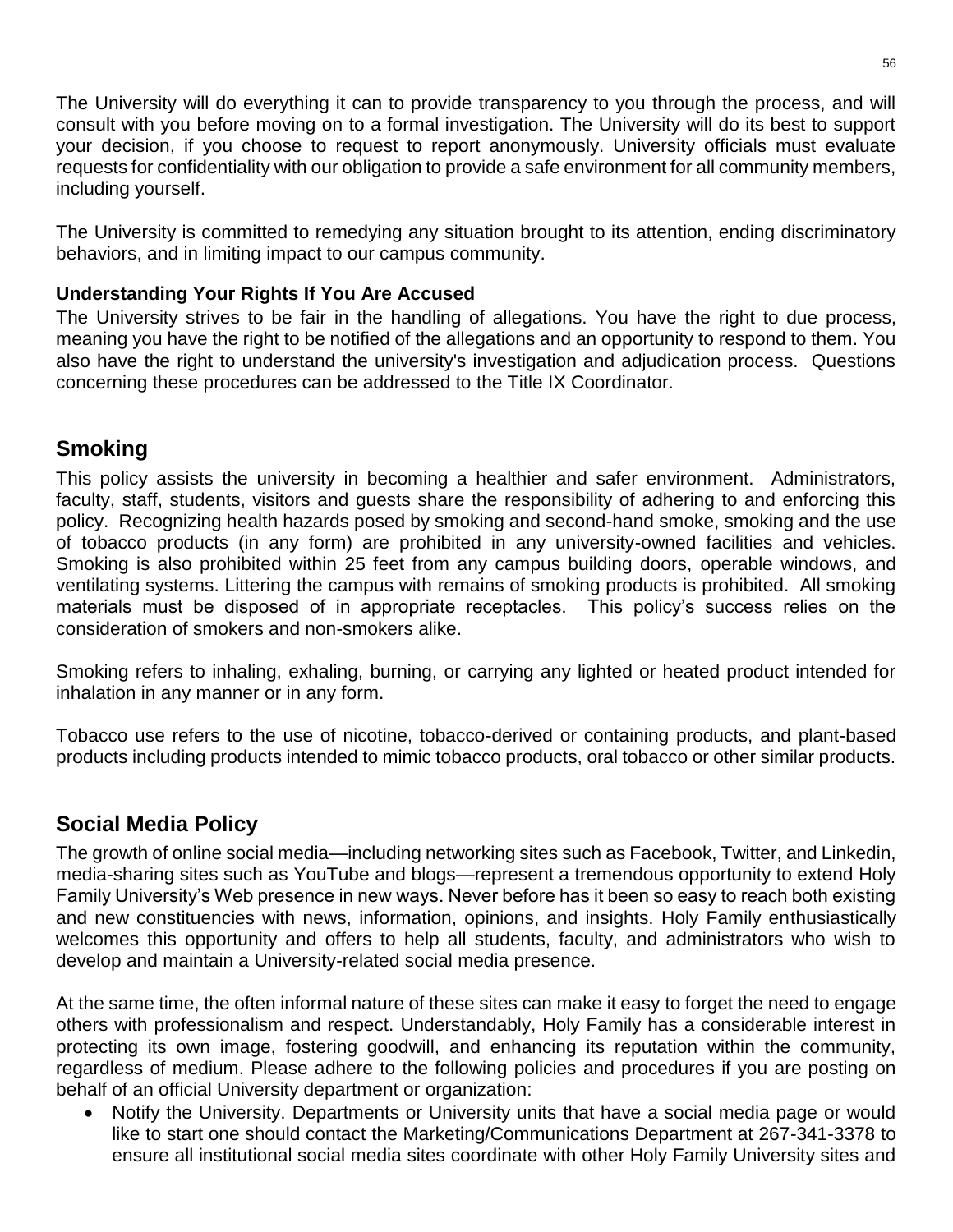The University will do everything it can to provide transparency to you through the process, and will consult with you before moving on to a formal investigation. The University will do its best to support your decision, if you choose to request to report anonymously. University officials must evaluate requests for confidentiality with our obligation to provide a safe environment for all community members, including yourself.

The University is committed to remedying any situation brought to its attention, ending discriminatory behaviors, and in limiting impact to our campus community.

**Understanding Your Rights If You Are Accused**

The University strives to be fair in the handling of allegations. You have the right to due process, meaning you have the right to be notified of the allegations and an opportunity to respond to them. You also have the right to understand the university's investigation and adjudication process. Questions concerning these procedures can be addressed to the Title IX Coordinator.

## Smoking

This policy assists the university in becoming a healthier and safer environment. Administrators, faculty, staff, students, visitors and guests share the responsibility of adhering to and enforcing this policy. Recognizing health hazards posed by smoking and second-hand smoke, smoking and the use of tobacco products (in any form) are prohibited in any university-owned facilities and vehicles. Smoking is also prohibited within 25 feet from any campus building doors, operable windows, and ventilating systems. Littering the campus with remains of smoking products is prohibited. All smoking materials must be disposed of in appropriate receptacles. This policy's success relies on the consideration of smokers and non-smokers alike.

Smoking refers to inhaling, exhaling, burning, or carrying any lighted or heated product intended for inhalation in any manner or in any form.

Tobacco use refers to the use of nicotine, tobacco-derived or containing products, and plant-based products including products intended to mimic tobacco products, oral tobacco or other similar products.

## Social Media Policy

The growth of online social media—including networking sites such as Facebook, Twitter, and Linkedin, media-sharing sites such as YouTube and blogs—represent a tremendous opportunity to extend Holy Family University's Web presence in new ways. Never before has it been so easy to reach both existing and new constituencies with news, information, opinions, and insights. Holy Family enthusiastically welcomes this opportunity and offers to help all students, faculty, and administrators who wish to develop and maintain a University-related social media presence.

At the same time, the often informal nature of these sites can make it easy to forget the need to engage others with professionalism and respect. Understandably, Holy Family has a considerable interest in protecting its own image, fostering goodwill, and enhancing its reputation within the community, regardless of medium. Please adhere to the following policies and procedures if you are posting on behalf of an official University department or organization:

- Notify the University. Departments or University units that have a social media page or would like to start one should contact the Marketing/Communications Department at 267-341-3378 to ensure all institutional social media sites coordinate with other Holy Family University sites and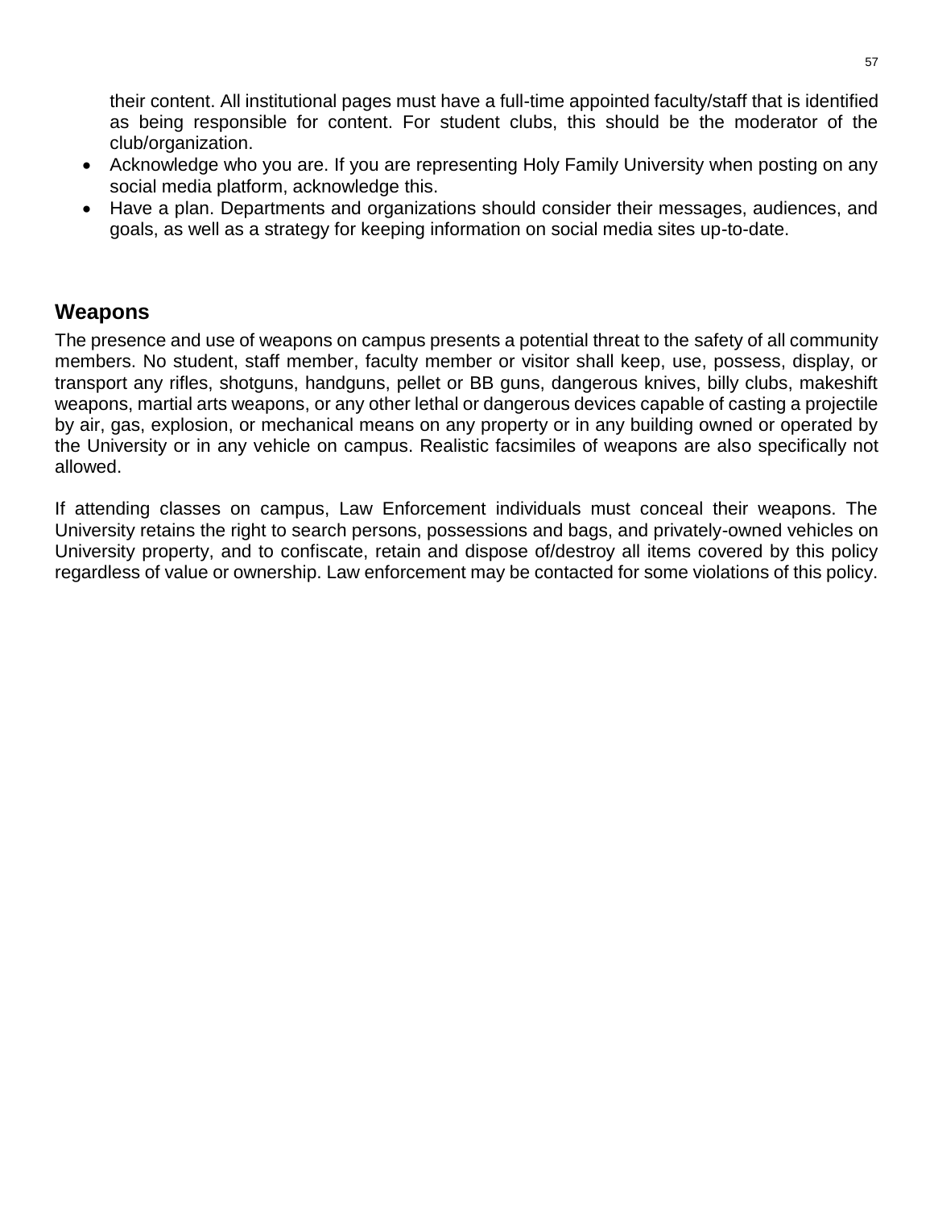their content. All institutional pages must have a full-time appointed faculty/staff that is identified as being responsible for content. For student clubs, this should be the moderator of the club/organization.

- Acknowledge who you are. If you are representing Holy Family University when posting on any social media platform, acknowledge this.
- Have a plan. Departments and organizations should consider their messages, audiences, and goals, as well as a strategy for keeping information on social media sites up-to-date.

## Weapons

The presence and use of weapons on campus presents a potential threat to the safety of all community members. No student, staff member, faculty member or visitor shall keep, use, possess, display, or transport any rifles, shotguns, handguns, pellet or BB guns, dangerous knives, billy clubs, makeshift weapons, martial arts weapons, or any other lethal or dangerous devices capable of casting a projectile by air, gas, explosion, or mechanical means on any property or in any building owned or operated by the University or in any vehicle on campus. Realistic facsimiles of weapons are also specifically not allowed.

If attending classes on campus, Law Enforcement individuals must conceal their weapons. The University retains the right to search persons, possessions and bags, and privately-owned vehicles on University property, and to confiscate, retain and dispose of/destroy all items covered by this policy regardless of value or ownership. Law enforcement may be contacted for some violations of this policy.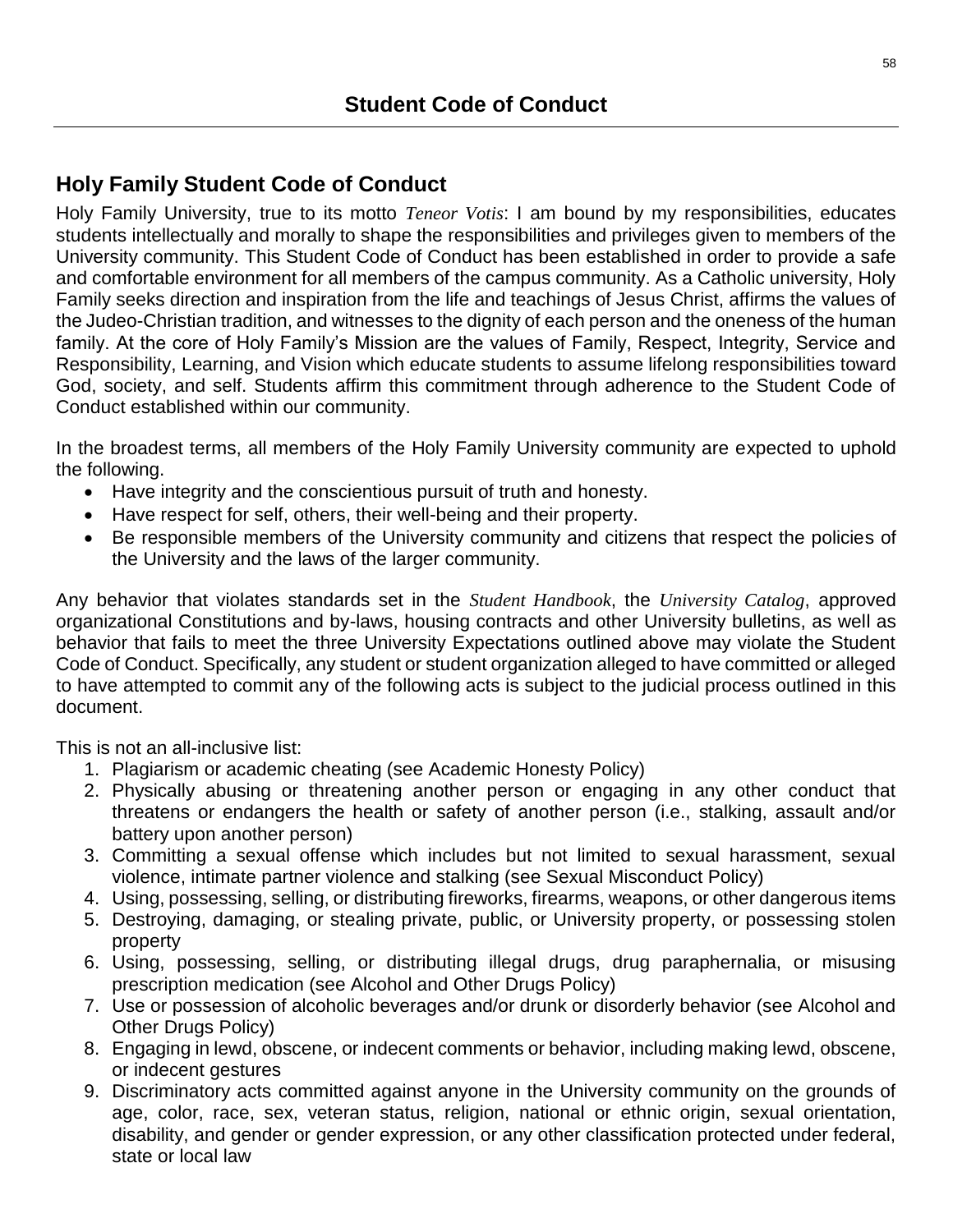# Student Code of Conduct

## Holy Family Student Code of Conduct

Holy Family University, true to its motto *Teneor Votis*: I am bound by my responsibilities, educates students intellectually and morally to shape the responsibilities and privileges given to members of the University community. This Student Code of Conduct has been established in order to provide a safe and comfortable environment for all members of the campus community. As a Catholic university, Holy Family seeks direction and inspiration from the life and teachings of Jesus Christ, affirms the values of the Judeo-Christian tradition, and witnesses to the dignity of each person and the oneness of the human family. At the core of Holy Family's Mission are the values of Family, Respect, Integrity, Service and Responsibility, Learning, and Vision which educate students to assume lifelong responsibilities toward God, society, and self. Students affirm this commitment through adherence to the Student Code of Conduct established within our community.

In the broadest terms, all members of the Holy Family University community are expected to uphold the following.

- Have integrity and the conscientious pursuit of truth and honesty.
- Have respect for self, others, their well-being and their property.
- Be responsible members of the University community and citizens that respect the policies of the University and the laws of the larger community.

Any behavior that violates standards set in the *Student Handbook*, the *University Catalog*, approved organizational Constitutions and by-laws, housing contracts and other University bulletins, as well as behavior that fails to meet the three University Expectations outlined above may violate the Student Code of Conduct. Specifically, any student or student organization alleged to have committed or alleged to have attempted to commit any of the following acts is subject to the judicial process outlined in this document.

This is not an all-inclusive list:

1. Plagiarism or academic cheating (see Academic Honesty Policy)
2. Physically abusing or threatening another person or engaging in any other conduct that threatens or endangers the health or safety of another person (i.e., stalking, assault and/or battery upon another person)
3. Committing a sexual offense which includes but not limited to sexual harassment, sexual violence, intimate partner violence and stalking (see Sexual Misconduct Policy)
4. Using, possessing, selling, or distributing fireworks, firearms, weapons, or other dangerous items
5. Destroying, damaging, or stealing private, public, or University property, or possessing stolen property
6. Using, possessing, selling, or distributing illegal drugs, drug paraphernalia, or misusing prescription medication (see Alcohol and Other Drugs Policy)
7. Use or possession of alcoholic beverages and/or drunk or disorderly behavior (see Alcohol and Other Drugs Policy)
8. Engaging in lewd, obscene, or indecent comments or behavior, including making lewd, obscene, or indecent gestures
9. Discriminatory acts committed against anyone in the University community on the grounds of age, color, race, sex, veteran status, religion, national or ethnic origin, sexual orientation, disability, and gender or gender expression, or any other classification protected under federal, state or local law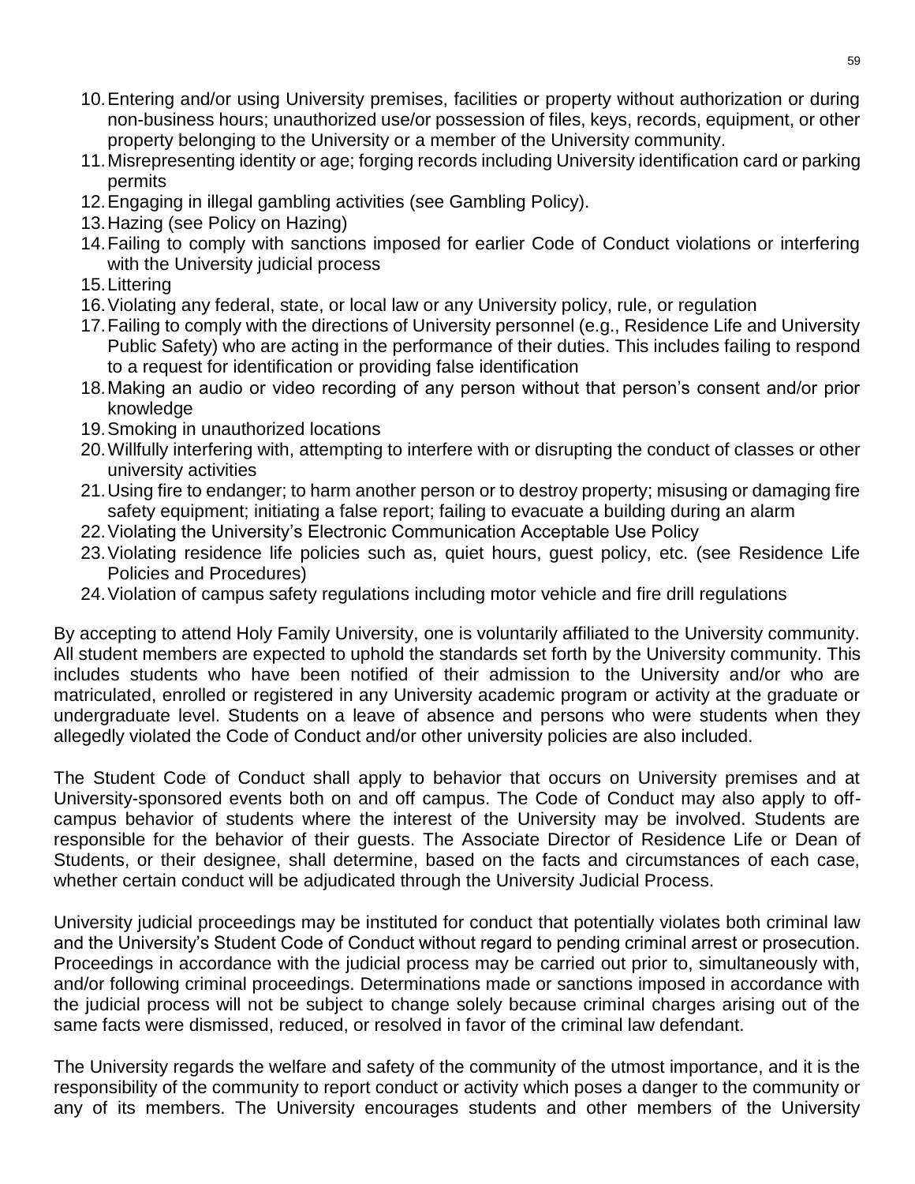10. Entering and/or using University premises, facilities or property without authorization or during non-business hours; unauthorized use/or possession of files, keys, records, equipment, or other property belonging to the University or a member of the University community.
11. Misrepresenting identity or age; forging records including University identification card or parking permits
12. Engaging in illegal gambling activities (see Gambling Policy).
13. Hazing (see Policy on Hazing)
14. Failing to comply with sanctions imposed for earlier Code of Conduct violations or interfering with the University judicial process
15. Littering
16. Violating any federal, state, or local law or any University policy, rule, or regulation
17. Failing to comply with the directions of University personnel (e.g., Residence Life and University Public Safety) who are acting in the performance of their duties. This includes failing to respond to a request for identification or providing false identification
18. Making an audio or video recording of any person without that person's consent and/or prior knowledge
19. Smoking in unauthorized locations
20. Willfully interfering with, attempting to interfere with or disrupting the conduct of classes or other university activities
21. Using fire to endanger; to harm another person or to destroy property; misusing or damaging fire safety equipment; initiating a false report; failing to evacuate a building during an alarm
22. Violating the University's Electronic Communication Acceptable Use Policy
23. Violating residence life policies such as, quiet hours, guest policy, etc. (see Residence Life Policies and Procedures)
24. Violation of campus safety regulations including motor vehicle and fire drill regulations

By accepting to attend Holy Family University, one is voluntarily affiliated to the University community. All student members are expected to uphold the standards set forth by the University community. This includes students who have been notified of their admission to the University and/or who are matriculated, enrolled or registered in any University academic program or activity at the graduate or undergraduate level. Students on a leave of absence and persons who were students when they allegedly violated the Code of Conduct and/or other university policies are also included.

The Student Code of Conduct shall apply to behavior that occurs on University premises and at University-sponsored events both on and off campus. The Code of Conduct may also apply to off-campus behavior of students where the interest of the University may be involved. Students are responsible for the behavior of their guests. The Associate Director of Residence Life or Dean of Students, or their designee, shall determine, based on the facts and circumstances of each case, whether certain conduct will be adjudicated through the University Judicial Process.

University judicial proceedings may be instituted for conduct that potentially violates both criminal law and the University's Student Code of Conduct without regard to pending criminal arrest or prosecution. Proceedings in accordance with the judicial process may be carried out prior to, simultaneously with, and/or following criminal proceedings. Determinations made or sanctions imposed in accordance with the judicial process will not be subject to change solely because criminal charges arising out of the same facts were dismissed, reduced, or resolved in favor of the criminal law defendant.

The University regards the welfare and safety of the community of the utmost importance, and it is the responsibility of the community to report conduct or activity which poses a danger to the community or any of its members. The University encourages students and other members of the University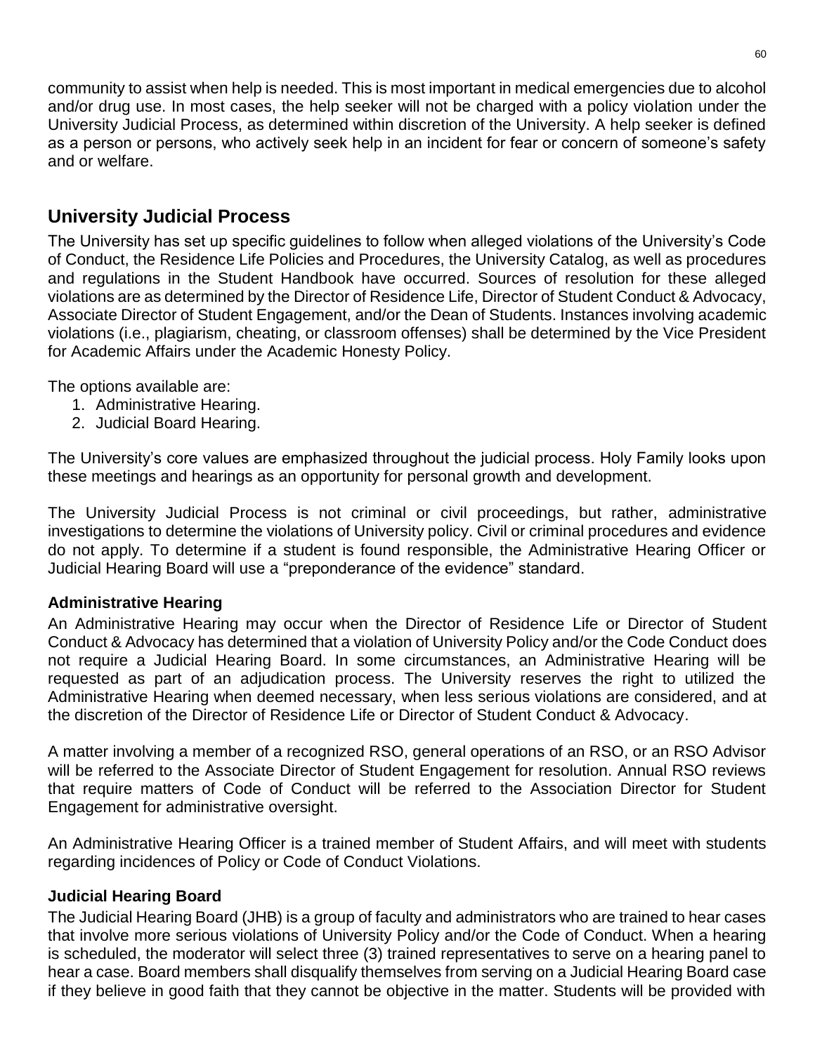community to assist when help is needed. This is most important in medical emergencies due to alcohol and/or drug use. In most cases, the help seeker will not be charged with a policy violation under the University Judicial Process, as determined within discretion of the University. A help seeker is defined as a person or persons, who actively seek help in an incident for fear or concern of someone's safety and or welfare.

## University Judicial Process

The University has set up specific guidelines to follow when alleged violations of the University's Code of Conduct, the Residence Life Policies and Procedures, the University Catalog, as well as procedures and regulations in the Student Handbook have occurred. Sources of resolution for these alleged violations are as determined by the Director of Residence Life, Director of Student Conduct & Advocacy, Associate Director of Student Engagement, and/or the Dean of Students. Instances involving academic violations (i.e., plagiarism, cheating, or classroom offenses) shall be determined by the Vice President for Academic Affairs under the Academic Honesty Policy.

The options available are:

1. Administrative Hearing.
2. Judicial Board Hearing.

The University's core values are emphasized throughout the judicial process. Holy Family looks upon these meetings and hearings as an opportunity for personal growth and development.

The University Judicial Process is not criminal or civil proceedings, but rather, administrative investigations to determine the violations of University policy. Civil or criminal procedures and evidence do not apply. To determine if a student is found responsible, the Administrative Hearing Officer or Judicial Hearing Board will use a "preponderance of the evidence" standard.

### Administrative Hearing

An Administrative Hearing may occur when the Director of Residence Life or Director of Student Conduct & Advocacy has determined that a violation of University Policy and/or the Code Conduct does not require a Judicial Hearing Board. In some circumstances, an Administrative Hearing will be requested as part of an adjudication process. The University reserves the right to utilized the Administrative Hearing when deemed necessary, when less serious violations are considered, and at the discretion of the Director of Residence Life or Director of Student Conduct & Advocacy.

A matter involving a member of a recognized RSO, general operations of an RSO, or an RSO Advisor will be referred to the Associate Director of Student Engagement for resolution. Annual RSO reviews that require matters of Code of Conduct will be referred to the Association Director for Student Engagement for administrative oversight.

An Administrative Hearing Officer is a trained member of Student Affairs, and will meet with students regarding incidences of Policy or Code of Conduct Violations.

### Judicial Hearing Board

The Judicial Hearing Board (JHB) is a group of faculty and administrators who are trained to hear cases that involve more serious violations of University Policy and/or the Code of Conduct. When a hearing is scheduled, the moderator will select three (3) trained representatives to serve on a hearing panel to hear a case. Board members shall disqualify themselves from serving on a Judicial Hearing Board case if they believe in good faith that they cannot be objective in the matter. Students will be provided with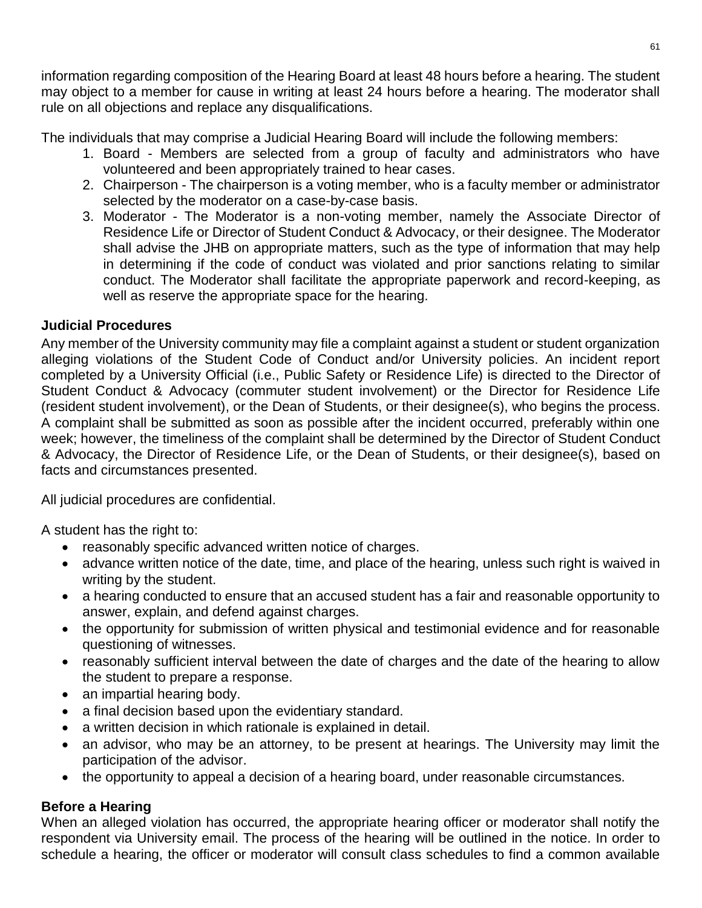information regarding composition of the Hearing Board at least 48 hours before a hearing. The student may object to a member for cause in writing at least 24 hours before a hearing. The moderator shall rule on all objections and replace any disqualifications.

The individuals that may comprise a Judicial Hearing Board will include the following members:

1. Board - Members are selected from a group of faculty and administrators who have volunteered and been appropriately trained to hear cases.
2. Chairperson - The chairperson is a voting member, who is a faculty member or administrator selected by the moderator on a case-by-case basis.
3. Moderator - The Moderator is a non-voting member, namely the Associate Director of Residence Life or Director of Student Conduct & Advocacy, or their designee. The Moderator shall advise the JHB on appropriate matters, such as the type of information that may help in determining if the code of conduct was violated and prior sanctions relating to similar conduct. The Moderator shall facilitate the appropriate paperwork and record-keeping, as well as reserve the appropriate space for the hearing.

**Judicial Procedures**

Any member of the University community may file a complaint against a student or student organization alleging violations of the Student Code of Conduct and/or University policies. An incident report completed by a University Official (i.e., Public Safety or Residence Life) is directed to the Director of Student Conduct & Advocacy (commuter student involvement) or the Director for Residence Life (resident student involvement), or the Dean of Students, or their designee(s), who begins the process. A complaint shall be submitted as soon as possible after the incident occurred, preferably within one week; however, the timeliness of the complaint shall be determined by the Director of Student Conduct & Advocacy, the Director of Residence Life, or the Dean of Students, or their designee(s), based on facts and circumstances presented.

All judicial procedures are confidential.

A student has the right to:

- reasonably specific advanced written notice of charges.
- advance written notice of the date, time, and place of the hearing, unless such right is waived in writing by the student.
- a hearing conducted to ensure that an accused student has a fair and reasonable opportunity to answer, explain, and defend against charges.
- the opportunity for submission of written physical and testimonial evidence and for reasonable questioning of witnesses.
- reasonably sufficient interval between the date of charges and the date of the hearing to allow the student to prepare a response.
- an impartial hearing body.
- a final decision based upon the evidentiary standard.
- a written decision in which rationale is explained in detail.
- an advisor, who may be an attorney, to be present at hearings. The University may limit the participation of the advisor.
- the opportunity to appeal a decision of a hearing board, under reasonable circumstances.

**Before a Hearing**

When an alleged violation has occurred, the appropriate hearing officer or moderator shall notify the respondent via University email. The process of the hearing will be outlined in the notice. In order to schedule a hearing, the officer or moderator will consult class schedules to find a common available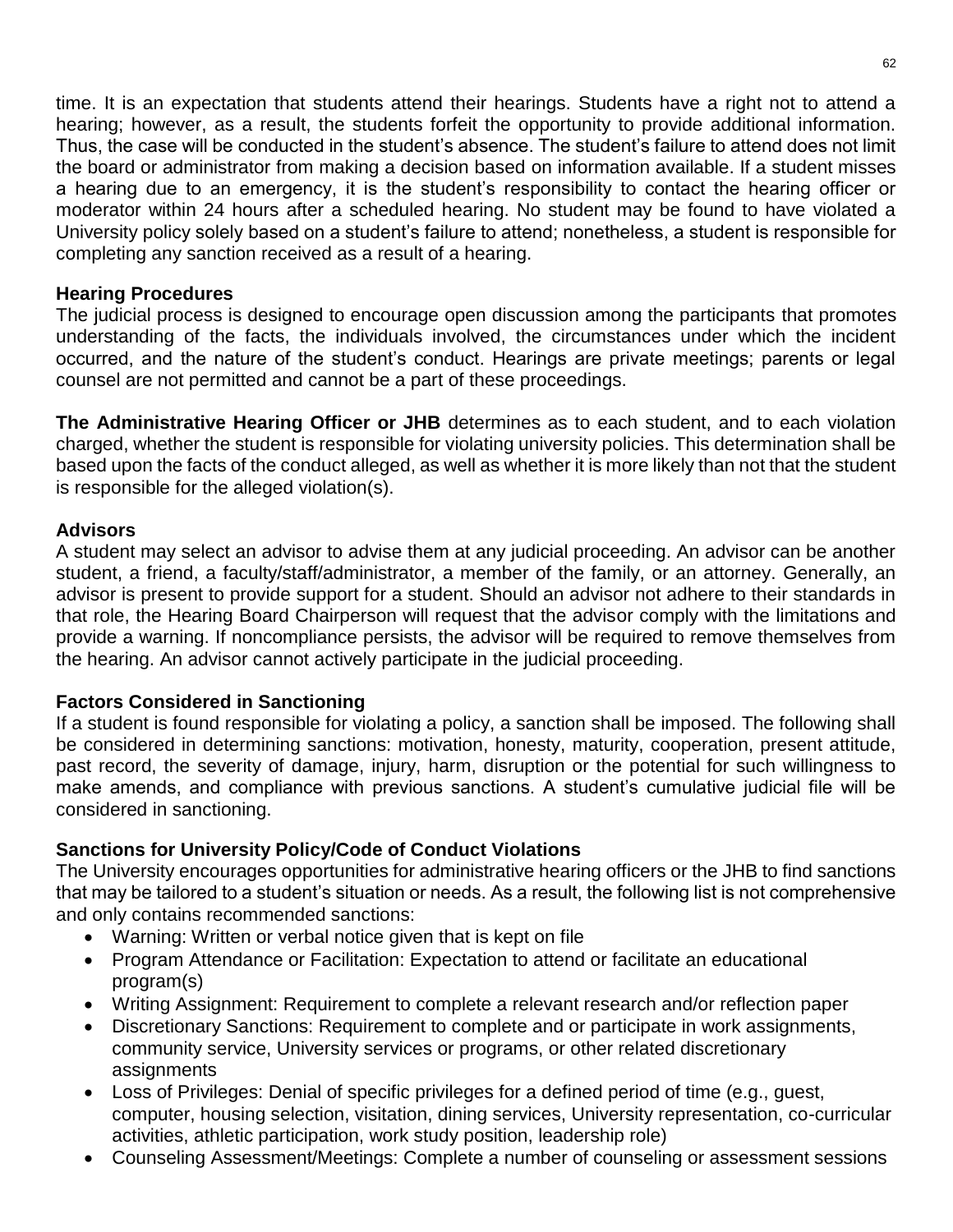time. It is an expectation that students attend their hearings. Students have a right not to attend a hearing; however, as a result, the students forfeit the opportunity to provide additional information. Thus, the case will be conducted in the student's absence. The student's failure to attend does not limit the board or administrator from making a decision based on information available. If a student misses a hearing due to an emergency, it is the student's responsibility to contact the hearing officer or moderator within 24 hours after a scheduled hearing. No student may be found to have violated a University policy solely based on a student's failure to attend; nonetheless, a student is responsible for completing any sanction received as a result of a hearing.

### Hearing Procedures

The judicial process is designed to encourage open discussion among the participants that promotes understanding of the facts, the individuals involved, the circumstances under which the incident occurred, and the nature of the student's conduct. Hearings are private meetings; parents or legal counsel are not permitted and cannot be a part of these proceedings.

**The Administrative Hearing Officer or JHB** determines as to each student, and to each violation charged, whether the student is responsible for violating university policies. This determination shall be based upon the facts of the conduct alleged, as well as whether it is more likely than not that the student is responsible for the alleged violation(s).

### Advisors

A student may select an advisor to advise them at any judicial proceeding. An advisor can be another student, a friend, a faculty/staff/administrator, a member of the family, or an attorney. Generally, an advisor is present to provide support for a student. Should an advisor not adhere to their standards in that role, the Hearing Board Chairperson will request that the advisor comply with the limitations and provide a warning. If noncompliance persists, the advisor will be required to remove themselves from the hearing. An advisor cannot actively participate in the judicial proceeding.

### Factors Considered in Sanctioning

If a student is found responsible for violating a policy, a sanction shall be imposed. The following shall be considered in determining sanctions: motivation, honesty, maturity, cooperation, present attitude, past record, the severity of damage, injury, harm, disruption or the potential for such willingness to make amends, and compliance with previous sanctions. A student's cumulative judicial file will be considered in sanctioning.

### Sanctions for University Policy/Code of Conduct Violations

The University encourages opportunities for administrative hearing officers or the JHB to find sanctions that may be tailored to a student's situation or needs. As a result, the following list is not comprehensive and only contains recommended sanctions:

- Warning: Written or verbal notice given that is kept on file
- Program Attendance or Facilitation: Expectation to attend or facilitate an educational program(s)
- Writing Assignment: Requirement to complete a relevant research and/or reflection paper
- Discretionary Sanctions: Requirement to complete and or participate in work assignments, community service, University services or programs, or other related discretionary assignments
- Loss of Privileges: Denial of specific privileges for a defined period of time (e.g., guest, computer, housing selection, visitation, dining services, University representation, co-curricular activities, athletic participation, work study position, leadership role)
- Counseling Assessment/Meetings: Complete a number of counseling or assessment sessions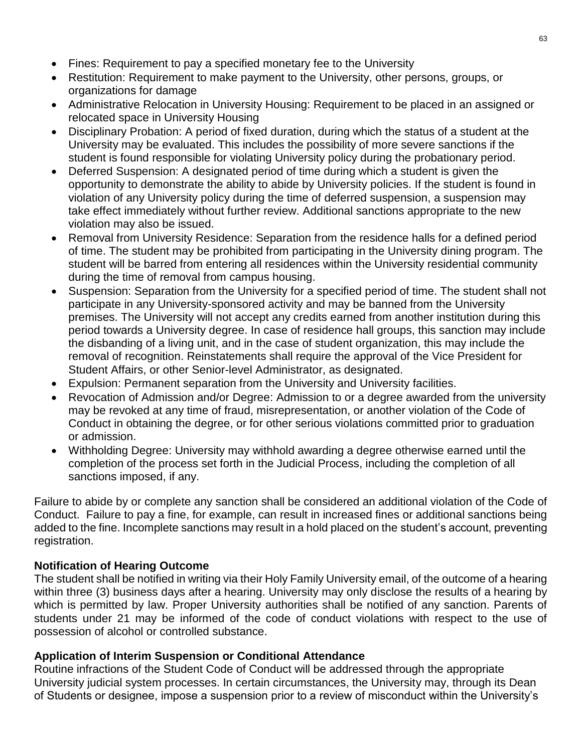- Fines: Requirement to pay a specified monetary fee to the University
- Restitution: Requirement to make payment to the University, other persons, groups, or organizations for damage
- Administrative Relocation in University Housing: Requirement to be placed in an assigned or relocated space in University Housing
- Disciplinary Probation: A period of fixed duration, during which the status of a student at the University may be evaluated. This includes the possibility of more severe sanctions if the student is found responsible for violating University policy during the probationary period.
- Deferred Suspension: A designated period of time during which a student is given the opportunity to demonstrate the ability to abide by University policies. If the student is found in violation of any University policy during the time of deferred suspension, a suspension may take effect immediately without further review. Additional sanctions appropriate to the new violation may also be issued.
- Removal from University Residence: Separation from the residence halls for a defined period of time. The student may be prohibited from participating in the University dining program. The student will be barred from entering all residences within the University residential community during the time of removal from campus housing.
- Suspension: Separation from the University for a specified period of time. The student shall not participate in any University-sponsored activity and may be banned from the University premises. The University will not accept any credits earned from another institution during this period towards a University degree. In case of residence hall groups, this sanction may include the disbanding of a living unit, and in the case of student organization, this may include the removal of recognition. Reinstatements shall require the approval of the Vice President for Student Affairs, or other Senior-level Administrator, as designated.
- Expulsion: Permanent separation from the University and University facilities.
- Revocation of Admission and/or Degree: Admission to or a degree awarded from the university may be revoked at any time of fraud, misrepresentation, or another violation of the Code of Conduct in obtaining the degree, or for other serious violations committed prior to graduation or admission.
- Withholding Degree: University may withhold awarding a degree otherwise earned until the completion of the process set forth in the Judicial Process, including the completion of all sanctions imposed, if any.

Failure to abide by or complete any sanction shall be considered an additional violation of the Code of Conduct. Failure to pay a fine, for example, can result in increased fines or additional sanctions being added to the fine. Incomplete sanctions may result in a hold placed on the student's account, preventing registration.

**Notification of Hearing Outcome**

The student shall be notified in writing via their Holy Family University email, of the outcome of a hearing within three (3) business days after a hearing. University may only disclose the results of a hearing by which is permitted by law. Proper University authorities shall be notified of any sanction. Parents of students under 21 may be informed of the code of conduct violations with respect to the use of possession of alcohol or controlled substance.

**Application of Interim Suspension or Conditional Attendance**

Routine infractions of the Student Code of Conduct will be addressed through the appropriate University judicial system processes. In certain circumstances, the University may, through its Dean of Students or designee, impose a suspension prior to a review of misconduct within the University's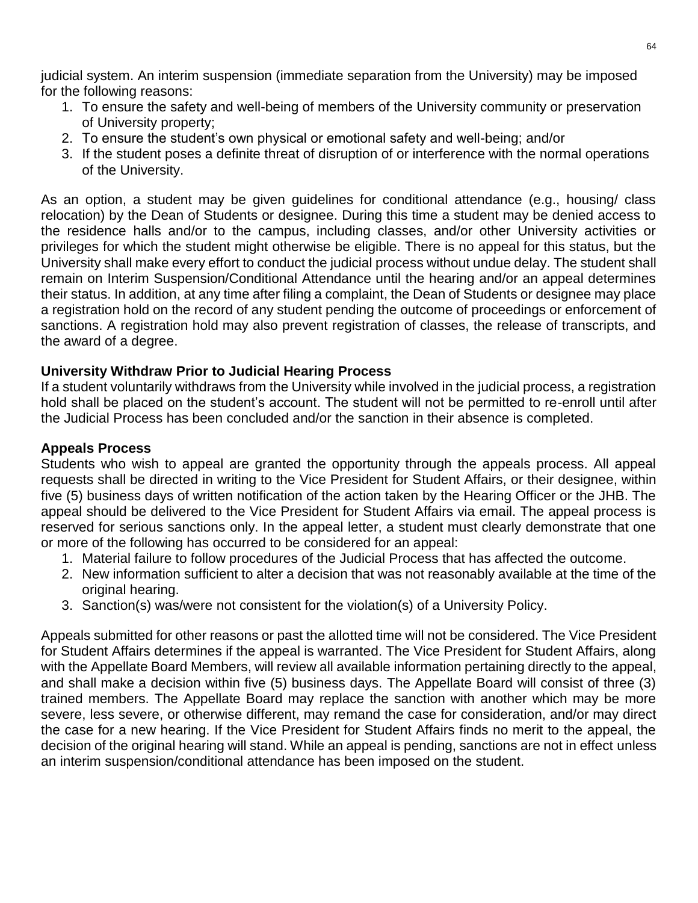judicial system. An interim suspension (immediate separation from the University) may be imposed for the following reasons:

1. To ensure the safety and well-being of members of the University community or preservation of University property;
2. To ensure the student's own physical or emotional safety and well-being; and/or
3. If the student poses a definite threat of disruption of or interference with the normal operations of the University.

As an option, a student may be given guidelines for conditional attendance (e.g., housing/ class relocation) by the Dean of Students or designee. During this time a student may be denied access to the residence halls and/or to the campus, including classes, and/or other University activities or privileges for which the student might otherwise be eligible. There is no appeal for this status, but the University shall make every effort to conduct the judicial process without undue delay. The student shall remain on Interim Suspension/Conditional Attendance until the hearing and/or an appeal determines their status. In addition, at any time after filing a complaint, the Dean of Students or designee may place a registration hold on the record of any student pending the outcome of proceedings or enforcement of sanctions. A registration hold may also prevent registration of classes, the release of transcripts, and the award of a degree.

**University Withdraw Prior to Judicial Hearing Process**

If a student voluntarily withdraws from the University while involved in the judicial process, a registration hold shall be placed on the student's account. The student will not be permitted to re-enroll until after the Judicial Process has been concluded and/or the sanction in their absence is completed.

**Appeals Process**

Students who wish to appeal are granted the opportunity through the appeals process. All appeal requests shall be directed in writing to the Vice President for Student Affairs, or their designee, within five (5) business days of written notification of the action taken by the Hearing Officer or the JHB. The appeal should be delivered to the Vice President for Student Affairs via email. The appeal process is reserved for serious sanctions only. In the appeal letter, a student must clearly demonstrate that one or more of the following has occurred to be considered for an appeal:

1. Material failure to follow procedures of the Judicial Process that has affected the outcome.
2. New information sufficient to alter a decision that was not reasonably available at the time of the original hearing.
3. Sanction(s) was/were not consistent for the violation(s) of a University Policy.

Appeals submitted for other reasons or past the allotted time will not be considered. The Vice President for Student Affairs determines if the appeal is warranted. The Vice President for Student Affairs, along with the Appellate Board Members, will review all available information pertaining directly to the appeal, and shall make a decision within five (5) business days. The Appellate Board will consist of three (3) trained members. The Appellate Board may replace the sanction with another which may be more severe, less severe, or otherwise different, may remand the case for consideration, and/or may direct the case for a new hearing. If the Vice President for Student Affairs finds no merit to the appeal, the decision of the original hearing will stand. While an appeal is pending, sanctions are not in effect unless an interim suspension/conditional attendance has been imposed on the student.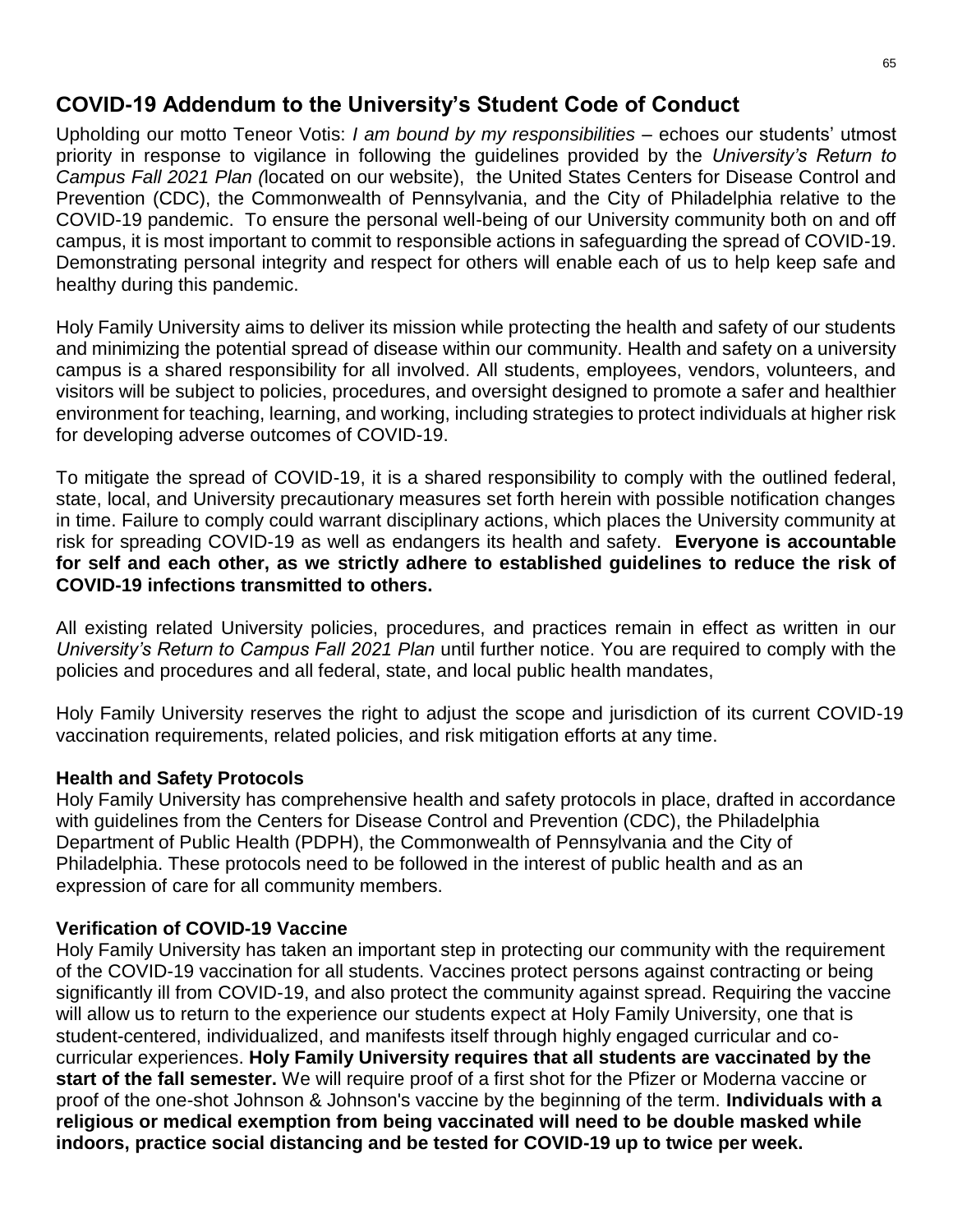## COVID-19 Addendum to the University's Student Code of Conduct

Upholding our motto Teneor Votis: *I am bound by my responsibilities* – echoes our students' utmost priority in response to vigilance in following the guidelines provided by the *University's Return to Campus Fall 2021 Plan (*located on our website), the United States Centers for Disease Control and Prevention (CDC), the Commonwealth of Pennsylvania, and the City of Philadelphia relative to the COVID-19 pandemic. To ensure the personal well-being of our University community both on and off campus, it is most important to commit to responsible actions in safeguarding the spread of COVID-19. Demonstrating personal integrity and respect for others will enable each of us to help keep safe and healthy during this pandemic.

Holy Family University aims to deliver its mission while protecting the health and safety of our students and minimizing the potential spread of disease within our community. Health and safety on a university campus is a shared responsibility for all involved. All students, employees, vendors, volunteers, and visitors will be subject to policies, procedures, and oversight designed to promote a safer and healthier environment for teaching, learning, and working, including strategies to protect individuals at higher risk for developing adverse outcomes of COVID-19.

To mitigate the spread of COVID-19, it is a shared responsibility to comply with the outlined federal, state, local, and University precautionary measures set forth herein with possible notification changes in time. Failure to comply could warrant disciplinary actions, which places the University community at risk for spreading COVID-19 as well as endangers its health and safety. **Everyone is accountable for self and each other, as we strictly adhere to established guidelines to reduce the risk of COVID-19 infections transmitted to others.**

All existing related University policies, procedures, and practices remain in effect as written in our *University's Return to Campus Fall 2021 Plan* until further notice. You are required to comply with the policies and procedures and all federal, state, and local public health mandates,

Holy Family University reserves the right to adjust the scope and jurisdiction of its current COVID-19 vaccination requirements, related policies, and risk mitigation efforts at any time.

### Health and Safety Protocols

Holy Family University has comprehensive health and safety protocols in place, drafted in accordance with guidelines from the Centers for Disease Control and Prevention (CDC), the Philadelphia Department of Public Health (PDPH), the Commonwealth of Pennsylvania and the City of Philadelphia. These protocols need to be followed in the interest of public health and as an expression of care for all community members.

### Verification of COVID-19 Vaccine

Holy Family University has taken an important step in protecting our community with the requirement of the COVID-19 vaccination for all students. Vaccines protect persons against contracting or being significantly ill from COVID-19, and also protect the community against spread. Requiring the vaccine will allow us to return to the experience our students expect at Holy Family University, one that is student-centered, individualized, and manifests itself through highly engaged curricular and co-curricular experiences. **Holy Family University requires that all students are vaccinated by the start of the fall semester.** We will require proof of a first shot for the Pfizer or Moderna vaccine or proof of the one-shot Johnson & Johnson's vaccine by the beginning of the term. **Individuals with a religious or medical exemption from being vaccinated will need to be double masked while indoors, practice social distancing and be tested for COVID-19 up to twice per week.**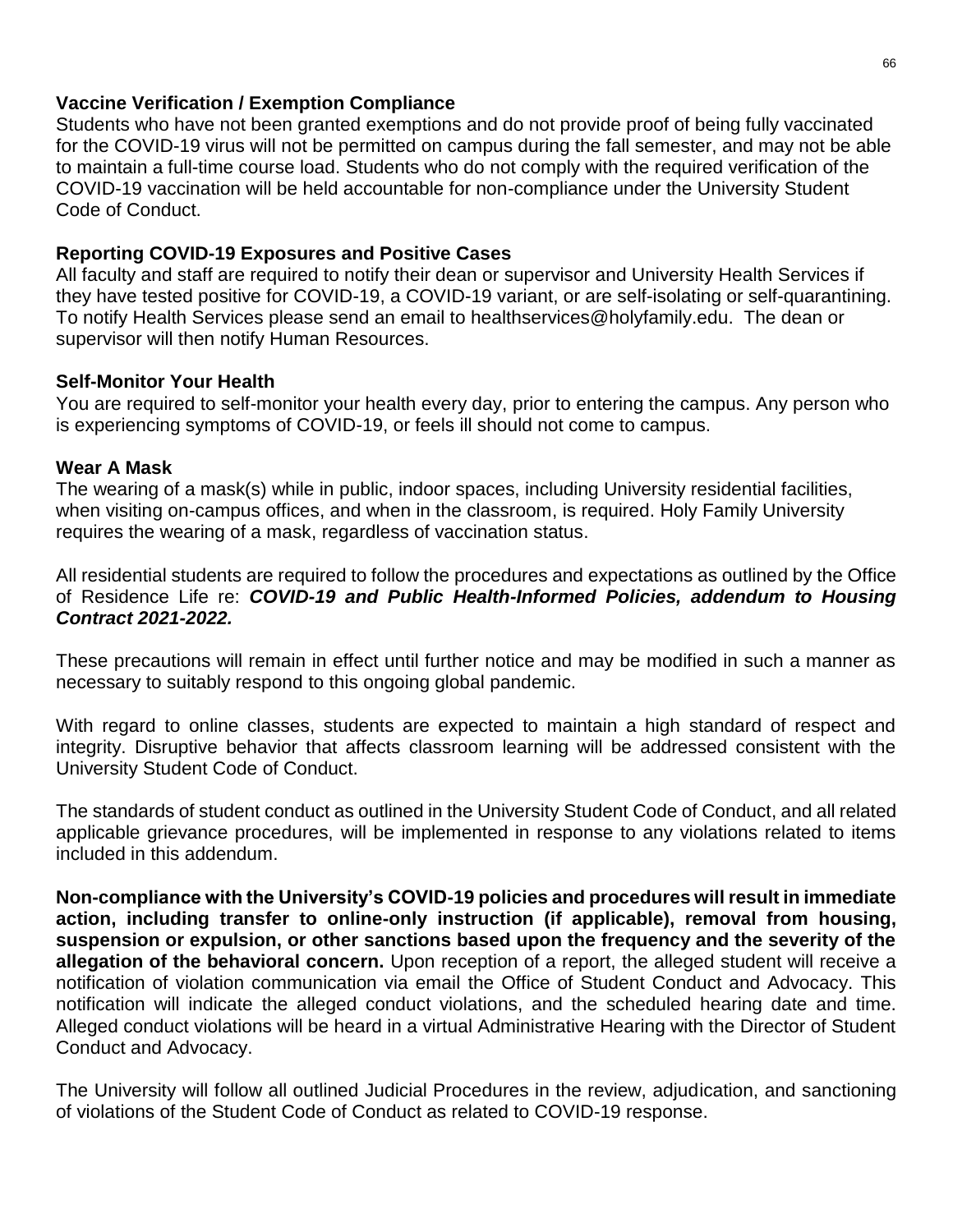### Vaccine Verification / Exemption Compliance

Students who have not been granted exemptions and do not provide proof of being fully vaccinated for the COVID-19 virus will not be permitted on campus during the fall semester, and may not be able to maintain a full-time course load. Students who do not comply with the required verification of the COVID-19 vaccination will be held accountable for non-compliance under the University Student Code of Conduct.

### Reporting COVID-19 Exposures and Positive Cases

All faculty and staff are required to notify their dean or supervisor and University Health Services if they have tested positive for COVID-19, a COVID-19 variant, or are self-isolating or self-quarantining. To notify Health Services please send an email to healthservices@holyfamily.edu. The dean or supervisor will then notify Human Resources.

### Self-Monitor Your Health

You are required to self-monitor your health every day, prior to entering the campus. Any person who is experiencing symptoms of COVID-19, or feels ill should not come to campus.

### Wear A Mask

The wearing of a mask(s) while in public, indoor spaces, including University residential facilities, when visiting on-campus offices, and when in the classroom, is required. Holy Family University requires the wearing of a mask, regardless of vaccination status.

All residential students are required to follow the procedures and expectations as outlined by the Office of Residence Life re: ***COVID-19 and Public Health-Informed Policies, addendum to Housing Contract 2021-2022.***

These precautions will remain in effect until further notice and may be modified in such a manner as necessary to suitably respond to this ongoing global pandemic.

With regard to online classes, students are expected to maintain a high standard of respect and integrity. Disruptive behavior that affects classroom learning will be addressed consistent with the University Student Code of Conduct.

The standards of student conduct as outlined in the University Student Code of Conduct, and all related applicable grievance procedures, will be implemented in response to any violations related to items included in this addendum.

**Non-compliance with the University's COVID-19 policies and procedures will result in immediate action, including transfer to online-only instruction (if applicable), removal from housing, suspension or expulsion, or other sanctions based upon the frequency and the severity of the allegation of the behavioral concern.** Upon reception of a report, the alleged student will receive a notification of violation communication via email the Office of Student Conduct and Advocacy. This notification will indicate the alleged conduct violations, and the scheduled hearing date and time. Alleged conduct violations will be heard in a virtual Administrative Hearing with the Director of Student Conduct and Advocacy.

The University will follow all outlined Judicial Procedures in the review, adjudication, and sanctioning of violations of the Student Code of Conduct as related to COVID-19 response.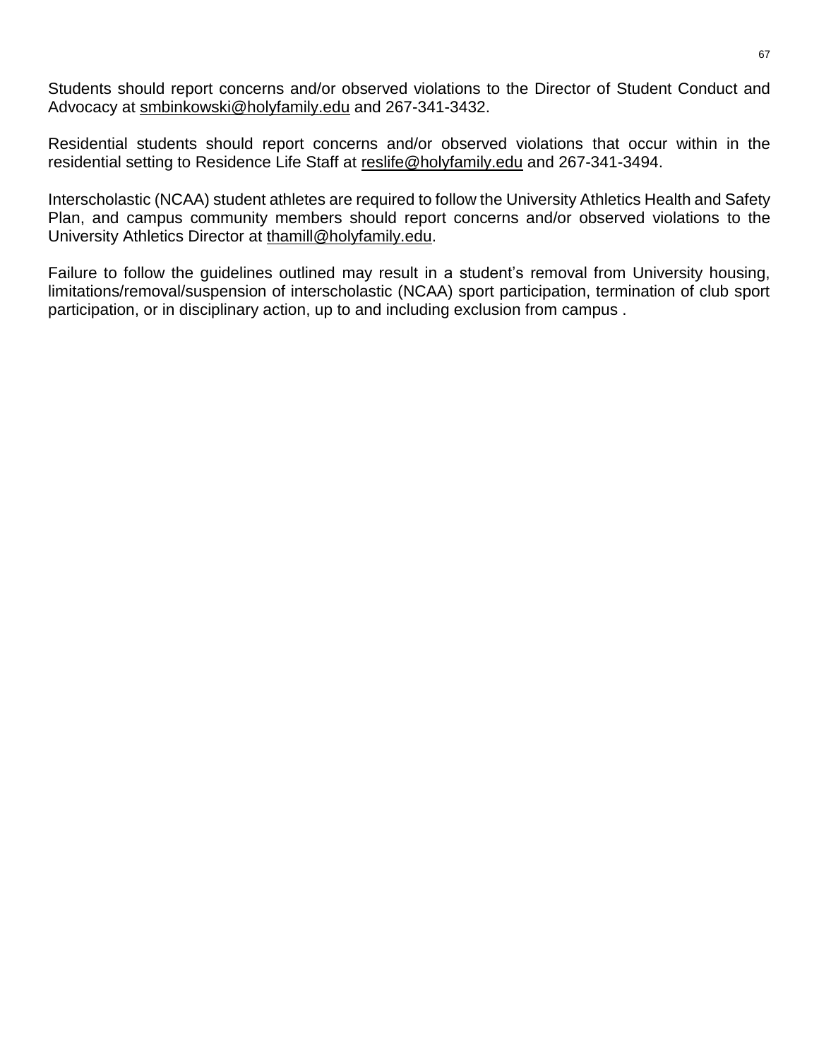Students should report concerns and/or observed violations to the Director of Student Conduct and Advocacy at smbinkowski@holyfamily.edu and 267-341-3432.

Residential students should report concerns and/or observed violations that occur within in the residential setting to Residence Life Staff at reslife@holyfamily.edu and 267-341-3494.

Interscholastic (NCAA) student athletes are required to follow the University Athletics Health and Safety Plan, and campus community members should report concerns and/or observed violations to the University Athletics Director at thamill@holyfamily.edu.

Failure to follow the guidelines outlined may result in a student's removal from University housing, limitations/removal/suspension of interscholastic (NCAA) sport participation, termination of club sport participation, or in disciplinary action, up to and including exclusion from campus .